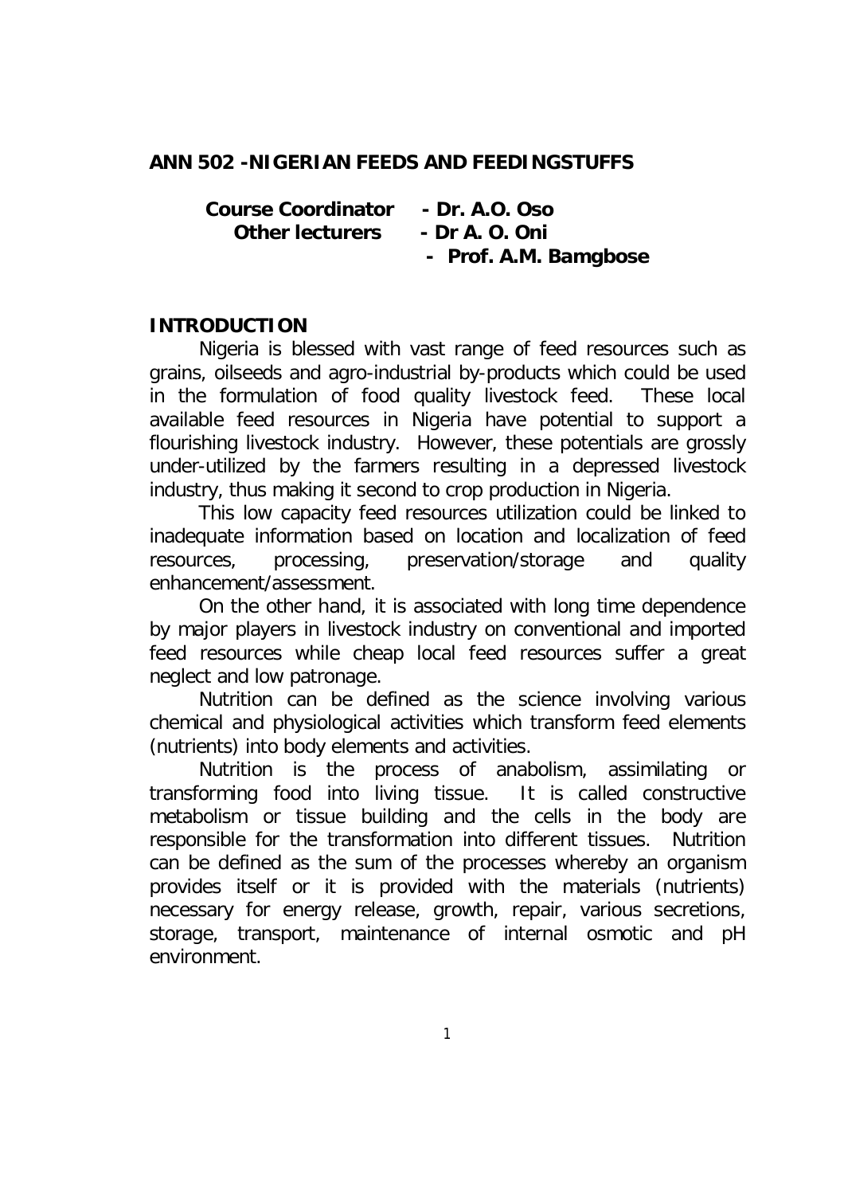# ANN 502 -NIGERIAN FEEDS AND FEEDINGSTUFFS

**Course Coordinator - Dr. A.O. Oso**
**Other lecturers - Dr A. O. Oni**
**- Prof. A.M. Bamgbose**

## INTRODUCTION

Nigeria is blessed with vast range of feed resources such as grains, oilseeds and agro-industrial by-products which could be used in the formulation of food quality livestock feed. These local available feed resources in Nigeria have potential to support a flourishing livestock industry. However, these potentials are grossly under-utilized by the farmers resulting in a depressed livestock industry, thus making it second to crop production in Nigeria.

This low capacity feed resources utilization could be linked to inadequate information based on location and localization of feed resources, processing, preservation/storage and quality enhancement/assessment.

On the other hand, it is associated with long time dependence by major players in livestock industry on conventional and imported feed resources while cheap local feed resources suffer a great neglect and low patronage.

Nutrition can be defined as the science involving various chemical and physiological activities which transform feed elements (nutrients) into body elements and activities.

Nutrition is the process of anabolism, assimilating or transforming food into living tissue. It is called constructive metabolism or tissue building and the cells in the body are responsible for the transformation into different tissues. Nutrition can be defined as the sum of the processes whereby an organism provides itself or it is provided with the materials (nutrients) necessary for energy release, growth, repair, various secretions, storage, transport, maintenance of internal osmotic and pH environment.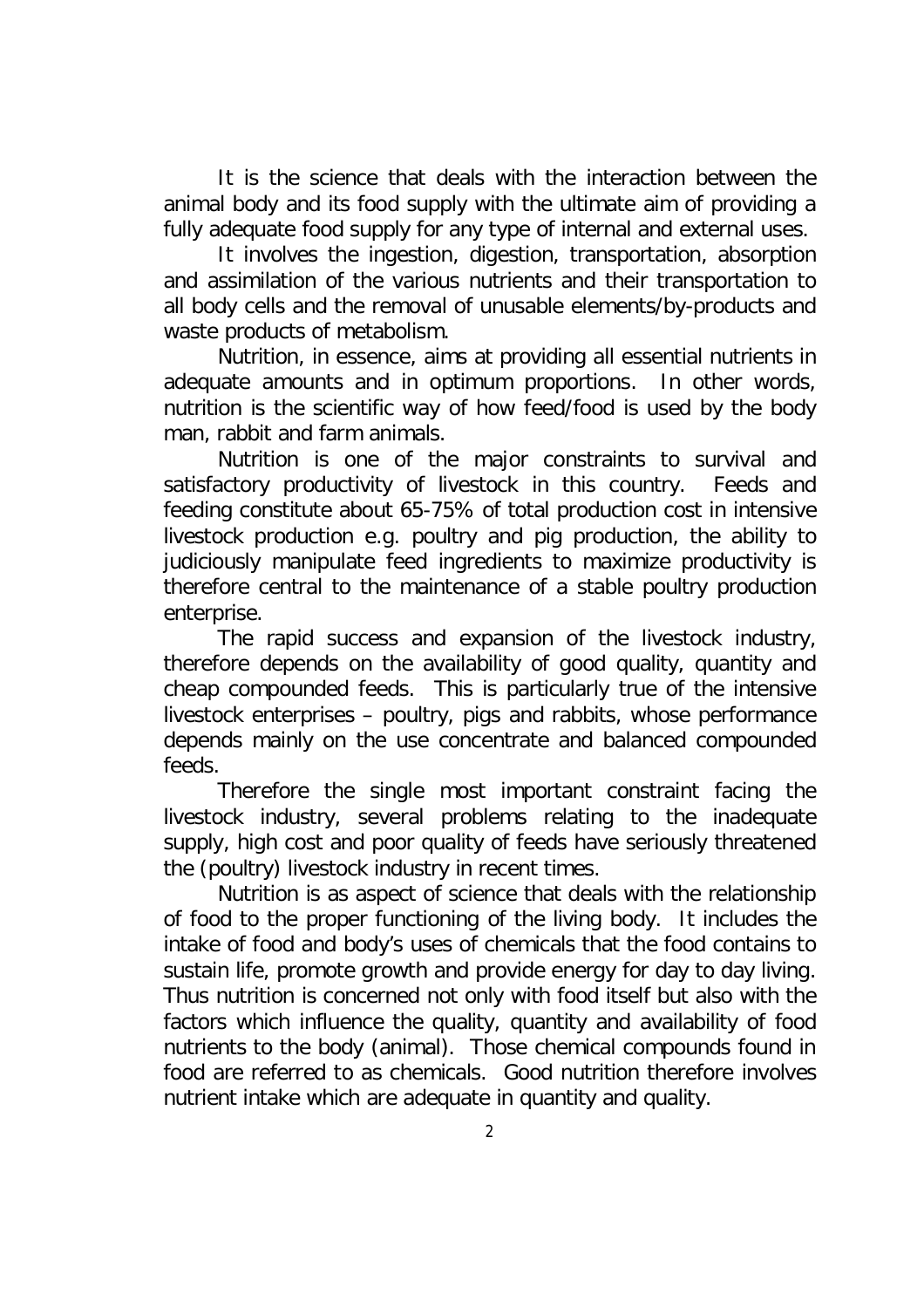It is the science that deals with the interaction between the animal body and its food supply with the ultimate aim of providing a fully adequate food supply for any type of internal and external uses.

It involves the ingestion, digestion, transportation, absorption and assimilation of the various nutrients and their transportation to all body cells and the removal of unusable elements/by-products and waste products of metabolism.

Nutrition, in essence, aims at providing all essential nutrients in adequate amounts and in optimum proportions. In other words, nutrition is the scientific way of how feed/food is used by the body man, rabbit and farm animals.

Nutrition is one of the major constraints to survival and satisfactory productivity of livestock in this country. Feeds and feeding constitute about 65-75% of total production cost in intensive livestock production e.g. poultry and pig production, the ability to judiciously manipulate feed ingredients to maximize productivity is therefore central to the maintenance of a stable poultry production enterprise.

The rapid success and expansion of the livestock industry, therefore depends on the availability of good quality, quantity and cheap compounded feeds. This is particularly true of the intensive livestock enterprises – poultry, pigs and rabbits, whose performance depends mainly on the use concentrate and balanced compounded feeds.

Therefore the single most important constraint facing the livestock industry, several problems relating to the inadequate supply, high cost and poor quality of feeds have seriously threatened the (poultry) livestock industry in recent times.

Nutrition is as aspect of science that deals with the relationship of food to the proper functioning of the living body. It includes the intake of food and body's uses of chemicals that the food contains to sustain life, promote growth and provide energy for day to day living. Thus nutrition is concerned not only with food itself but also with the factors which influence the quality, quantity and availability of food nutrients to the body (animal). Those chemical compounds found in food are referred to as chemicals. Good nutrition therefore involves nutrient intake which are adequate in quantity and quality.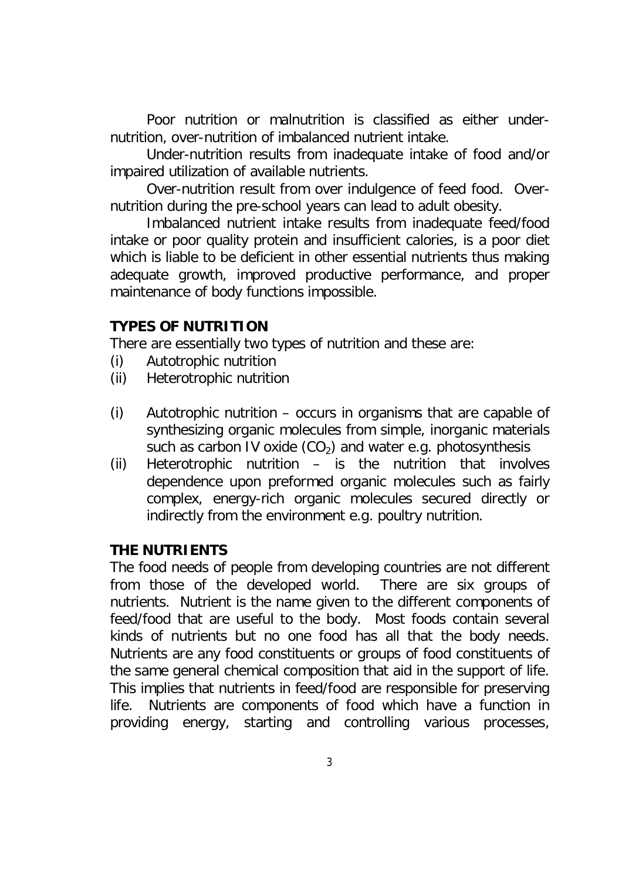Poor nutrition or malnutrition is classified as either under-nutrition, over-nutrition of imbalanced nutrient intake.

Under-nutrition results from inadequate intake of food and/or impaired utilization of available nutrients.

Over-nutrition result from over indulgence of feed food. Over-nutrition during the pre-school years can lead to adult obesity.

Imbalanced nutrient intake results from inadequate feed/food intake or poor quality protein and insufficient calories, is a poor diet which is liable to be deficient in other essential nutrients thus making adequate growth, improved productive performance, and proper maintenance of body functions impossible.

**TYPES OF NUTRITION**

There are essentially two types of nutrition and these are:

(i) Autotrophic nutrition
(ii) Heterotrophic nutrition

(i) Autotrophic nutrition – occurs in organisms that are capable of synthesizing organic molecules from simple, inorganic materials such as carbon IV oxide ($CO_2$) and water e.g. photosynthesis
(ii) Heterotrophic nutrition – is the nutrition that involves dependence upon preformed organic molecules such as fairly complex, energy-rich organic molecules secured directly or indirectly from the environment e.g. poultry nutrition.

**THE NUTRIENTS**

The food needs of people from developing countries are not different from those of the developed world. There are six groups of nutrients. Nutrient is the name given to the different components of feed/food that are useful to the body. Most foods contain several kinds of nutrients but no one food has all that the body needs. Nutrients are any food constituents or groups of food constituents of the same general chemical composition that aid in the support of life. This implies that nutrients in feed/food are responsible for preserving life. Nutrients are components of food which have a function in providing energy, starting and controlling various processes,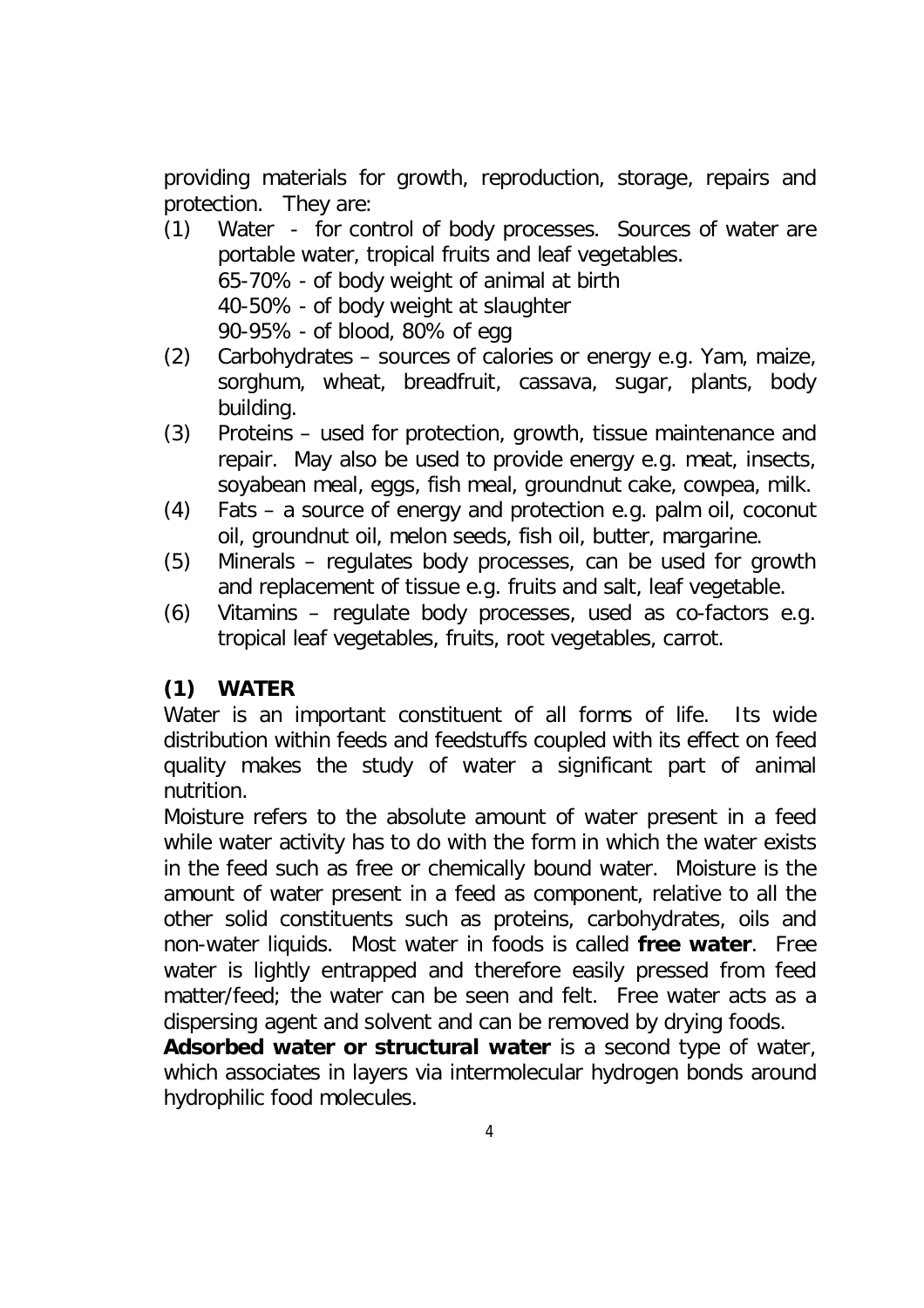providing materials for growth, reproduction, storage, repairs and protection. They are:

(1) Water - for control of body processes. Sources of water are portable water, tropical fruits and leaf vegetables.
    65-70% - of body weight of animal at birth
    40-50% - of body weight at slaughter
    90-95% - of blood, 80% of egg
(2) Carbohydrates – sources of calories or energy e.g. Yam, maize, sorghum, wheat, breadfruit, cassava, sugar, plants, body building.
(3) Proteins – used for protection, growth, tissue maintenance and repair. May also be used to provide energy e.g. meat, insects, soyabean meal, eggs, fish meal, groundnut cake, cowpea, milk.
(4) Fats – a source of energy and protection e.g. palm oil, coconut oil, groundnut oil, melon seeds, fish oil, butter, margarine.
(5) Minerals – regulates body processes, can be used for growth and replacement of tissue e.g. fruits and salt, leaf vegetable.
(6) Vitamins – regulate body processes, used as co-factors e.g. tropical leaf vegetables, fruits, root vegetables, carrot.

## (1) WATER

Water is an important constituent of all forms of life. Its wide distribution within feeds and feedstuffs coupled with its effect on feed quality makes the study of water a significant part of animal nutrition.

Moisture refers to the absolute amount of water present in a feed while water activity has to do with the form in which the water exists in the feed such as free or chemically bound water. Moisture is the amount of water present in a feed as component, relative to all the other solid constituents such as proteins, carbohydrates, oils and non-water liquids. Most water in foods is called **free water**. Free water is lightly entrapped and therefore easily pressed from feed matter/feed; the water can be seen and felt. Free water acts as a dispersing agent and solvent and can be removed by drying foods.

**Adsorbed water or structural water** is a second type of water, which associates in layers via intermolecular hydrogen bonds around hydrophilic food molecules.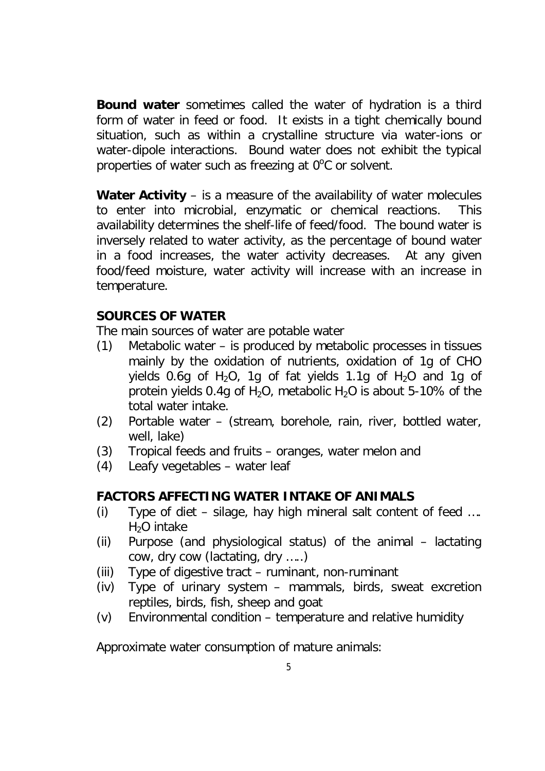**Bound water** sometimes called the water of hydration is a third form of water in feed or food. It exists in a tight chemically bound situation, such as within a crystalline structure via water-ions or water-dipole interactions. Bound water does not exhibit the typical properties of water such as freezing at 0°C or solvent.

**Water Activity** – is a measure of the availability of water molecules to enter into microbial, enzymatic or chemical reactions. This availability determines the shelf-life of feed/food. The bound water is inversely related to water activity, as the percentage of bound water in a food increases, the water activity decreases. At any given food/feed moisture, water activity will increase with an increase in temperature.

## SOURCES OF WATER

The main sources of water are potable water

(1) Metabolic water – is produced by metabolic processes in tissues mainly by the oxidation of nutrients, oxidation of 1g of CHO yields 0.6g of $H_2O$, 1g of fat yields 1.1g of $H_2O$ and 1g of protein yields 0.4g of $H_2O$, metabolic $H_2O$ is about 5-10% of the total water intake.
(2) Portable water – (stream, borehole, rain, river, bottled water, well, lake)
(3) Tropical feeds and fruits – oranges, water melon and
(4) Leafy vegetables – water leaf

## FACTORS AFFECTING WATER INTAKE OF ANIMALS

(i) Type of diet – silage, hay high mineral salt content of feed …. $H_2O$ intake
(ii) Purpose (and physiological status) of the animal – lactating cow, dry cow (lactating, dry …..)
(iii) Type of digestive tract – ruminant, non-ruminant
(iv) Type of urinary system – mammals, birds, sweat excretion reptiles, birds, fish, sheep and goat
(v) Environmental condition – temperature and relative humidity

Approximate water consumption of mature animals: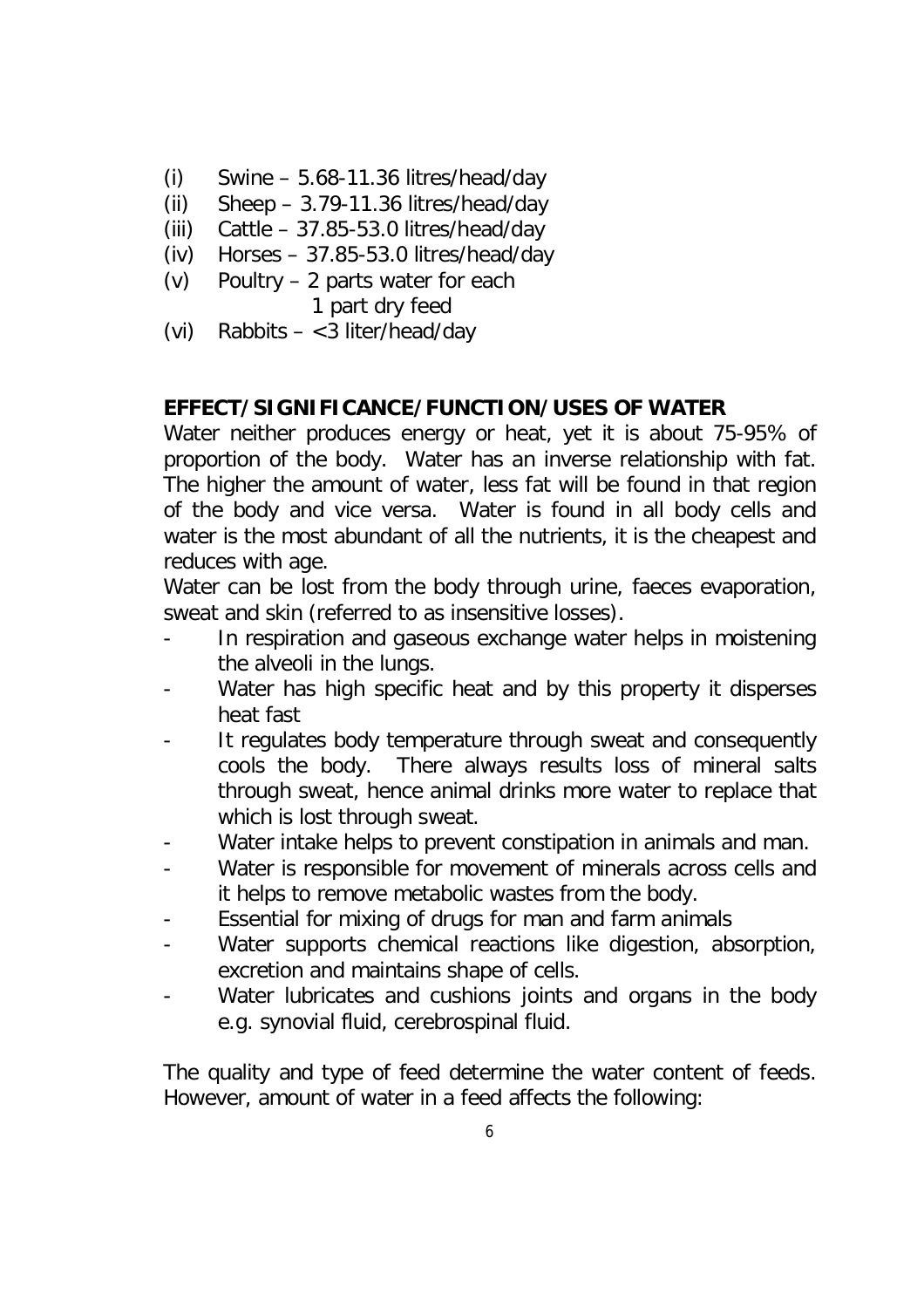(i) Swine – 5.68-11.36 litres/head/day
(ii) Sheep – 3.79-11.36 litres/head/day
(iii) Cattle – 37.85-53.0 litres/head/day
(iv) Horses – 37.85-53.0 litres/head/day
(v) Poultry – 2 parts water for each 1 part dry feed
(vi) Rabbits – <3 liter/head/day

**EFFECT/SIGNIFICANCE/FUNCTION/USES OF WATER**

Water neither produces energy or heat, yet it is about 75-95% of proportion of the body. Water has an inverse relationship with fat. The higher the amount of water, less fat will be found in that region of the body and vice versa. Water is found in all body cells and water is the most abundant of all the nutrients, it is the cheapest and reduces with age.

Water can be lost from the body through urine, faeces evaporation, sweat and skin (referred to as insensitive losses).

- In respiration and gaseous exchange water helps in moistening the alveoli in the lungs.
- Water has high specific heat and by this property it disperses heat fast
- It regulates body temperature through sweat and consequently cools the body. There always results loss of mineral salts through sweat, hence animal drinks more water to replace that which is lost through sweat.
- Water intake helps to prevent constipation in animals and man.
- Water is responsible for movement of minerals across cells and it helps to remove metabolic wastes from the body.
- Essential for mixing of drugs for man and farm animals
- Water supports chemical reactions like digestion, absorption, excretion and maintains shape of cells.
- Water lubricates and cushions joints and organs in the body e.g. synovial fluid, cerebrospinal fluid.

The quality and type of feed determine the water content of feeds. However, amount of water in a feed affects the following: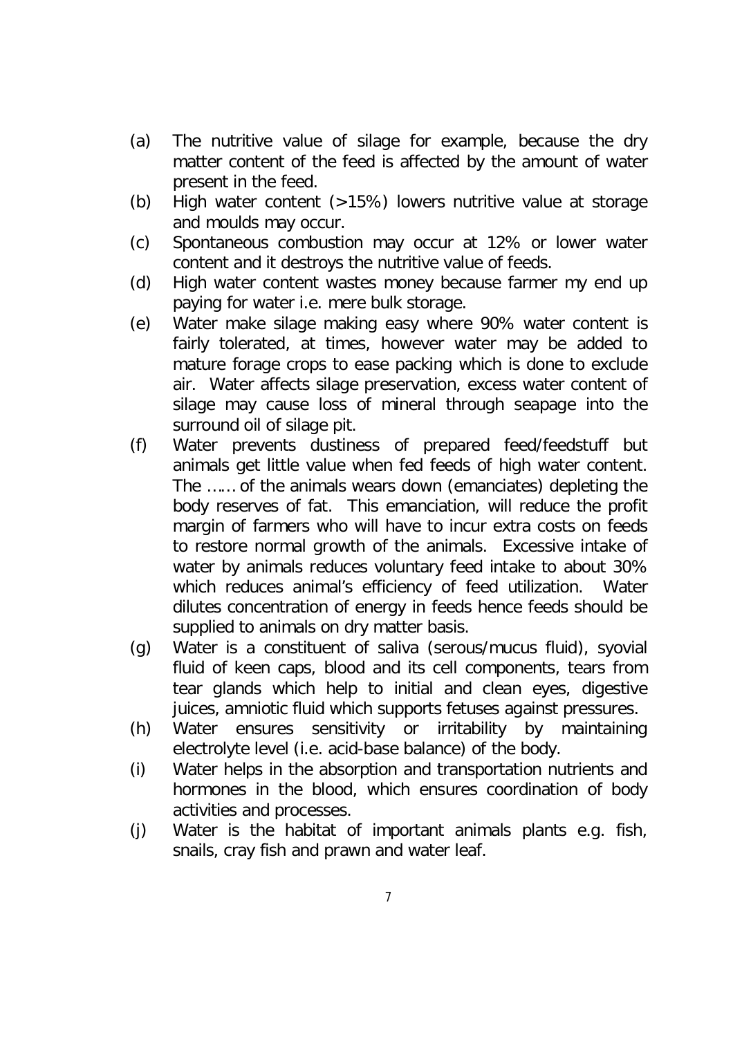(a) The nutritive value of silage for example, because the dry matter content of the feed is affected by the amount of water present in the feed.
(b) High water content (>15%) lowers nutritive value at storage and moulds may occur.
(c) Spontaneous combustion may occur at 12% or lower water content and it destroys the nutritive value of feeds.
(d) High water content wastes money because farmer my end up paying for water i.e. mere bulk storage.
(e) Water make silage making easy where 90% water content is fairly tolerated, at times, however water may be added to mature forage crops to ease packing which is done to exclude air. Water affects silage preservation, excess water content of silage may cause loss of mineral through seapage into the surround oil of silage pit.
(f) Water prevents dustiness of prepared feed/feedstuff but animals get little value when fed feeds of high water content. The …… of the animals wears down (emanciates) depleting the body reserves of fat. This emanciation, will reduce the profit margin of farmers who will have to incur extra costs on feeds to restore normal growth of the animals. Excessive intake of water by animals reduces voluntary feed intake to about 30% which reduces animal's efficiency of feed utilization. Water dilutes concentration of energy in feeds hence feeds should be supplied to animals on dry matter basis.
(g) Water is a constituent of saliva (serous/mucus fluid), syovial fluid of keen caps, blood and its cell components, tears from tear glands which help to initial and clean eyes, digestive juices, amniotic fluid which supports fetuses against pressures.
(h) Water ensures sensitivity or irritability by maintaining electrolyte level (i.e. acid-base balance) of the body.
(i) Water helps in the absorption and transportation nutrients and hormones in the blood, which ensures coordination of body activities and processes.
(j) Water is the habitat of important animals plants e.g. fish, snails, cray fish and prawn and water leaf.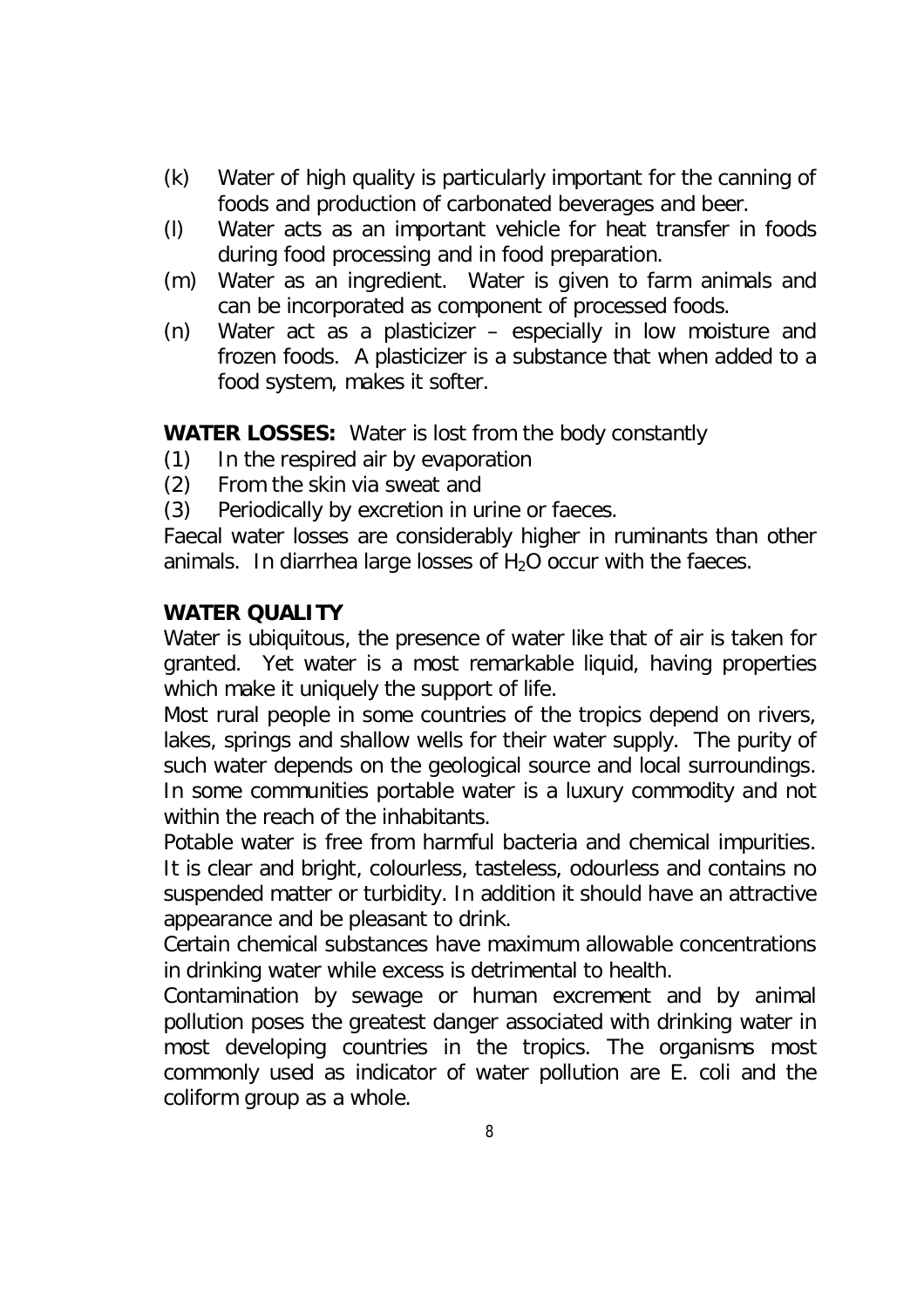(k) Water of high quality is particularly important for the canning of foods and production of carbonated beverages and beer.

(l) Water acts as an important vehicle for heat transfer in foods during food processing and in food preparation.

(m) Water as an ingredient. Water is given to farm animals and can be incorporated as component of processed foods.

(n) Water act as a plasticizer – especially in low moisture and frozen foods. A plasticizer is a substance that when added to a food system, makes it softer.

**WATER LOSSES:** Water is lost from the body constantly

(1) In the respired air by evaporation

(2) From the skin via sweat and

(3) Periodically by excretion in urine or faeces.

Faecal water losses are considerably higher in ruminants than other animals. In diarrhea large losses of $H_2O$ occur with the faeces.

**WATER QUALITY**

Water is ubiquitous, the presence of water like that of air is taken for granted. Yet water is a most remarkable liquid, having properties which make it uniquely the support of life.

Most rural people in some countries of the tropics depend on rivers, lakes, springs and shallow wells for their water supply. The purity of such water depends on the geological source and local surroundings. In some communities portable water is a luxury commodity and not within the reach of the inhabitants.

Potable water is free from harmful bacteria and chemical impurities. It is clear and bright, colourless, tasteless, odourless and contains no suspended matter or turbidity. In addition it should have an attractive appearance and be pleasant to drink.

Certain chemical substances have maximum allowable concentrations in drinking water while excess is detrimental to health.

Contamination by sewage or human excrement and by animal pollution poses the greatest danger associated with drinking water in most developing countries in the tropics. The organisms most commonly used as indicator of water pollution are E. coli and the coliform group as a whole.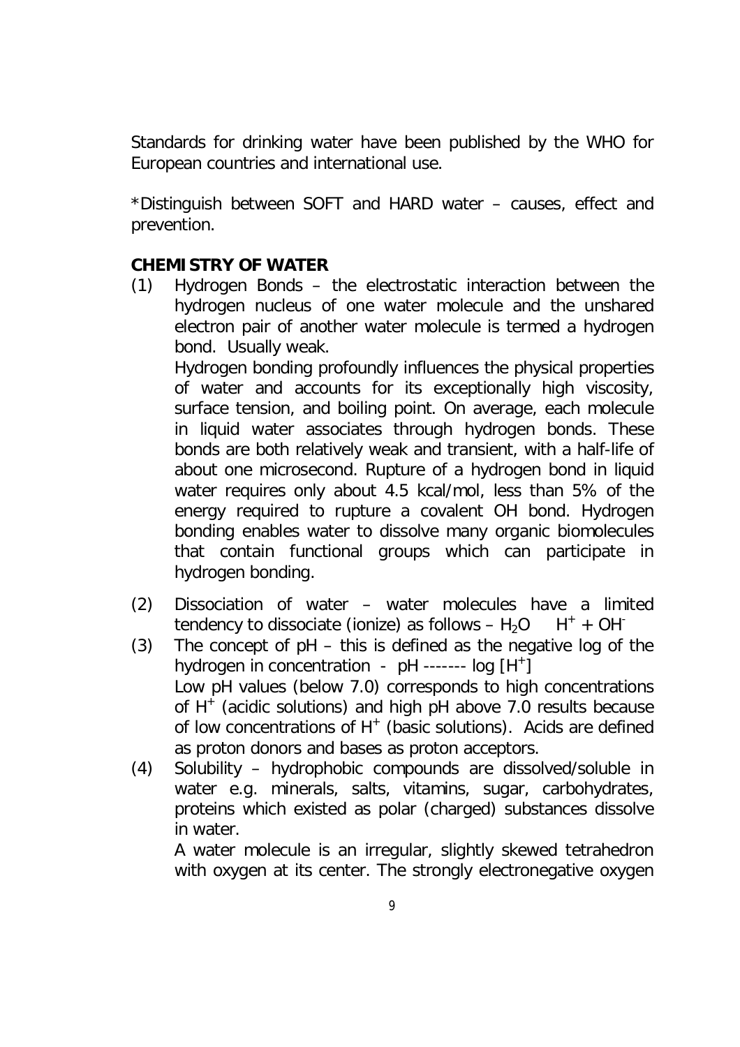Standards for drinking water have been published by the WHO for European countries and international use.

*Distinguish between SOFT and HARD water – causes, effect and prevention.

**CHEMISTRY OF WATER**

(1) Hydrogen Bonds – the electrostatic interaction between the hydrogen nucleus of one water molecule and the unshared electron pair of another water molecule is termed a hydrogen bond. Usually weak.

Hydrogen bonding profoundly influences the physical properties of water and accounts for its exceptionally high viscosity, surface tension, and boiling point. On average, each molecule in liquid water associates through hydrogen bonds. These bonds are both relatively weak and transient, with a half-life of about one microsecond. Rupture of a hydrogen bond in liquid water requires only about 4.5 kcal/mol, less than 5% of the energy required to rupture a covalent OH bond. Hydrogen bonding enables water to dissolve many organic biomolecules that contain functional groups which can participate in hydrogen bonding.

(2) Dissociation of water – water molecules have a limited tendency to dissociate (ionize) as follows – $H_2O \quad H^+ + OH^-$

(3) The concept of pH – this is defined as the negative log of the hydrogen in concentration - pH ------- log $[H^+]$

Low pH values (below 7.0) corresponds to high concentrations of $H^+$ (acidic solutions) and high pH above 7.0 results because of low concentrations of $H^+$ (basic solutions). Acids are defined as proton donors and bases as proton acceptors.

(4) Solubility – hydrophobic compounds are dissolved/soluble in water e.g. minerals, salts, vitamins, sugar, carbohydrates, proteins which existed as polar (charged) substances dissolve in water.

A water molecule is an irregular, slightly skewed tetrahedron with oxygen at its center. The strongly electronegative oxygen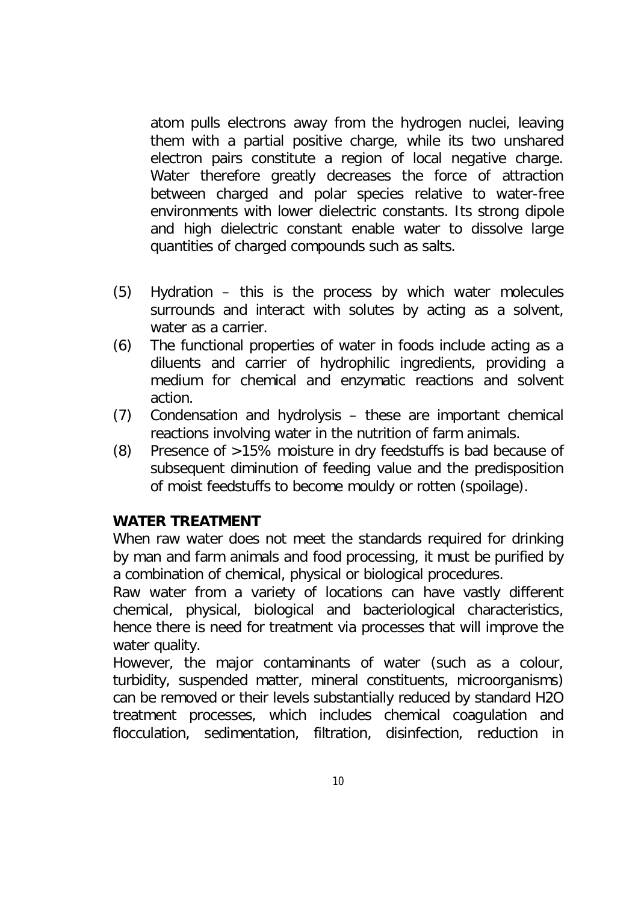atom pulls electrons away from the hydrogen nuclei, leaving them with a partial positive charge, while its two unshared electron pairs constitute a region of local negative charge. Water therefore greatly decreases the force of attraction between charged and polar species relative to water-free environments with lower dielectric constants. Its strong dipole and high dielectric constant enable water to dissolve large quantities of charged compounds such as salts.

(5) Hydration – this is the process by which water molecules surrounds and interact with solutes by acting as a solvent, water as a carrier.

(6) The functional properties of water in foods include acting as a diluents and carrier of hydrophilic ingredients, providing a medium for chemical and enzymatic reactions and solvent action.

(7) Condensation and hydrolysis – these are important chemical reactions involving water in the nutrition of farm animals.

(8) Presence of >15% moisture in dry feedstuffs is bad because of subsequent diminution of feeding value and the predisposition of moist feedstuffs to become mouldy or rotten (spoilage).

**WATER TREATMENT**

When raw water does not meet the standards required for drinking by man and farm animals and food processing, it must be purified by a combination of chemical, physical or biological procedures.

Raw water from a variety of locations can have vastly different chemical, physical, biological and bacteriological characteristics, hence there is need for treatment via processes that will improve the water quality.

However, the major contaminants of water (such as a colour, turbidity, suspended matter, mineral constituents, microorganisms) can be removed or their levels substantially reduced by standard $H_2O$ treatment processes, which includes chemical coagulation and flocculation, sedimentation, filtration, disinfection, reduction in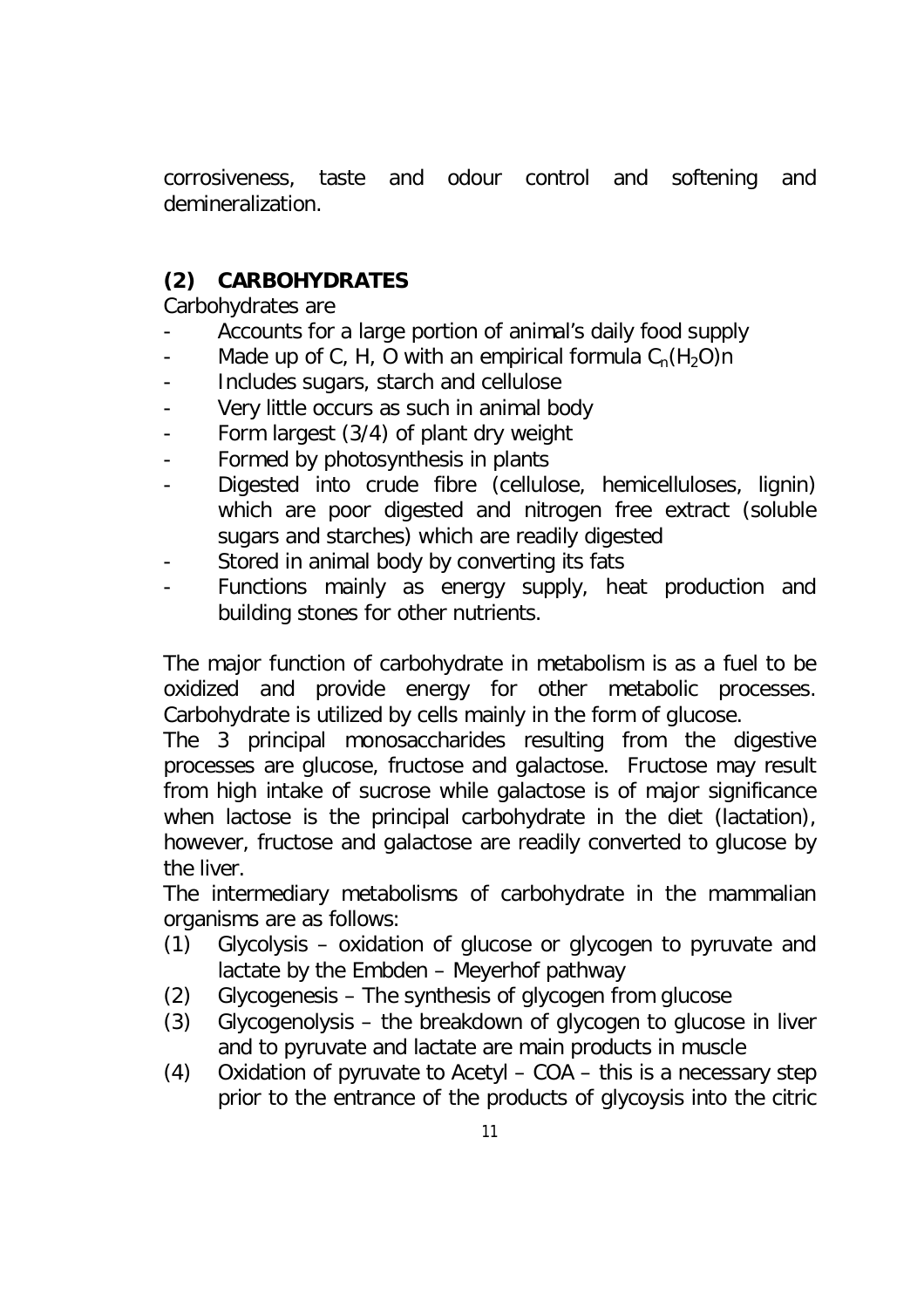corrosiveness, taste and odour control and softening and demineralization.

## (2) CARBOHYDRATES

Carbohydrates are

- Accounts for a large portion of animal's daily food supply
- Made up of C, H, O with an empirical formula $C_n(H_2O)n$
- Includes sugars, starch and cellulose
- Very little occurs as such in animal body
- Form largest (3/4) of plant dry weight
- Formed by photosynthesis in plants
- Digested into crude fibre (cellulose, hemicelluloses, lignin) which are poor digested and nitrogen free extract (soluble sugars and starches) which are readily digested
- Stored in animal body by converting its fats
- Functions mainly as energy supply, heat production and building stones for other nutrients.

The major function of carbohydrate in metabolism is as a fuel to be oxidized and provide energy for other metabolic processes. Carbohydrate is utilized by cells mainly in the form of glucose.

The 3 principal monosaccharides resulting from the digestive processes are glucose, fructose and galactose. Fructose may result from high intake of sucrose while galactose is of major significance when lactose is the principal carbohydrate in the diet (lactation), however, fructose and galactose are readily converted to glucose by the liver.

The intermediary metabolisms of carbohydrate in the mammalian organisms are as follows:

(1) Glycolysis – oxidation of glucose or glycogen to pyruvate and lactate by the Embden – Meyerhof pathway
(2) Glycogenesis – The synthesis of glycogen from glucose
(3) Glycogenolysis – the breakdown of glycogen to glucose in liver and to pyruvate and lactate are main products in muscle
(4) Oxidation of pyruvate to Acetyl – COA – this is a necessary step prior to the entrance of the products of glycoysis into the citric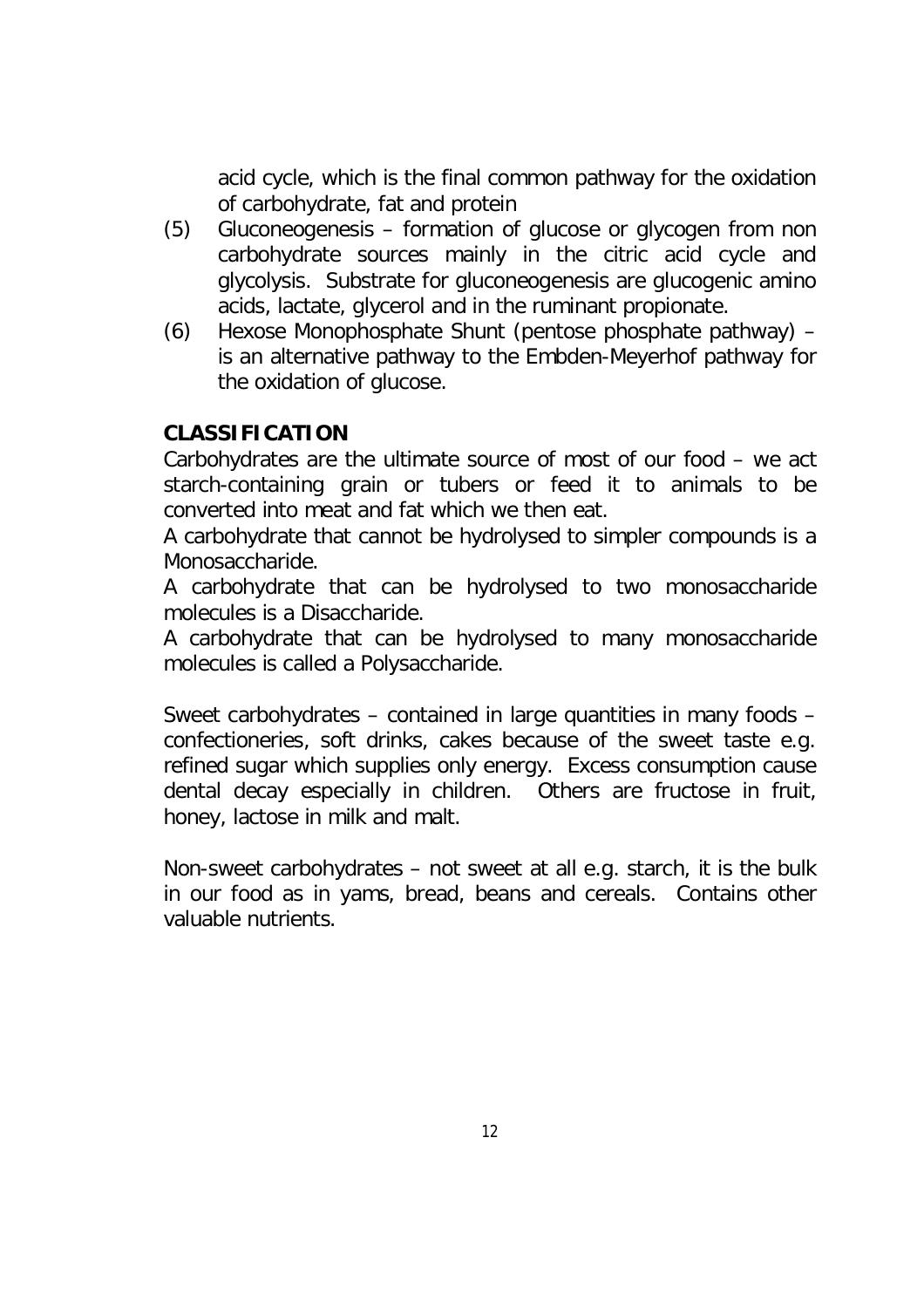acid cycle, which is the final common pathway for the oxidation of carbohydrate, fat and protein

(5) Gluconeogenesis – formation of glucose or glycogen from non carbohydrate sources mainly in the citric acid cycle and glycolysis. Substrate for gluconeogenesis are glucogenic amino acids, lactate, glycerol and in the ruminant propionate.

(6) Hexose Monophosphate Shunt (pentose phosphate pathway) – is an alternative pathway to the Embden-Meyerhof pathway for the oxidation of glucose.

**CLASSIFICATION**

Carbohydrates are the ultimate source of most of our food – we act starch-containing grain or tubers or feed it to animals to be converted into meat and fat which we then eat.

A carbohydrate that cannot be hydrolysed to simpler compounds is a Monosaccharide.

A carbohydrate that can be hydrolysed to two monosaccharide molecules is a Disaccharide.

A carbohydrate that can be hydrolysed to many monosaccharide molecules is called a Polysaccharide.

Sweet carbohydrates – contained in large quantities in many foods – confectioneries, soft drinks, cakes because of the sweet taste e.g. refined sugar which supplies only energy. Excess consumption cause dental decay especially in children. Others are fructose in fruit, honey, lactose in milk and malt.

Non-sweet carbohydrates – not sweet at all e.g. starch, it is the bulk in our food as in yams, bread, beans and cereals. Contains other valuable nutrients.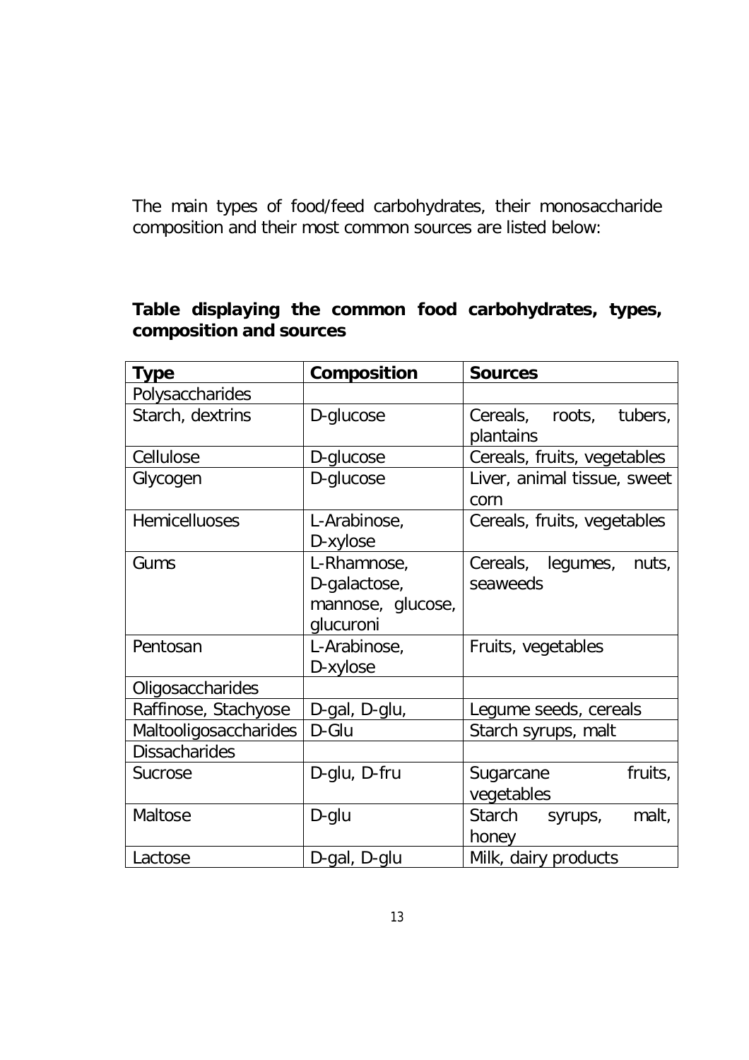The main types of food/feed carbohydrates, their monosaccharide composition and their most common sources are listed below:

**Table displaying the common food carbohydrates, types, composition and sources**

| Type | Composition | Sources |
|---|---|---|
| Polysaccharides | | |
| Starch, dextrins | D-glucose | Cereals, roots, tubers, plantains |
| Cellulose | D-glucose | Cereals, fruits, vegetables |
| Glycogen | D-glucose | Liver, animal tissue, sweet corn |
| Hemicelluoses | L-Arabinose, D-xylose | Cereals, fruits, vegetables |
| Gums | L-Rhamnose, D-galactose, mannose, glucose, glucuroni | Cereals, legumes, nuts, seaweeds |
| Pentosan | L-Arabinose, D-xylose | Fruits, vegetables |
| Oligosaccharides | | |
| Raffinose, Stachyose | D-gal, D-glu, | Legume seeds, cereals |
| Maltooligosaccharides | D-Glu | Starch syrups, malt |
| Dissacharides | | |
| Sucrose | D-glu, D-fru | Sugarcane fruits, vegetables |
| Maltose | D-glu | Starch syrups, malt, honey |
| Lactose | D-gal, D-glu | Milk, dairy products |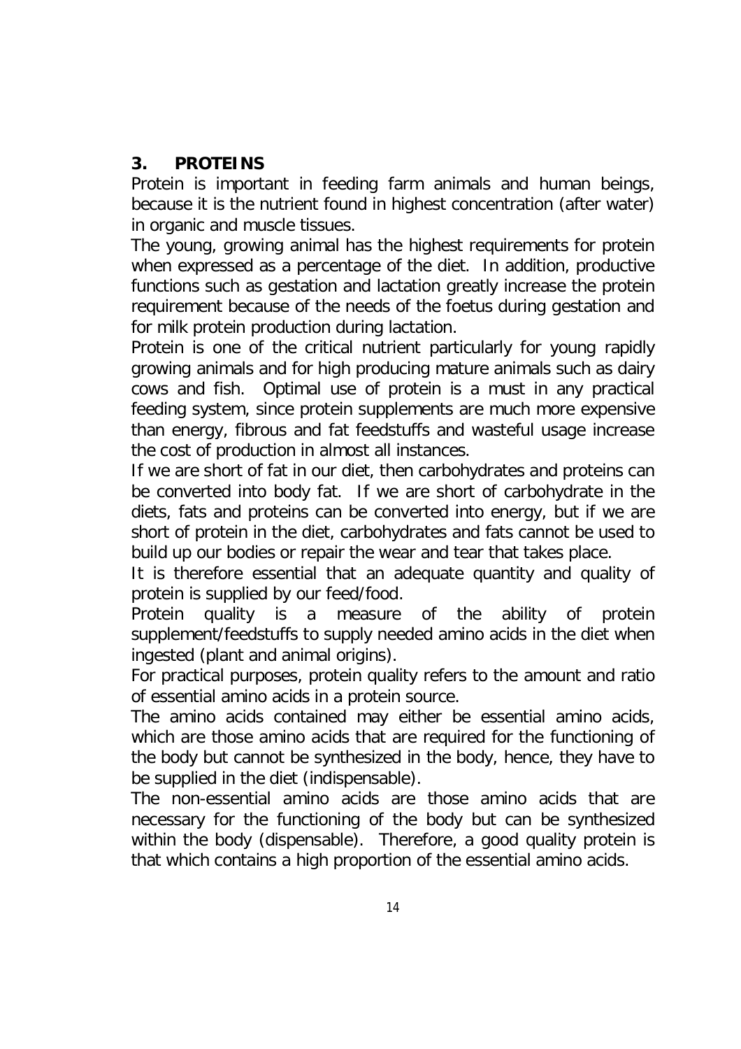## 3. PROTEINS

Protein is important in feeding farm animals and human beings, because it is the nutrient found in highest concentration (after water) in organic and muscle tissues.

The young, growing animal has the highest requirements for protein when expressed as a percentage of the diet. In addition, productive functions such as gestation and lactation greatly increase the protein requirement because of the needs of the foetus during gestation and for milk protein production during lactation.

Protein is one of the critical nutrient particularly for young rapidly growing animals and for high producing mature animals such as dairy cows and fish. Optimal use of protein is a must in any practical feeding system, since protein supplements are much more expensive than energy, fibrous and fat feedstuffs and wasteful usage increase the cost of production in almost all instances.

If we are short of fat in our diet, then carbohydrates and proteins can be converted into body fat. If we are short of carbohydrate in the diets, fats and proteins can be converted into energy, but if we are short of protein in the diet, carbohydrates and fats cannot be used to build up our bodies or repair the wear and tear that takes place.

It is therefore essential that an adequate quantity and quality of protein is supplied by our feed/food.

Protein quality is a measure of the ability of protein supplement/feedstuffs to supply needed amino acids in the diet when ingested (plant and animal origins).

For practical purposes, protein quality refers to the amount and ratio of essential amino acids in a protein source.

The amino acids contained may either be essential amino acids, which are those amino acids that are required for the functioning of the body but cannot be synthesized in the body, hence, they have to be supplied in the diet (indispensable).

The non-essential amino acids are those amino acids that are necessary for the functioning of the body but can be synthesized within the body (dispensable). Therefore, a good quality protein is that which contains a high proportion of the essential amino acids.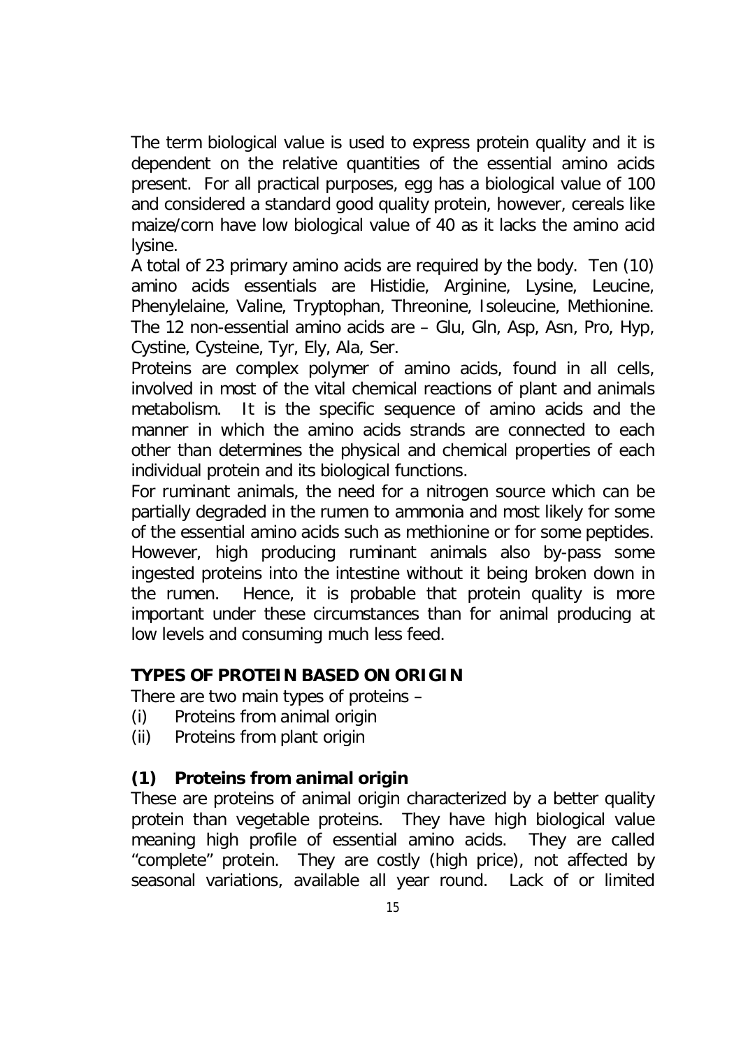The term biological value is used to express protein quality and it is dependent on the relative quantities of the essential amino acids present. For all practical purposes, egg has a biological value of 100 and considered a standard good quality protein, however, cereals like maize/corn have low biological value of 40 as it lacks the amino acid lysine.

A total of 23 primary amino acids are required by the body. Ten (10) amino acids essentials are Histidie, Arginine, Lysine, Leucine, Phenylelaine, Valine, Tryptophan, Threonine, Isoleucine, Methionine. The 12 non-essential amino acids are – Glu, Gln, Asp, Asn, Pro, Hyp, Cystine, Cysteine, Tyr, Ely, Ala, Ser.

Proteins are complex polymer of amino acids, found in all cells, involved in most of the vital chemical reactions of plant and animals metabolism. It is the specific sequence of amino acids and the manner in which the amino acids strands are connected to each other than determines the physical and chemical properties of each individual protein and its biological functions.

For ruminant animals, the need for a nitrogen source which can be partially degraded in the rumen to ammonia and most likely for some of the essential amino acids such as methionine or for some peptides. However, high producing ruminant animals also by-pass some ingested proteins into the intestine without it being broken down in the rumen. Hence, it is probable that protein quality is more important under these circumstances than for animal producing at low levels and consuming much less feed.

## TYPES OF PROTEIN BASED ON ORIGIN

There are two main types of proteins –

(i) Proteins from animal origin

(ii) Proteins from plant origin

### (1) Proteins from animal origin

These are proteins of animal origin characterized by a better quality protein than vegetable proteins. They have high biological value meaning high profile of essential amino acids. They are called "complete" protein. They are costly (high price), not affected by seasonal variations, available all year round. Lack of or limited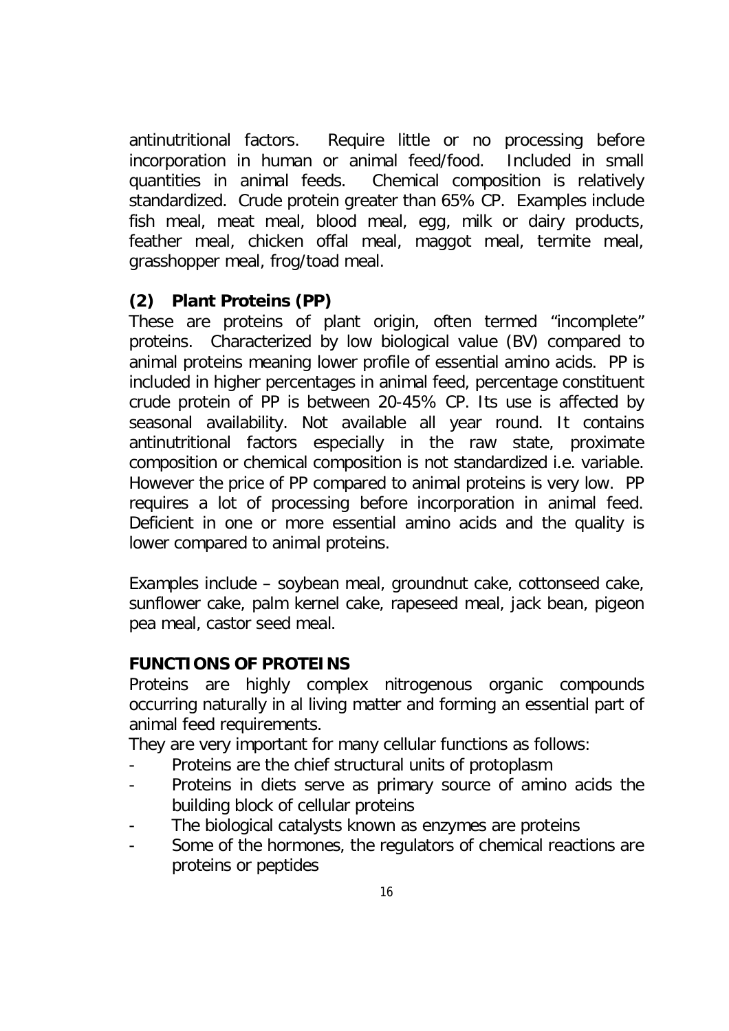antinutritional factors. Require little or no processing before incorporation in human or animal feed/food. Included in small quantities in animal feeds. Chemical composition is relatively standardized. Crude protein greater than 65% CP. Examples include fish meal, meat meal, blood meal, egg, milk or dairy products, feather meal, chicken offal meal, maggot meal, termite meal, grasshopper meal, frog/toad meal.

**(2) Plant Proteins (PP)**

These are proteins of plant origin, often termed "incomplete" proteins. Characterized by low biological value (BV) compared to animal proteins meaning lower profile of essential amino acids. PP is included in higher percentages in animal feed, percentage constituent crude protein of PP is between 20-45% CP. Its use is affected by seasonal availability. Not available all year round. It contains antinutritional factors especially in the raw state, proximate composition or chemical composition is not standardized i.e. variable. However the price of PP compared to animal proteins is very low. PP requires a lot of processing before incorporation in animal feed. Deficient in one or more essential amino acids and the quality is lower compared to animal proteins.

Examples include – soybean meal, groundnut cake, cottonseed cake, sunflower cake, palm kernel cake, rapeseed meal, jack bean, pigeon pea meal, castor seed meal.

**FUNCTIONS OF PROTEINS**

Proteins are highly complex nitrogenous organic compounds occurring naturally in al living matter and forming an essential part of animal feed requirements.

They are very important for many cellular functions as follows:

- Proteins are the chief structural units of protoplasm
- Proteins in diets serve as primary source of amino acids the building block of cellular proteins
- The biological catalysts known as enzymes are proteins
- Some of the hormones, the regulators of chemical reactions are proteins or peptides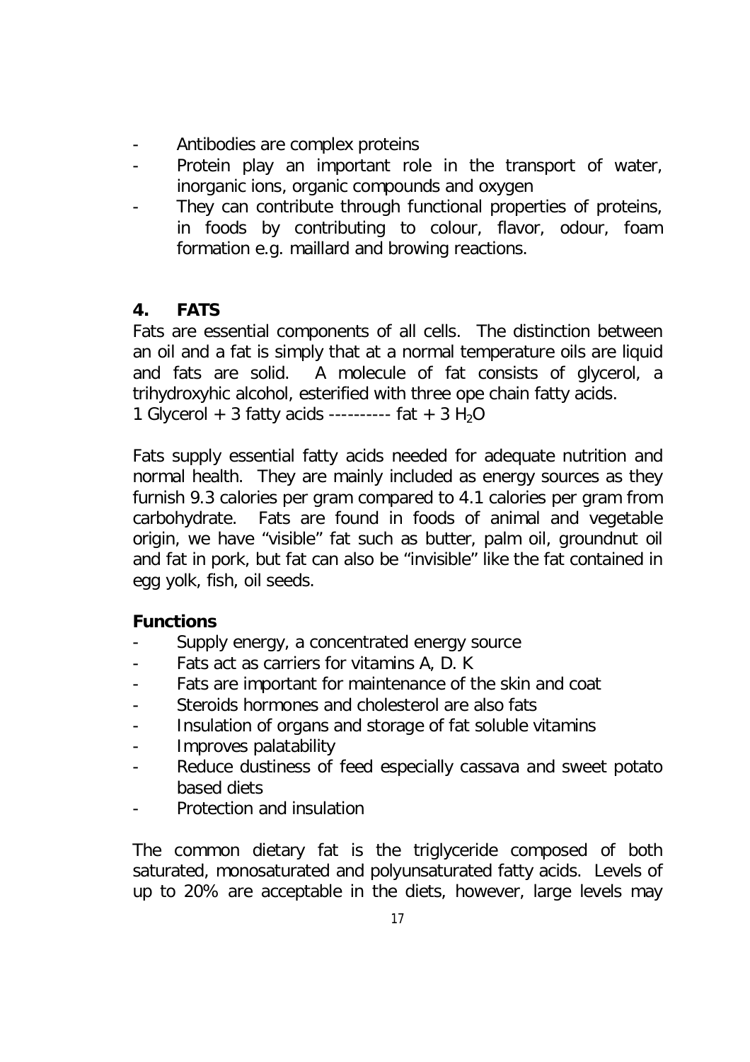- Antibodies are complex proteins
- Protein play an important role in the transport of water, inorganic ions, organic compounds and oxygen
- They can contribute through functional properties of proteins, in foods by contributing to colour, flavor, odour, foam formation e.g. maillard and browing reactions.

## 4. FATS

Fats are essential components of all cells. The distinction between an oil and a fat is simply that at a normal temperature oils are liquid and fats are solid. A molecule of fat consists of glycerol, a trihydroxyhic alcohol, esterified with three ope chain fatty acids.

1 Glycerol + 3 fatty acids ---------- fat + 3 $H_2O$

Fats supply essential fatty acids needed for adequate nutrition and normal health. They are mainly included as energy sources as they furnish 9.3 calories per gram compared to 4.1 calories per gram from carbohydrate. Fats are found in foods of animal and vegetable origin, we have "visible" fat such as butter, palm oil, groundnut oil and fat in pork, but fat can also be "invisible" like the fat contained in egg yolk, fish, oil seeds.

### Functions

- Supply energy, a concentrated energy source
- Fats act as carriers for vitamins A, D. K
- Fats are important for maintenance of the skin and coat
- Steroids hormones and cholesterol are also fats
- Insulation of organs and storage of fat soluble vitamins
- Improves palatability
- Reduce dustiness of feed especially cassava and sweet potato based diets
- Protection and insulation

The common dietary fat is the triglyceride composed of both saturated, monosaturated and polyunsaturated fatty acids. Levels of up to 20% are acceptable in the diets, however, large levels may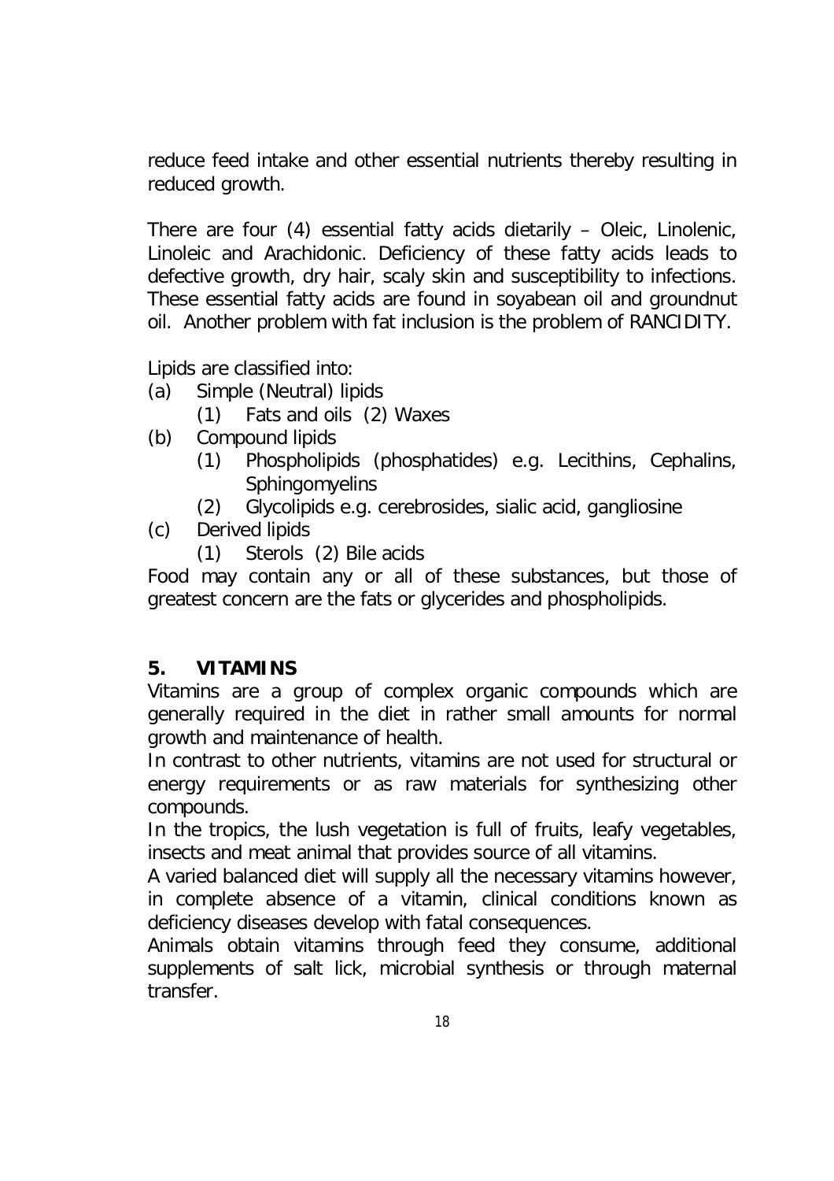reduce feed intake and other essential nutrients thereby resulting in reduced growth.

There are four (4) essential fatty acids dietarily – Oleic, Linolenic, Linoleic and Arachidonic. Deficiency of these fatty acids leads to defective growth, dry hair, scaly skin and susceptibility to infections. These essential fatty acids are found in soyabean oil and groundnut oil. Another problem with fat inclusion is the problem of RANCIDITY.

Lipids are classified into:

(a) Simple (Neutral) lipids
    (1) Fats and oils (2) Waxes
(b) Compound lipids
    (1) Phospholipids (phosphatides) e.g. Lecithins, Cephalins, Sphingomyelins
    (2) Glycolipids e.g. cerebrosides, sialic acid, gangliosine
(c) Derived lipids
    (1) Sterols (2) Bile acids

Food may contain any or all of these substances, but those of greatest concern are the fats or glycerides and phospholipids.

## 5. VITAMINS

Vitamins are a group of complex organic compounds which are generally required in the diet in rather small amounts for normal growth and maintenance of health.

In contrast to other nutrients, vitamins are not used for structural or energy requirements or as raw materials for synthesizing other compounds.

In the tropics, the lush vegetation is full of fruits, leafy vegetables, insects and meat animal that provides source of all vitamins.

A varied balanced diet will supply all the necessary vitamins however, in complete absence of a vitamin, clinical conditions known as deficiency diseases develop with fatal consequences.

Animals obtain vitamins through feed they consume, additional supplements of salt lick, microbial synthesis or through maternal transfer.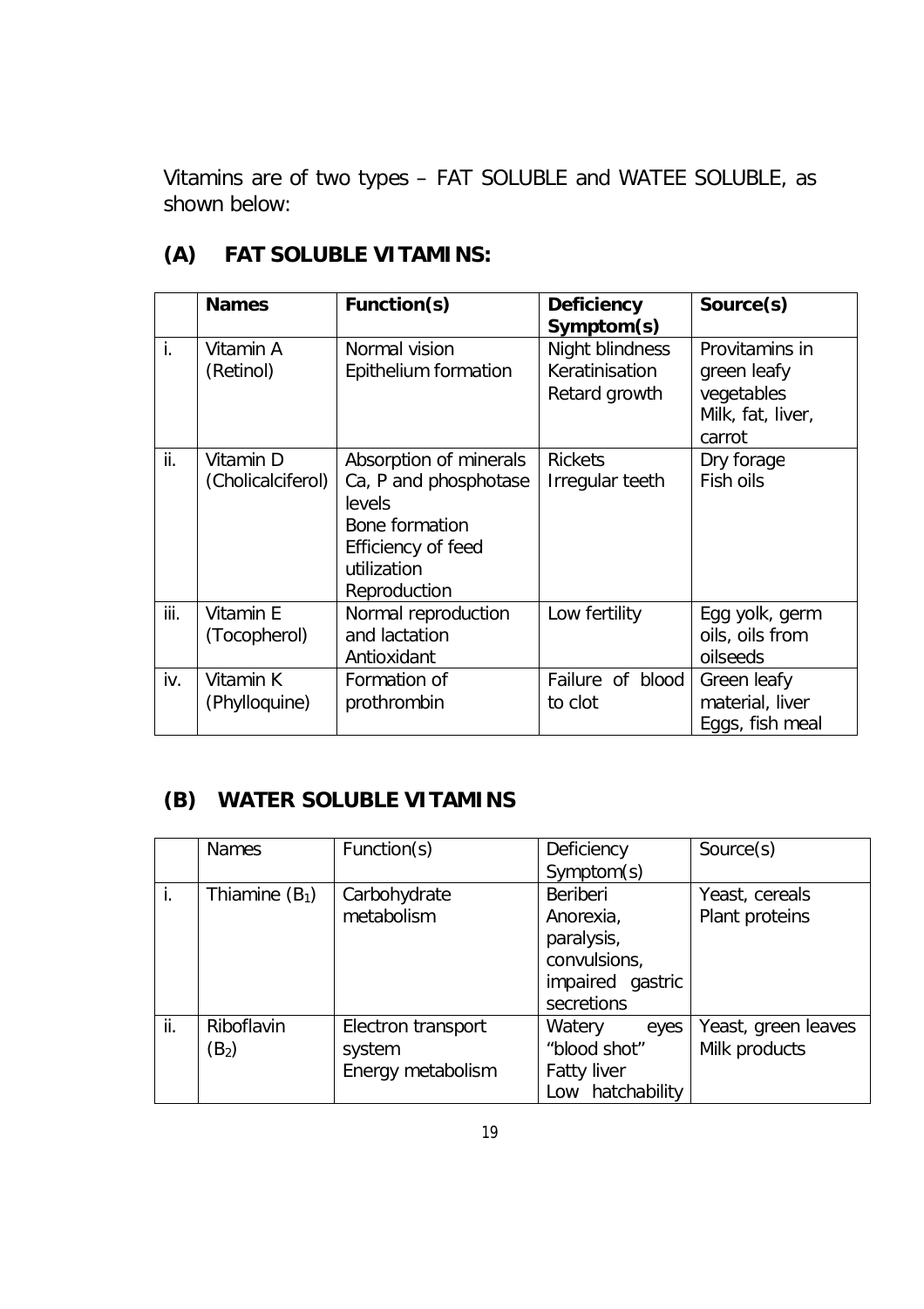Vitamins are of two types – FAT SOLUBLE and WATEE SOLUBLE, as shown below:

## (A) FAT SOLUBLE VITAMINS:

| | **Names** | **Function(s)** | **Deficiency Symptom(s)** | **Source(s)** |
|---|---|---|---|---|
| i. | Vitamin A (Retinol) | Normal vision<br>Epithelium formation | Night blindness<br>Keratinisation<br>Retard growth | Provitamins in green leafy vegetables<br>Milk, fat, liver, carrot |
| ii. | Vitamin D (Cholicalciferol) | Absorption of minerals Ca, P and phosphotase levels<br>Bone formation<br>Efficiency of feed utilization<br>Reproduction | Rickets<br>Irregular teeth | Dry forage<br>Fish oils |
| iii. | Vitamin E (Tocopherol) | Normal reproduction and lactation<br>Antioxidant | Low fertility | Egg yolk, germ oils, oils from oilseeds |
| iv. | Vitamin K (Phylloquine) | Formation of prothrombin | Failure of blood to clot | Green leafy material, liver<br>Eggs, fish meal |

## (B) WATER SOLUBLE VITAMINS

| | Names | Function(s) | Deficiency Symptom(s) | Source(s) |
|---|---|---|---|---|
| i. | Thiamine ($B_1$) | Carbohydrate metabolism | Beriberi<br>Anorexia, paralysis, convulsions, impaired gastric secretions | Yeast, cereals<br>Plant proteins |
| ii. | Riboflavin ($B_2$) | Electron transport system<br>Energy metabolism | Watery eyes "blood shot"<br>Fatty liver<br>Low hatchability | Yeast, green leaves<br>Milk products |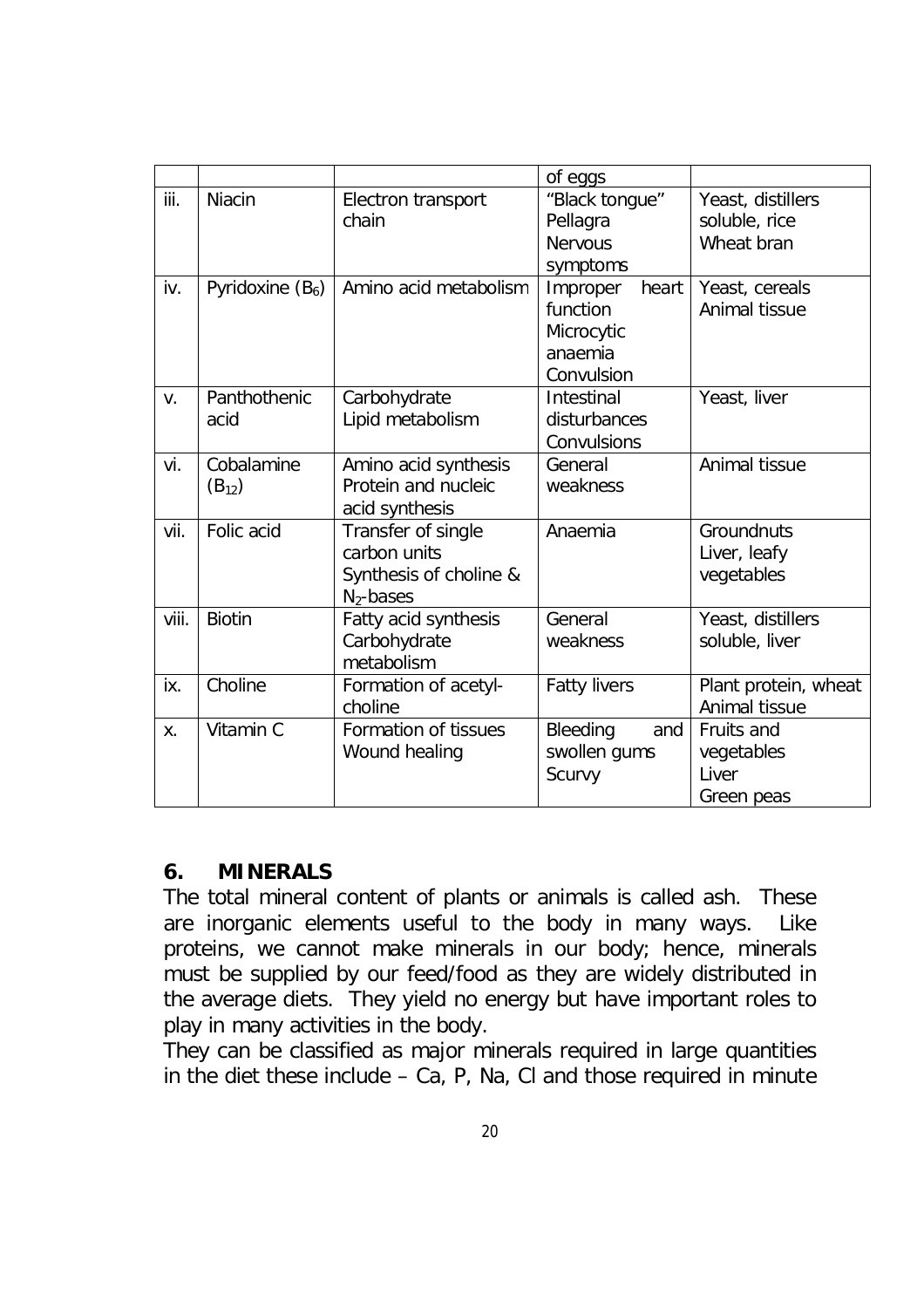| | | | of eggs | |
|---|---|---|---|---|
| iii. | Niacin | Electron transport chain | "Black tongue" Pellagra Nervous symptoms | Yeast, distillers soluble, rice Wheat bran |
| iv. | Pyridoxine ($B_6$) | Amino acid metabolism | Improper heart function Microcytic anaemia Convulsion | Yeast, cereals Animal tissue |
| v. | Panthothenic acid | Carbohydrate Lipid metabolism | Intestinal disturbances Convulsions | Yeast, liver |
| vi. | Cobalamine ($B_{12}$) | Amino acid synthesis Protein and nucleic acid synthesis | General weakness | Animal tissue |
| vii. | Folic acid | Transfer of single carbon units Synthesis of choline & $N_2$-bases | Anaemia | Groundnuts Liver, leafy vegetables |
| viii. | Biotin | Fatty acid synthesis Carbohydrate metabolism | General weakness | Yeast, distillers soluble, liver |
| ix. | Choline | Formation of acetyl-choline | Fatty livers | Plant protein, wheat Animal tissue |
| x. | Vitamin C | Formation of tissues Wound healing | Bleeding and swollen gums Scurvy | Fruits and vegetables Liver Green peas |

## 6. MINERALS

The total mineral content of plants or animals is called ash. These are inorganic elements useful to the body in many ways. Like proteins, we cannot make minerals in our body; hence, minerals must be supplied by our feed/food as they are widely distributed in the average diets. They yield no energy but have important roles to play in many activities in the body.

They can be classified as major minerals required in large quantities in the diet these include – Ca, P, Na, Cl and those required in minute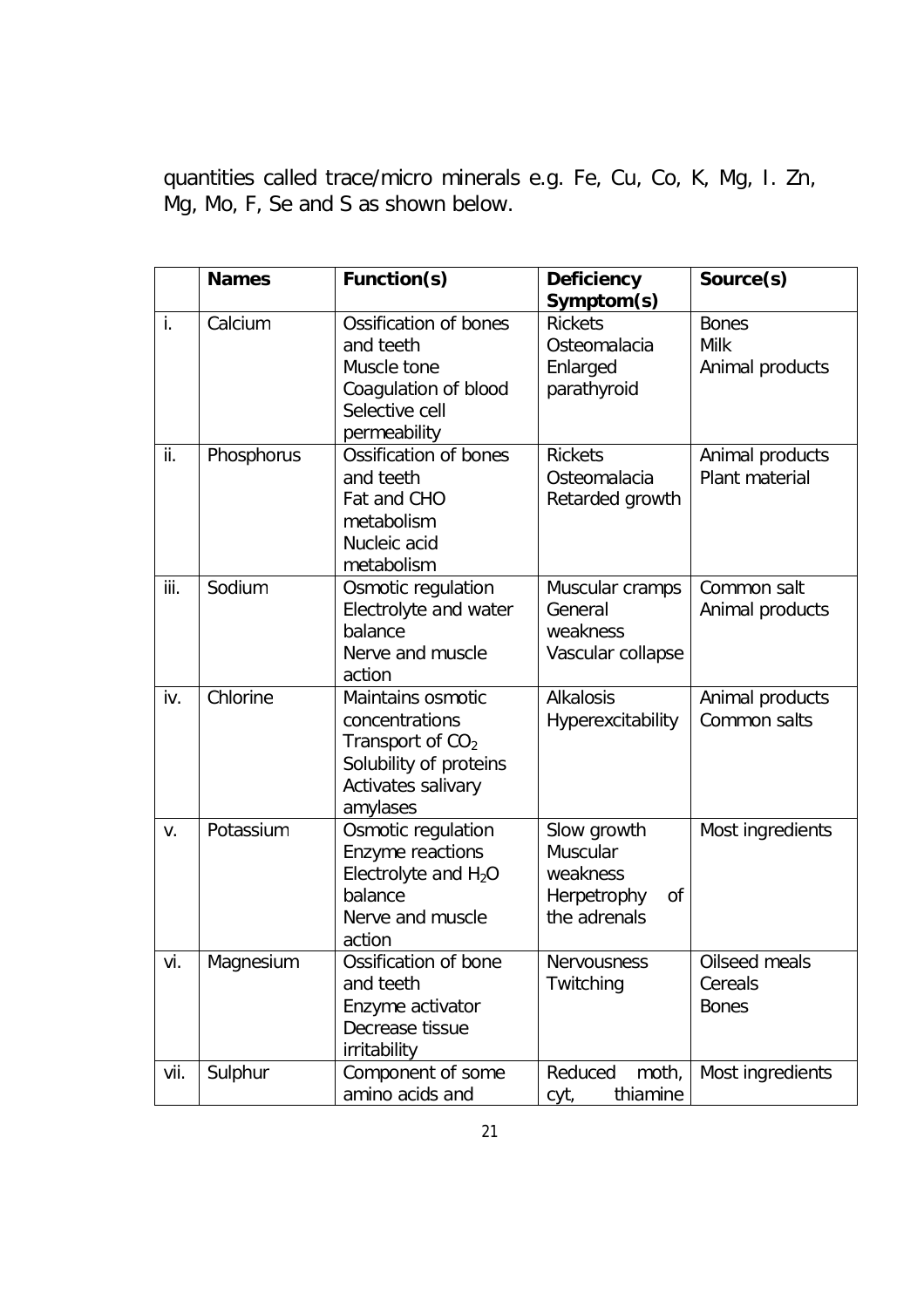quantities called trace/micro minerals e.g. Fe, Cu, Co, K, Mg, I. Zn, Mg, Mo, F, Se and S as shown below.

| | **Names** | **Function(s)** | **Deficiency Symptom(s)** | **Source(s)** |
|---|---|---|---|---|
| i. | Calcium | Ossification of bones and teeth<br>Muscle tone<br>Coagulation of blood<br>Selective cell permeability | Rickets<br>Osteomalacia<br>Enlarged parathyroid | Bones<br>Milk<br>Animal products |
| ii. | Phosphorus | Ossification of bones and teeth<br>Fat and CHO metabolism<br>Nucleic acid metabolism | Rickets<br>Osteomalacia<br>Retarded growth | Animal products<br>Plant material |
| iii. | Sodium | Osmotic regulation<br>Electrolyte and water balance<br>Nerve and muscle action | Muscular cramps<br>General weakness<br>Vascular collapse | Common salt<br>Animal products |
| iv. | Chlorine | Maintains osmotic concentrations<br>Transport of $CO_2$<br>Solubility of proteins<br>Activates salivary amylases | Alkalosis<br>Hyperexcitability | Animal products<br>Common salts |
| v. | Potassium | Osmotic regulation<br>Enzyme reactions<br>Electrolyte and $H_2O$ balance<br>Nerve and muscle action | Slow growth<br>Muscular weakness<br>Herpetrophy of the adrenals | Most ingredients |
| vi. | Magnesium | Ossification of bone and teeth<br>Enzyme activator<br>Decrease tissue irritability | Nervousness<br>Twitching | Oilseed meals<br>Cereals<br>Bones |
| vii. | Sulphur | Component of some amino acids and | Reduced moth, cyt, thiamine | Most ingredients |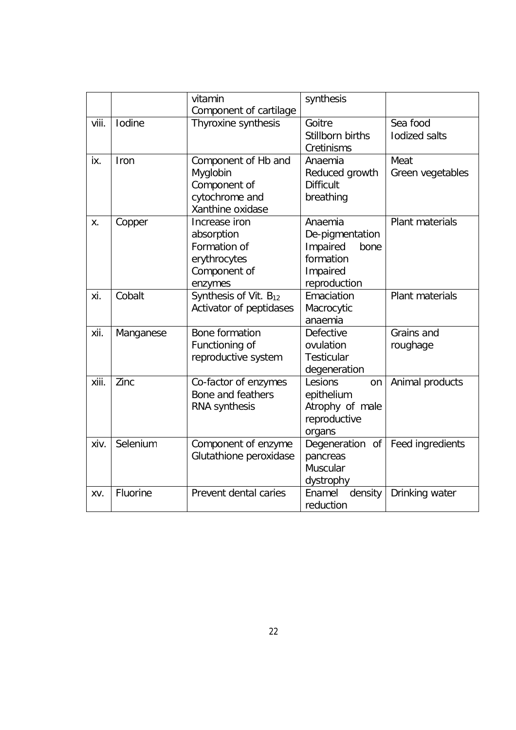| | | vitamin<br>Component of cartilage | synthesis | |
|---|---|---|---|---|
| viii. | Iodine | Thyroxine synthesis | Goitre<br>Stillborn births<br>Cretinisms | Sea food<br>Iodized salts |
| ix. | Iron | Component of Hb and Myglobin<br>Component of cytochrome and Xanthine oxidase | Anaemia<br>Reduced growth<br>Difficult breathing | Meat<br>Green vegetables |
| x. | Copper | Increase iron absorption<br>Formation of erythrocytes<br>Component of enzymes | Anaemia<br>De-pigmentation<br>Impaired bone formation<br>Impaired reproduction | Plant materials |
| xi. | Cobalt | Synthesis of Vit. $B_{12}$<br>Activator of peptidases | Emaciation<br>Macrocytic anaemia | Plant materials |
| xii. | Manganese | Bone formation<br>Functioning of reproductive system | Defective ovulation<br>Testicular degeneration | Grains and roughage |
| xiii. | Zinc | Co-factor of enzymes<br>Bone and feathers<br>RNA synthesis | Lesions on epithelium<br>Atrophy of male reproductive organs | Animal products |
| xiv. | Selenium | Component of enzyme Glutathione peroxidase | Degeneration of pancreas<br>Muscular dystrophy | Feed ingredients |
| xv. | Fluorine | Prevent dental caries | Enamel density reduction | Drinking water |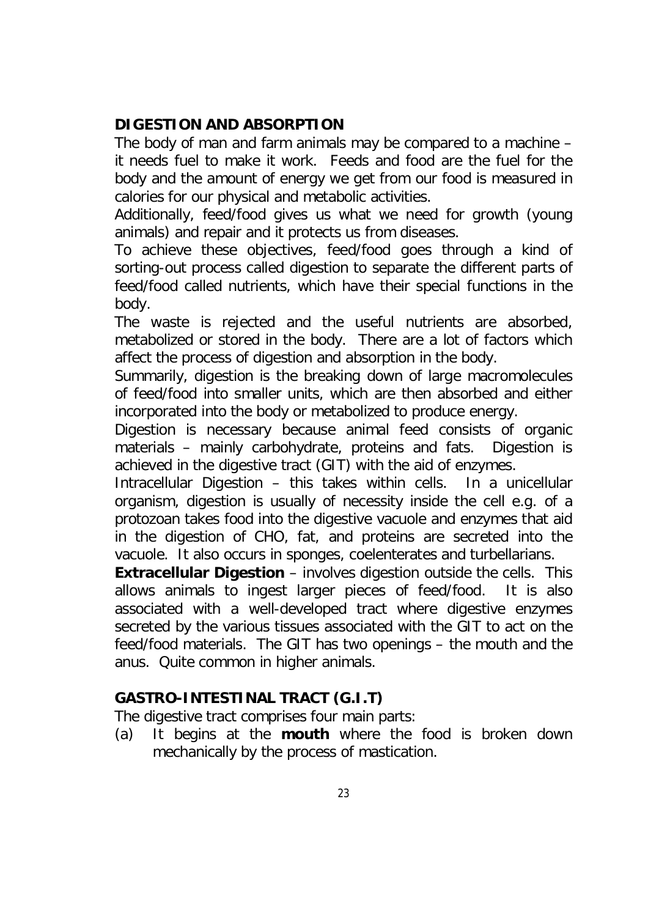## DIGESTION AND ABSORPTION

The body of man and farm animals may be compared to a machine – it needs fuel to make it work. Feeds and food are the fuel for the body and the amount of energy we get from our food is measured in calories for our physical and metabolic activities.

Additionally, feed/food gives us what we need for growth (young animals) and repair and it protects us from diseases.

To achieve these objectives, feed/food goes through a kind of sorting-out process called digestion to separate the different parts of feed/food called nutrients, which have their special functions in the body.

The waste is rejected and the useful nutrients are absorbed, metabolized or stored in the body. There are a lot of factors which affect the process of digestion and absorption in the body.

Summarily, digestion is the breaking down of large macromolecules of feed/food into smaller units, which are then absorbed and either incorporated into the body or metabolized to produce energy.

Digestion is necessary because animal feed consists of organic materials – mainly carbohydrate, proteins and fats. Digestion is achieved in the digestive tract (GIT) with the aid of enzymes.

Intracellular Digestion – this takes within cells. In a unicellular organism, digestion is usually of necessity inside the cell e.g. of a protozoan takes food into the digestive vacuole and enzymes that aid in the digestion of CHO, fat, and proteins are secreted into the vacuole. It also occurs in sponges, coelenterates and turbellarians.

**Extracellular Digestion** – involves digestion outside the cells. This allows animals to ingest larger pieces of feed/food. It is also associated with a well-developed tract where digestive enzymes secreted by the various tissues associated with the GIT to act on the feed/food materials. The GIT has two openings – the mouth and the anus. Quite common in higher animals.

## GASTRO-INTESTINAL TRACT (G.I.T)

The digestive tract comprises four main parts:

(a) It begins at the **mouth** where the food is broken down mechanically by the process of mastication.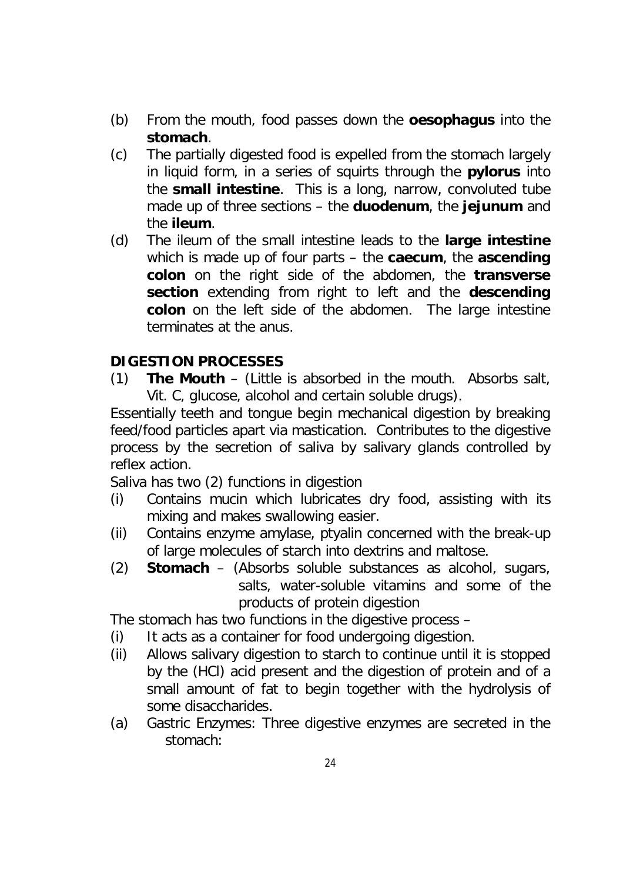(b) From the mouth, food passes down the **oesophagus** into the **stomach**.

(c) The partially digested food is expelled from the stomach largely in liquid form, in a series of squirts through the **pylorus** into the **small intestine**. This is a long, narrow, convoluted tube made up of three sections – the **duodenum**, the **jejunum** and the **ileum**.

(d) The ileum of the small intestine leads to the **large intestine** which is made up of four parts – the **caecum**, the **ascending colon** on the right side of the abdomen, the **transverse section** extending from right to left and the **descending colon** on the left side of the abdomen. The large intestine terminates at the anus.

## DIGESTION PROCESSES

(1) **The Mouth** – (Little is absorbed in the mouth. Absorbs salt, Vit. C, glucose, alcohol and certain soluble drugs).

Essentially teeth and tongue begin mechanical digestion by breaking feed/food particles apart via mastication. Contributes to the digestive process by the secretion of saliva by salivary glands controlled by reflex action.

Saliva has two (2) functions in digestion

(i) Contains mucin which lubricates dry food, assisting with its mixing and makes swallowing easier.

(ii) Contains enzyme amylase, ptyalin concerned with the break-up of large molecules of starch into dextrins and maltose.

(2) **Stomach** – (Absorbs soluble substances as alcohol, sugars, salts, water-soluble vitamins and some of the products of protein digestion

The stomach has two functions in the digestive process –

(i) It acts as a container for food undergoing digestion.

(ii) Allows salivary digestion to starch to continue until it is stopped by the (HCl) acid present and the digestion of protein and of a small amount of fat to begin together with the hydrolysis of some disaccharides.

(a) Gastric Enzymes: Three digestive enzymes are secreted in the stomach: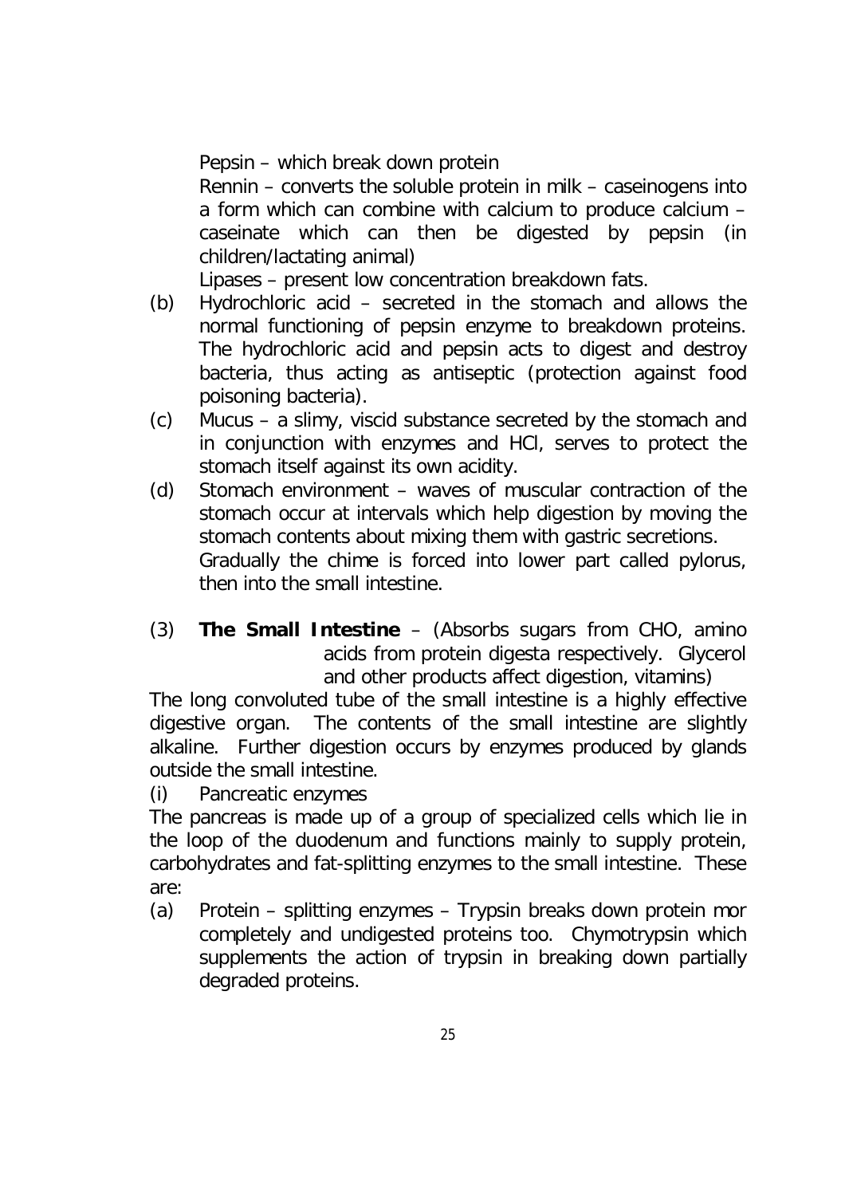Pepsin – which break down protein

Rennin – converts the soluble protein in milk – caseinogens into a form which can combine with calcium to produce calcium – caseinate which can then be digested by pepsin (in children/lactating animal)

Lipases – present low concentration breakdown fats.

(b) Hydrochloric acid – secreted in the stomach and allows the normal functioning of pepsin enzyme to breakdown proteins. The hydrochloric acid and pepsin acts to digest and destroy bacteria, thus acting as antiseptic (protection against food poisoning bacteria).

(c) Mucus – a slimy, viscid substance secreted by the stomach and in conjunction with enzymes and HCl, serves to protect the stomach itself against its own acidity.

(d) Stomach environment – waves of muscular contraction of the stomach occur at intervals which help digestion by moving the stomach contents about mixing them with gastric secretions. Gradually the chime is forced into lower part called pylorus, then into the small intestine.

(3) **The Small Intestine** – (Absorbs sugars from CHO, amino acids from protein digesta respectively. Glycerol and other products affect digestion, vitamins)

The long convoluted tube of the small intestine is a highly effective digestive organ. The contents of the small intestine are slightly alkaline. Further digestion occurs by enzymes produced by glands outside the small intestine.

(i) Pancreatic enzymes

The pancreas is made up of a group of specialized cells which lie in the loop of the duodenum and functions mainly to supply protein, carbohydrates and fat-splitting enzymes to the small intestine. These are:

(a) Protein – splitting enzymes – Trypsin breaks down protein mor completely and undigested proteins too. Chymotrypsin which supplements the action of trypsin in breaking down partially degraded proteins.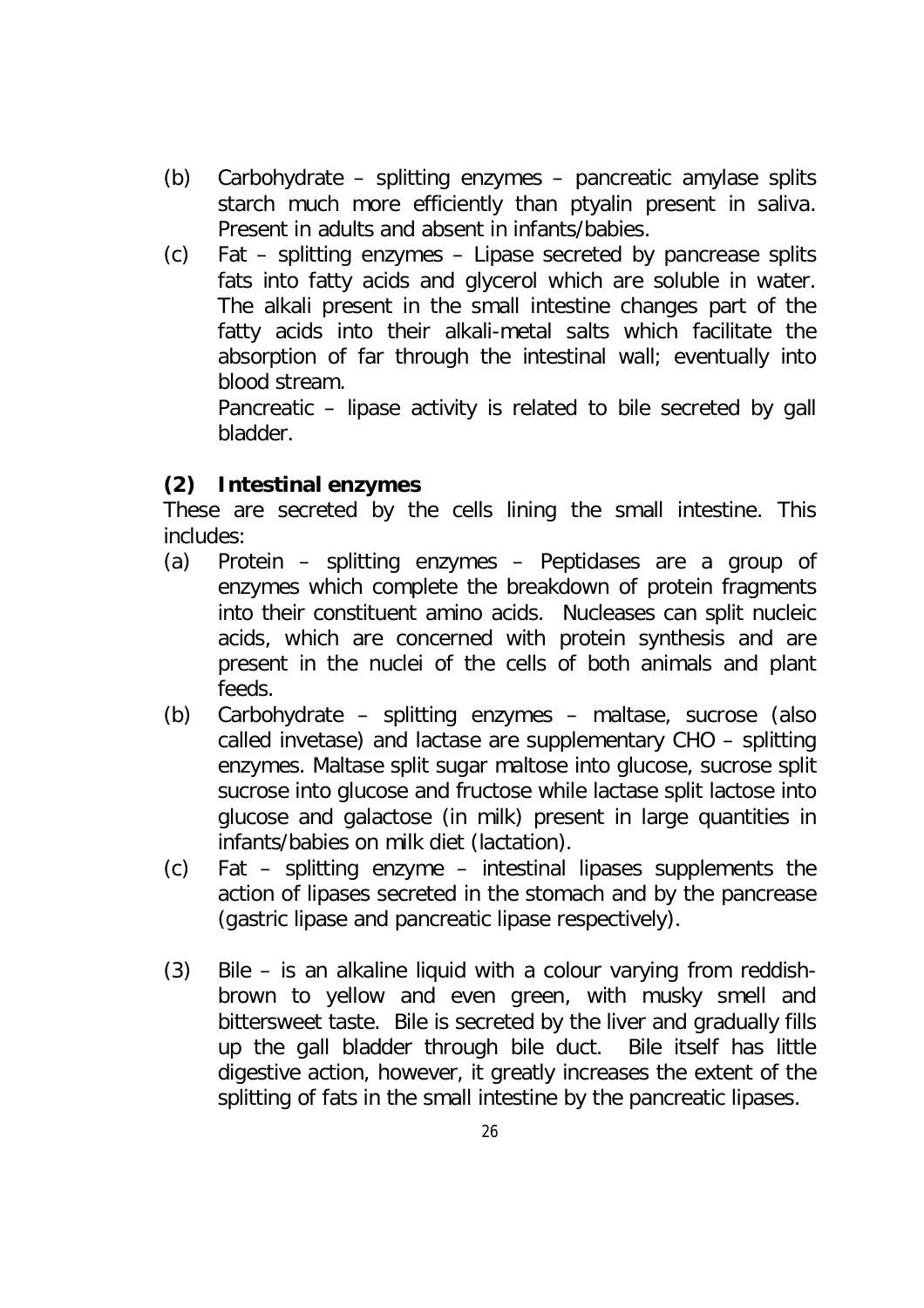(b) Carbohydrate – splitting enzymes – pancreatic amylase splits starch much more efficiently than ptyalin present in saliva. Present in adults and absent in infants/babies.

(c) Fat – splitting enzymes – Lipase secreted by pancrease splits fats into fatty acids and glycerol which are soluble in water. The alkali present in the small intestine changes part of the fatty acids into their alkali-metal salts which facilitate the absorption of far through the intestinal wall; eventually into blood stream.

Pancreatic – lipase activity is related to bile secreted by gall bladder.

**(2) Intestinal enzymes**

These are secreted by the cells lining the small intestine. This includes:

(a) Protein – splitting enzymes – Peptidases are a group of enzymes which complete the breakdown of protein fragments into their constituent amino acids. Nucleases can split nucleic acids, which are concerned with protein synthesis and are present in the nuclei of the cells of both animals and plant feeds.

(b) Carbohydrate – splitting enzymes – maltase, sucrose (also called invetase) and lactase are supplementary CHO – splitting enzymes. Maltase split sugar maltose into glucose, sucrose split sucrose into glucose and fructose while lactase split lactose into glucose and galactose (in milk) present in large quantities in infants/babies on milk diet (lactation).

(c) Fat – splitting enzyme – intestinal lipases supplements the action of lipases secreted in the stomach and by the pancrease (gastric lipase and pancreatic lipase respectively).

(3) Bile – is an alkaline liquid with a colour varying from reddish-brown to yellow and even green, with musky smell and bittersweet taste. Bile is secreted by the liver and gradually fills up the gall bladder through bile duct. Bile itself has little digestive action, however, it greatly increases the extent of the splitting of fats in the small intestine by the pancreatic lipases.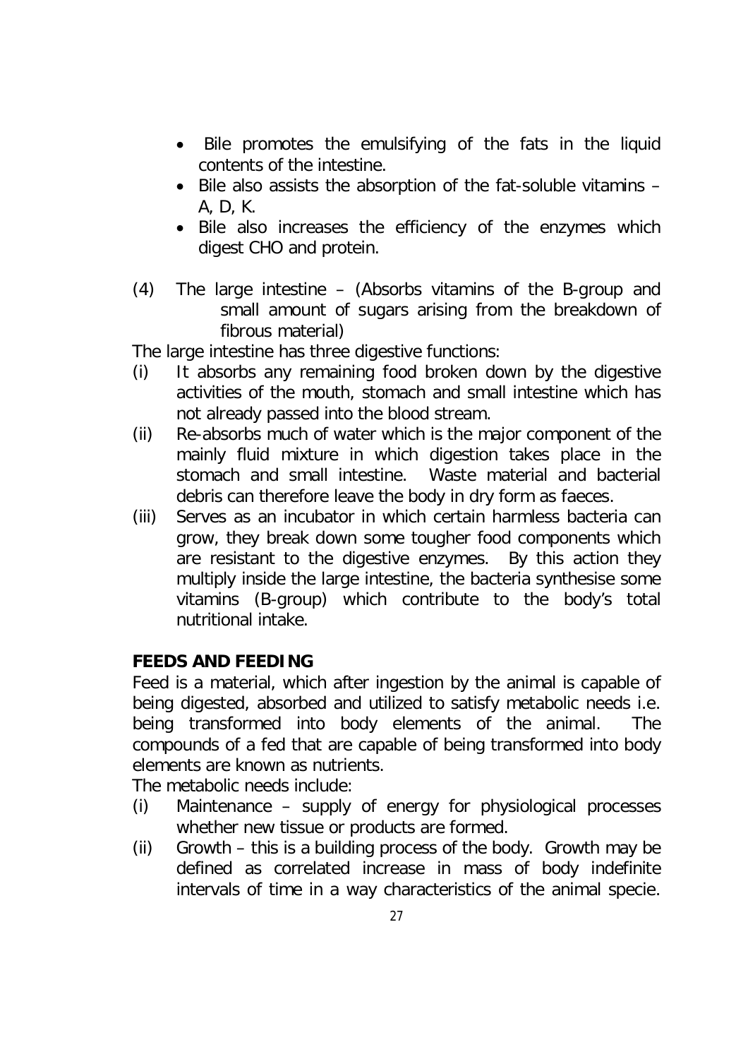- Bile promotes the emulsifying of the fats in the liquid contents of the intestine.
- Bile also assists the absorption of the fat-soluble vitamins – A, D, K.
- Bile also increases the efficiency of the enzymes which digest CHO and protein.

(4) The large intestine – (Absorbs vitamins of the B-group and small amount of sugars arising from the breakdown of fibrous material)

The large intestine has three digestive functions:

(i) It absorbs any remaining food broken down by the digestive activities of the mouth, stomach and small intestine which has not already passed into the blood stream.
(ii) Re-absorbs much of water which is the major component of the mainly fluid mixture in which digestion takes place in the stomach and small intestine. Waste material and bacterial debris can therefore leave the body in dry form as faeces.
(iii) Serves as an incubator in which certain harmless bacteria can grow, they break down some tougher food components which are resistant to the digestive enzymes. By this action they multiply inside the large intestine, the bacteria synthesise some vitamins (B-group) which contribute to the body's total nutritional intake.

## FEEDS AND FEEDING

Feed is a material, which after ingestion by the animal is capable of being digested, absorbed and utilized to satisfy metabolic needs i.e. being transformed into body elements of the animal. The compounds of a fed that are capable of being transformed into body elements are known as nutrients.

The metabolic needs include:

(i) Maintenance – supply of energy for physiological processes whether new tissue or products are formed.
(ii) Growth – this is a building process of the body. Growth may be defined as correlated increase in mass of body indefinite intervals of time in a way characteristics of the animal specie.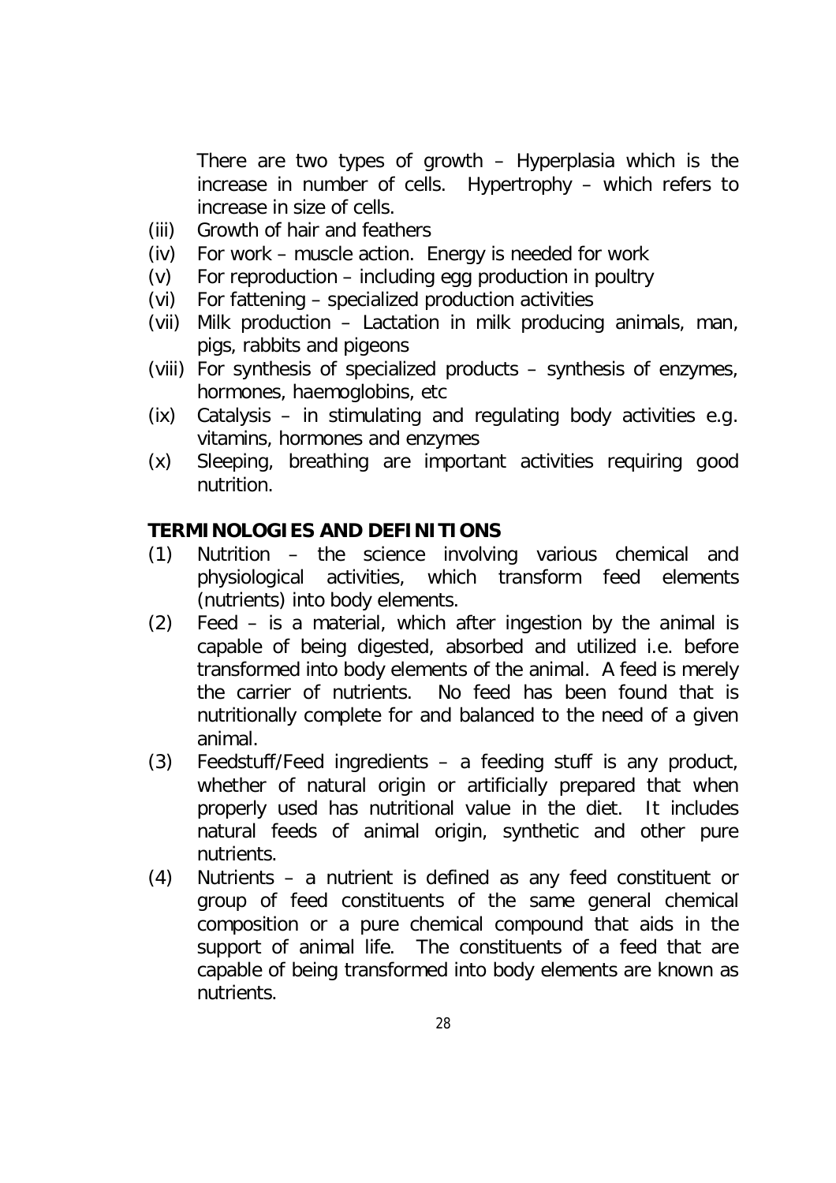There are two types of growth – Hyperplasia which is the increase in number of cells. Hypertrophy – which refers to increase in size of cells.

(iii) Growth of hair and feathers
(iv) For work – muscle action. Energy is needed for work
(v) For reproduction – including egg production in poultry
(vi) For fattening – specialized production activities
(vii) Milk production – Lactation in milk producing animals, man, pigs, rabbits and pigeons
(viii) For synthesis of specialized products – synthesis of enzymes, hormones, haemoglobins, etc
(ix) Catalysis – in stimulating and regulating body activities e.g. vitamins, hormones and enzymes
(x) Sleeping, breathing are important activities requiring good nutrition.

**TERMINOLOGIES AND DEFINITIONS**

(1) Nutrition – the science involving various chemical and physiological activities, which transform feed elements (nutrients) into body elements.
(2) Feed – is a material, which after ingestion by the animal is capable of being digested, absorbed and utilized i.e. before transformed into body elements of the animal. A feed is merely the carrier of nutrients. No feed has been found that is nutritionally complete for and balanced to the need of a given animal.
(3) Feedstuff/Feed ingredients – a feeding stuff is any product, whether of natural origin or artificially prepared that when properly used has nutritional value in the diet. It includes natural feeds of animal origin, synthetic and other pure nutrients.
(4) Nutrients – a nutrient is defined as any feed constituent or group of feed constituents of the same general chemical composition or a pure chemical compound that aids in the support of animal life. The constituents of a feed that are capable of being transformed into body elements are known as nutrients.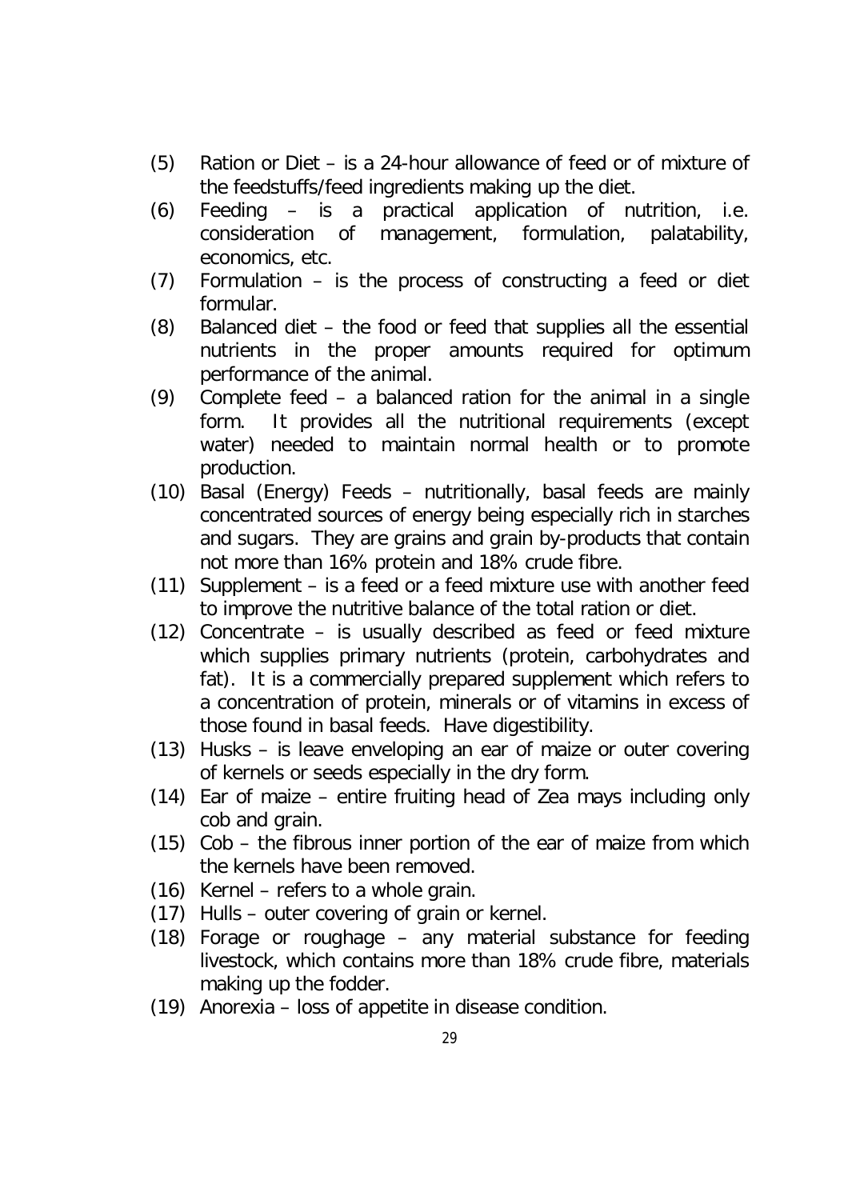(5) Ration or Diet – is a 24-hour allowance of feed or of mixture of the feedstuffs/feed ingredients making up the diet.

(6) Feeding – is a practical application of nutrition, i.e. consideration of management, formulation, palatability, economics, etc.

(7) Formulation – is the process of constructing a feed or diet formular.

(8) Balanced diet – the food or feed that supplies all the essential nutrients in the proper amounts required for optimum performance of the animal.

(9) Complete feed – a balanced ration for the animal in a single form. It provides all the nutritional requirements (except water) needed to maintain normal health or to promote production.

(10) Basal (Energy) Feeds – nutritionally, basal feeds are mainly concentrated sources of energy being especially rich in starches and sugars. They are grains and grain by-products that contain not more than 16% protein and 18% crude fibre.

(11) Supplement – is a feed or a feed mixture use with another feed to improve the nutritive balance of the total ration or diet.

(12) Concentrate – is usually described as feed or feed mixture which supplies primary nutrients (protein, carbohydrates and fat). It is a commercially prepared supplement which refers to a concentration of protein, minerals or of vitamins in excess of those found in basal feeds. Have digestibility.

(13) Husks – is leave enveloping an ear of maize or outer covering of kernels or seeds especially in the dry form.

(14) Ear of maize – entire fruiting head of Zea mays including only cob and grain.

(15) Cob – the fibrous inner portion of the ear of maize from which the kernels have been removed.

(16) Kernel – refers to a whole grain.

(17) Hulls – outer covering of grain or kernel.

(18) Forage or roughage – any material substance for feeding livestock, which contains more than 18% crude fibre, materials making up the fodder.

(19) Anorexia – loss of appetite in disease condition.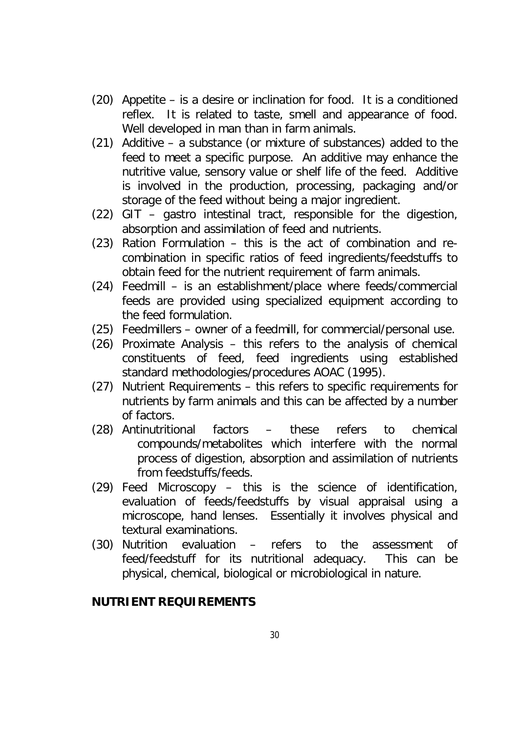(20) Appetite – is a desire or inclination for food. It is a conditioned reflex. It is related to taste, smell and appearance of food. Well developed in man than in farm animals.

(21) Additive – a substance (or mixture of substances) added to the feed to meet a specific purpose. An additive may enhance the nutritive value, sensory value or shelf life of the feed. Additive is involved in the production, processing, packaging and/or storage of the feed without being a major ingredient.

(22) GIT – gastro intestinal tract, responsible for the digestion, absorption and assimilation of feed and nutrients.

(23) Ration Formulation – this is the act of combination and re-combination in specific ratios of feed ingredients/feedstuffs to obtain feed for the nutrient requirement of farm animals.

(24) Feedmill – is an establishment/place where feeds/commercial feeds are provided using specialized equipment according to the feed formulation.

(25) Feedmillers – owner of a feedmill, for commercial/personal use.

(26) Proximate Analysis – this refers to the analysis of chemical constituents of feed, feed ingredients using established standard methodologies/procedures AOAC (1995).

(27) Nutrient Requirements – this refers to specific requirements for nutrients by farm animals and this can be affected by a number of factors.

(28) Antinutritional factors – these refers to chemical compounds/metabolites which interfere with the normal process of digestion, absorption and assimilation of nutrients from feedstuffs/feeds.

(29) Feed Microscopy – this is the science of identification, evaluation of feeds/feedstuffs by visual appraisal using a microscope, hand lenses. Essentially it involves physical and textural examinations.

(30) Nutrition evaluation – refers to the assessment of feed/feedstuff for its nutritional adequacy. This can be physical, chemical, biological or microbiological in nature.

**NUTRIENT REQUIREMENTS**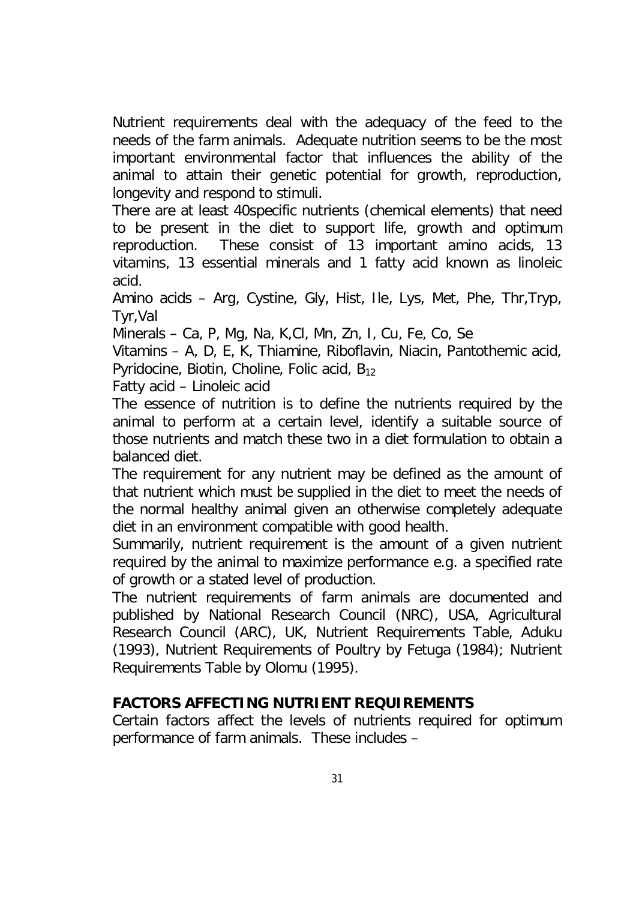Nutrient requirements deal with the adequacy of the feed to the needs of the farm animals. Adequate nutrition seems to be the most important environmental factor that influences the ability of the animal to attain their genetic potential for growth, reproduction, longevity and respond to stimuli.

There are at least 40specific nutrients (chemical elements) that need to be present in the diet to support life, growth and optimum reproduction. These consist of 13 important amino acids, 13 vitamins, 13 essential minerals and 1 fatty acid known as linoleic acid.

Amino acids – Arg, Cystine, Gly, Hist, Ile, Lys, Met, Phe, Thr,Tryp, Tyr,Val

Minerals – Ca, P, Mg, Na, K,Cl, Mn, Zn, I, Cu, Fe, Co, Se

Vitamins – A, D, E, K, Thiamine, Riboflavin, Niacin, Pantothemic acid, Pyridocine, Biotin, Choline, Folic acid, $B_{12}$

Fatty acid – Linoleic acid

The essence of nutrition is to define the nutrients required by the animal to perform at a certain level, identify a suitable source of those nutrients and match these two in a diet formulation to obtain a balanced diet.

The requirement for any nutrient may be defined as the amount of that nutrient which must be supplied in the diet to meet the needs of the normal healthy animal given an otherwise completely adequate diet in an environment compatible with good health.

Summarily, nutrient requirement is the amount of a given nutrient required by the animal to maximize performance e.g. a specified rate of growth or a stated level of production.

The nutrient requirements of farm animals are documented and published by National Research Council (NRC), USA, Agricultural Research Council (ARC), UK, Nutrient Requirements Table, Aduku (1993), Nutrient Requirements of Poultry by Fetuga (1984); Nutrient Requirements Table by Olomu (1995).

**FACTORS AFFECTING NUTRIENT REQUIREMENTS**

Certain factors affect the levels of nutrients required for optimum performance of farm animals. These includes –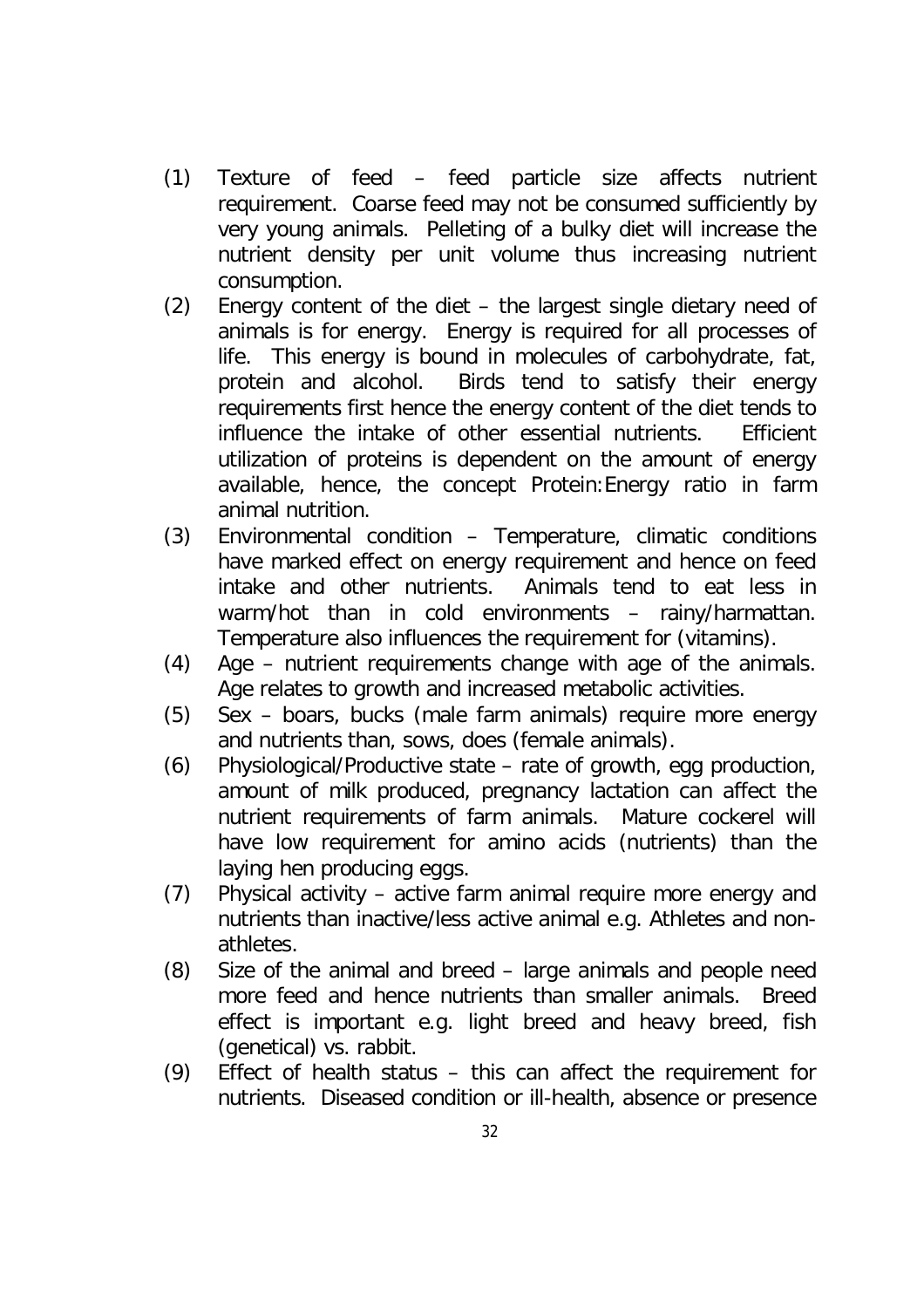(1) Texture of feed – feed particle size affects nutrient requirement. Coarse feed may not be consumed sufficiently by very young animals. Pelleting of a bulky diet will increase the nutrient density per unit volume thus increasing nutrient consumption.

(2) Energy content of the diet – the largest single dietary need of animals is for energy. Energy is required for all processes of life. This energy is bound in molecules of carbohydrate, fat, protein and alcohol. Birds tend to satisfy their energy requirements first hence the energy content of the diet tends to influence the intake of other essential nutrients. Efficient utilization of proteins is dependent on the amount of energy available, hence, the concept Protein:Energy ratio in farm animal nutrition.

(3) Environmental condition – Temperature, climatic conditions have marked effect on energy requirement and hence on feed intake and other nutrients. Animals tend to eat less in warm/hot than in cold environments – rainy/harmattan. Temperature also influences the requirement for (vitamins).

(4) Age – nutrient requirements change with age of the animals. Age relates to growth and increased metabolic activities.

(5) Sex – boars, bucks (male farm animals) require more energy and nutrients than, sows, does (female animals).

(6) Physiological/Productive state – rate of growth, egg production, amount of milk produced, pregnancy lactation can affect the nutrient requirements of farm animals. Mature cockerel will have low requirement for amino acids (nutrients) than the laying hen producing eggs.

(7) Physical activity – active farm animal require more energy and nutrients than inactive/less active animal e.g. Athletes and non-athletes.

(8) Size of the animal and breed – large animals and people need more feed and hence nutrients than smaller animals. Breed effect is important e.g. light breed and heavy breed, fish (genetical) vs. rabbit.

(9) Effect of health status – this can affect the requirement for nutrients. Diseased condition or ill-health, absence or presence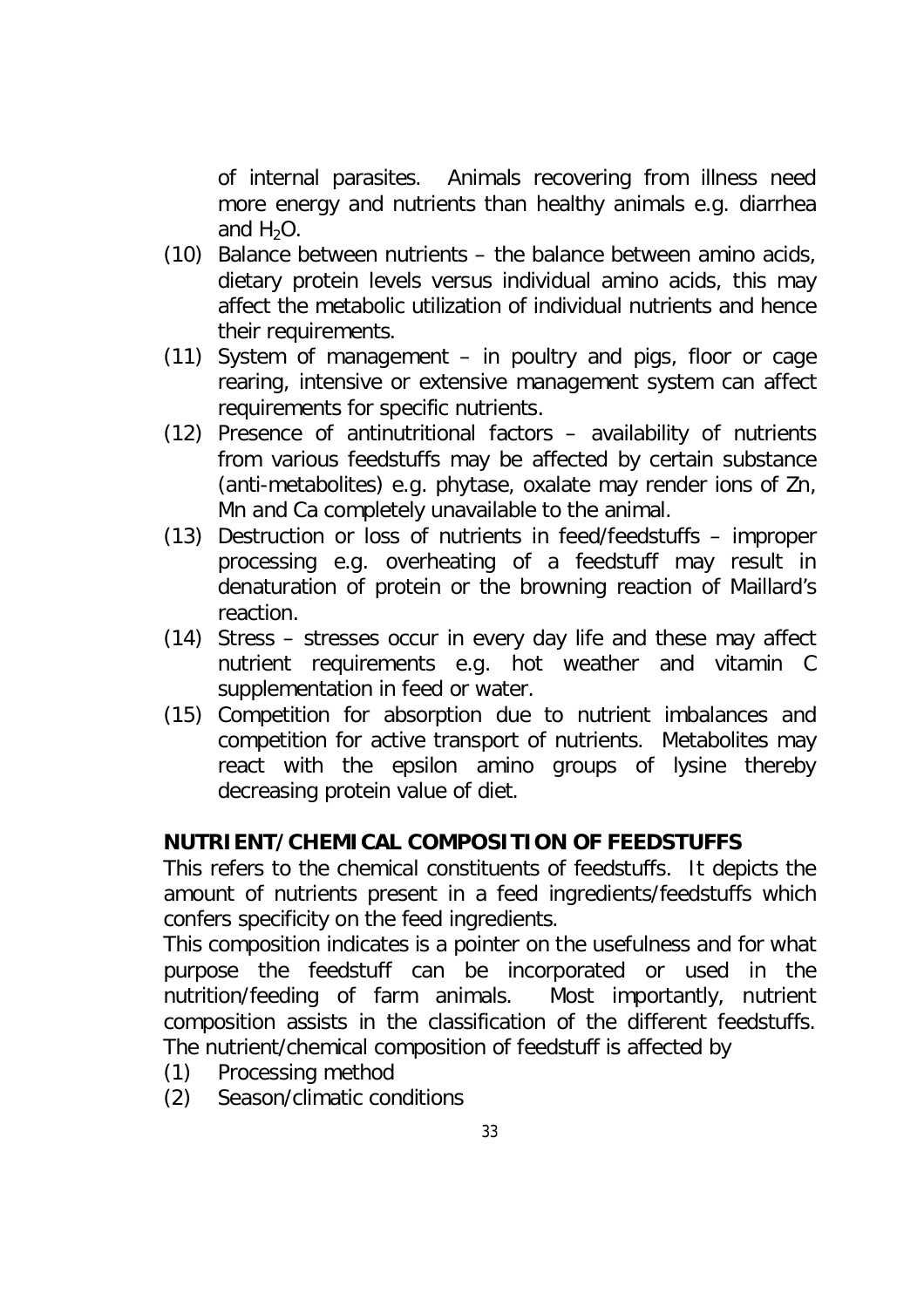of internal parasites. Animals recovering from illness need more energy and nutrients than healthy animals e.g. diarrhea and $H_2O$.

(10) Balance between nutrients – the balance between amino acids, dietary protein levels versus individual amino acids, this may affect the metabolic utilization of individual nutrients and hence their requirements.

(11) System of management – in poultry and pigs, floor or cage rearing, intensive or extensive management system can affect requirements for specific nutrients.

(12) Presence of antinutritional factors – availability of nutrients from various feedstuffs may be affected by certain substance (anti-metabolites) e.g. phytase, oxalate may render ions of Zn, Mn and Ca completely unavailable to the animal.

(13) Destruction or loss of nutrients in feed/feedstuffs – improper processing e.g. overheating of a feedstuff may result in denaturation of protein or the browning reaction of Maillard's reaction.

(14) Stress – stresses occur in every day life and these may affect nutrient requirements e.g. hot weather and vitamin C supplementation in feed or water.

(15) Competition for absorption due to nutrient imbalances and competition for active transport of nutrients. Metabolites may react with the epsilon amino groups of lysine thereby decreasing protein value of diet.

**NUTRIENT/CHEMICAL COMPOSITION OF FEEDSTUFFS**

This refers to the chemical constituents of feedstuffs. It depicts the amount of nutrients present in a feed ingredients/feedstuffs which confers specificity on the feed ingredients.

This composition indicates is a pointer on the usefulness and for what purpose the feedstuff can be incorporated or used in the nutrition/feeding of farm animals. Most importantly, nutrient composition assists in the classification of the different feedstuffs. The nutrient/chemical composition of feedstuff is affected by

(1) Processing method
(2) Season/climatic conditions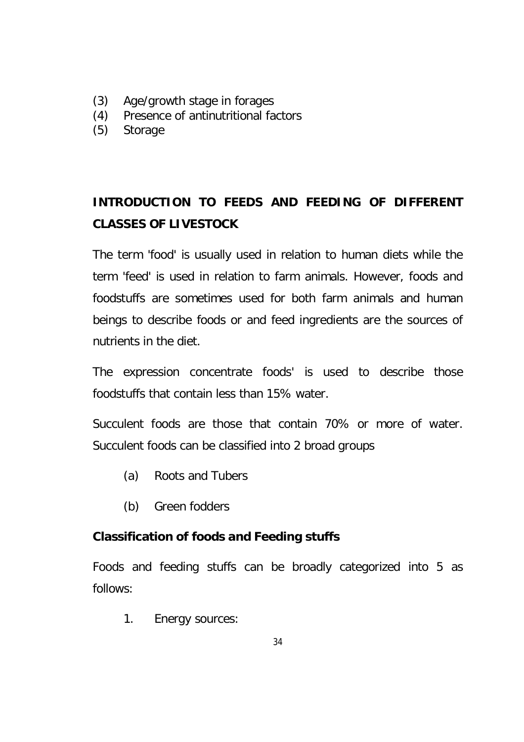(3) Age/growth stage in forages
(4) Presence of antinutritional factors
(5) Storage

## INTRODUCTION TO FEEDS AND FEEDING OF DIFFERENT CLASSES OF LIVESTOCK

The term 'food' is usually used in relation to human diets while the term 'feed' is used in relation to farm animals. However, foods and foodstuffs are sometimes used for both farm animals and human beings to describe foods or and feed ingredients are the sources of nutrients in the diet.

The expression concentrate foods' is used to describe those foodstuffs that contain less than 15% water.

Succulent foods are those that contain 70% or more of water. Succulent foods can be classified into 2 broad groups

(a) Roots and Tubers

(b) Green fodders

### Classification of foods and Feeding stuffs

Foods and feeding stuffs can be broadly categorized into 5 as follows:

1. Energy sources: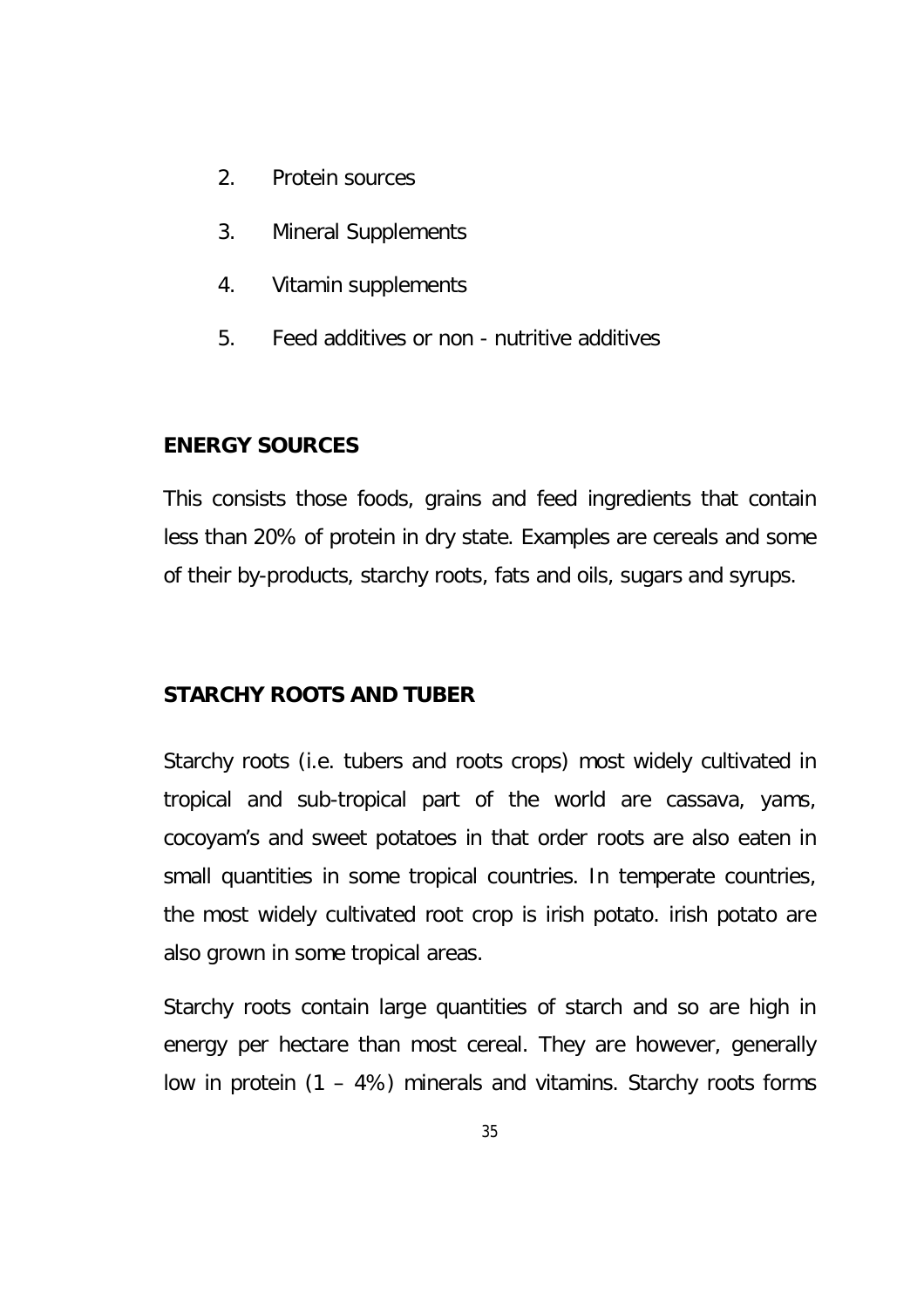2. Protein sources
3. Mineral Supplements
4. Vitamin supplements
5. Feed additives or non - nutritive additives

## ENERGY SOURCES

This consists those foods, grains and feed ingredients that contain less than 20% of protein in dry state. Examples are cereals and some of their by-products, starchy roots, fats and oils, sugars and syrups.

## STARCHY ROOTS AND TUBER

Starchy roots (i.e. tubers and roots crops) most widely cultivated in tropical and sub-tropical part of the world are cassava, yams, cocoyam's and sweet potatoes in that order roots are also eaten in small quantities in some tropical countries. In temperate countries, the most widely cultivated root crop is irish potato. irish potato are also grown in some tropical areas.

Starchy roots contain large quantities of starch and so are high in energy per hectare than most cereal. They are however, generally low in protein (1 – 4%) minerals and vitamins. Starchy roots forms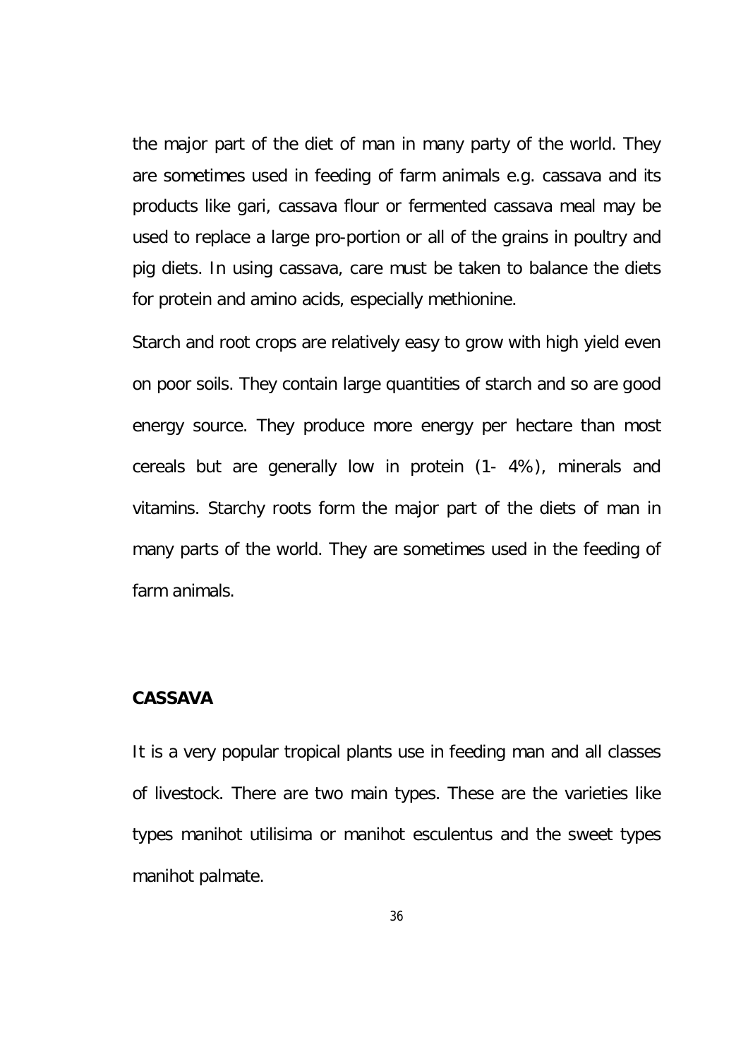the major part of the diet of man in many party of the world. They are sometimes used in feeding of farm animals e.g. cassava and its products like gari, cassava flour or fermented cassava meal may be used to replace a large pro-portion or all of the grains in poultry and pig diets. In using cassava, care must be taken to balance the diets for protein and amino acids, especially methionine.

Starch and root crops are relatively easy to grow with high yield even on poor soils. They contain large quantities of starch and so are good energy source. They produce more energy per hectare than most cereals but are generally low in protein (1- 4%), minerals and vitamins. Starchy roots form the major part of the diets of man in many parts of the world. They are sometimes used in the feeding of farm animals.

## CASSAVA

It is a very popular tropical plants use in feeding man and all classes of livestock. There are two main types. These are the varieties like types manihot utilisima or manihot esculentus and the sweet types manihot palmate.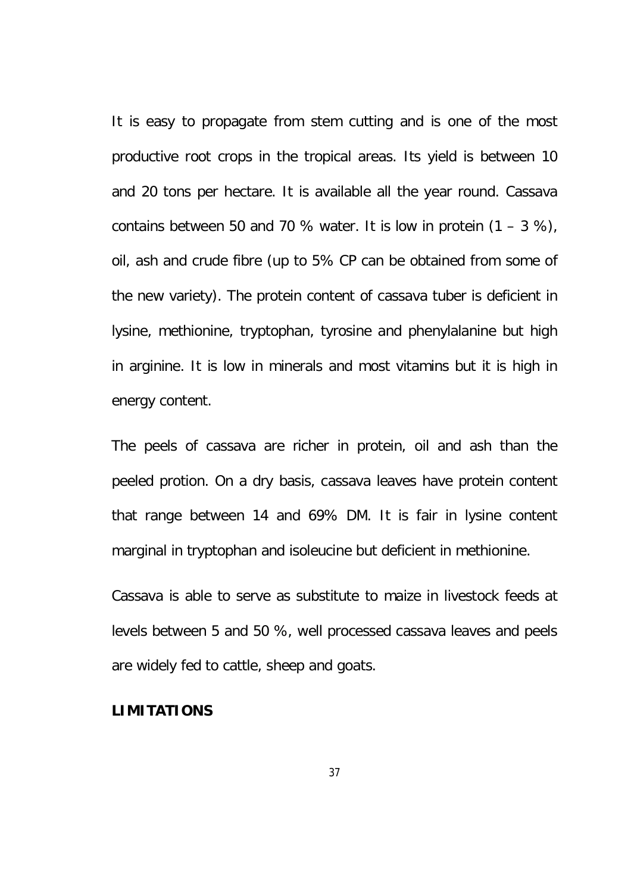It is easy to propagate from stem cutting and is one of the most productive root crops in the tropical areas. Its yield is between 10 and 20 tons per hectare. It is available all the year round. Cassava contains between 50 and 70 % water. It is low in protein (1 – 3 %), oil, ash and crude fibre (up to 5% CP can be obtained from some of the new variety). The protein content of cassava tuber is deficient in lysine, methionine, tryptophan, tyrosine and phenylalanine but high in arginine. It is low in minerals and most vitamins but it is high in energy content.

The peels of cassava are richer in protein, oil and ash than the peeled protion. On a dry basis, cassava leaves have protein content that range between 14 and 69% DM. It is fair in lysine content marginal in tryptophan and isoleucine but deficient in methionine.

Cassava is able to serve as substitute to maize in livestock feeds at levels between 5 and 50 %, well processed cassava leaves and peels are widely fed to cattle, sheep and goats.

**LIMITATIONS**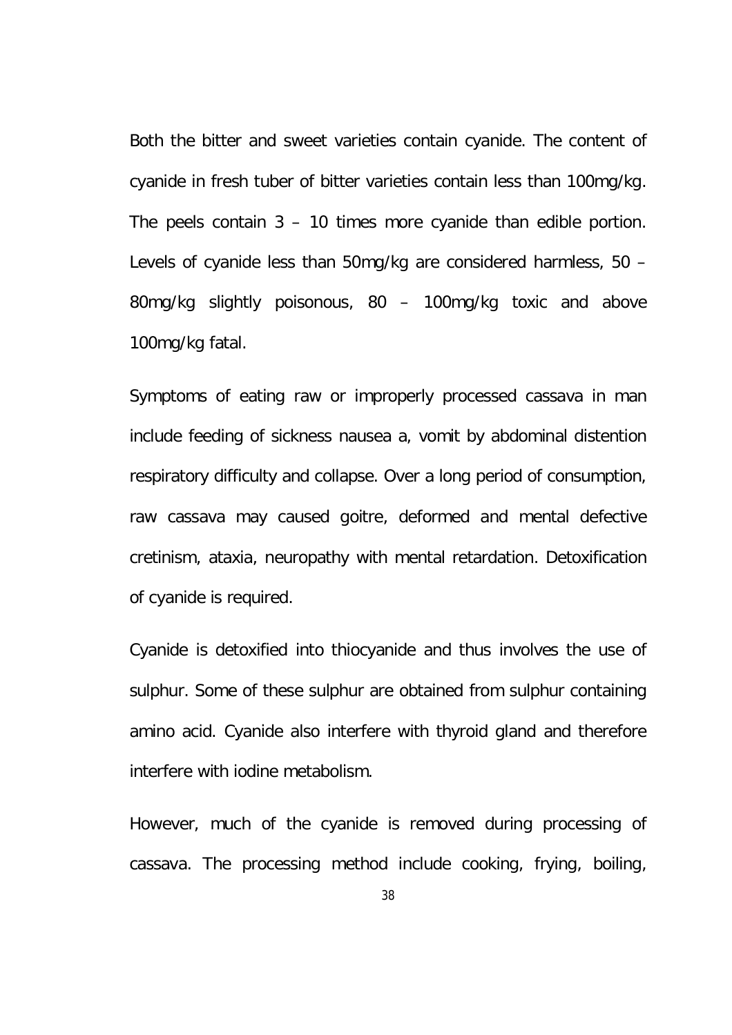Both the bitter and sweet varieties contain cyanide. The content of cyanide in fresh tuber of bitter varieties contain less than 100mg/kg. The peels contain 3 – 10 times more cyanide than edible portion. Levels of cyanide less than 50mg/kg are considered harmless, 50 – 80mg/kg slightly poisonous, 80 – 100mg/kg toxic and above 100mg/kg fatal.

Symptoms of eating raw or improperly processed cassava in man include feeding of sickness nausea a, vomit by abdominal distention respiratory difficulty and collapse. Over a long period of consumption, raw cassava may caused goitre, deformed and mental defective cretinism, ataxia, neuropathy with mental retardation. Detoxification of cyanide is required.

Cyanide is detoxified into thiocyanide and thus involves the use of sulphur. Some of these sulphur are obtained from sulphur containing amino acid. Cyanide also interfere with thyroid gland and therefore interfere with iodine metabolism.

However, much of the cyanide is removed during processing of cassava. The processing method include cooking, frying, boiling,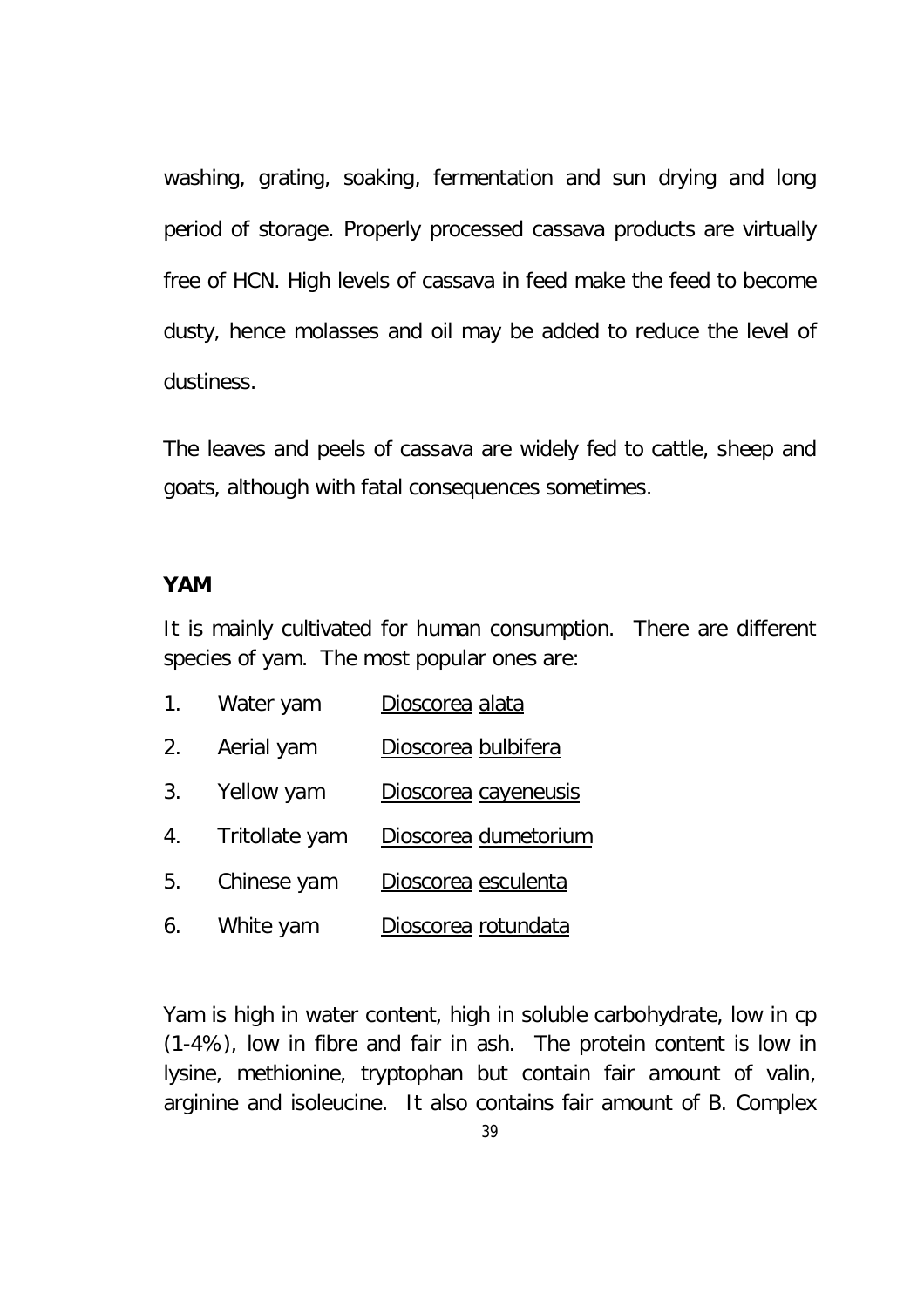washing, grating, soaking, fermentation and sun drying and long period of storage. Properly processed cassava products are virtually free of HCN. High levels of cassava in feed make the feed to become dusty, hence molasses and oil may be added to reduce the level of dustiness.

The leaves and peels of cassava are widely fed to cattle, sheep and goats, although with fatal consequences sometimes.

**YAM**

It is mainly cultivated for human consumption. There are different species of yam. The most popular ones are:

1. Water yam — Dioscorea alata
2. Aerial yam — Dioscorea bulbifera
3. Yellow yam — Dioscorea cayeneusis
4. Tritollate yam — Dioscorea dumetorium
5. Chinese yam — Dioscorea esculenta
6. White yam — Dioscorea rotundata

Yam is high in water content, high in soluble carbohydrate, low in cp (1-4%), low in fibre and fair in ash. The protein content is low in lysine, methionine, tryptophan but contain fair amount of valin, arginine and isoleucine. It also contains fair amount of B. Complex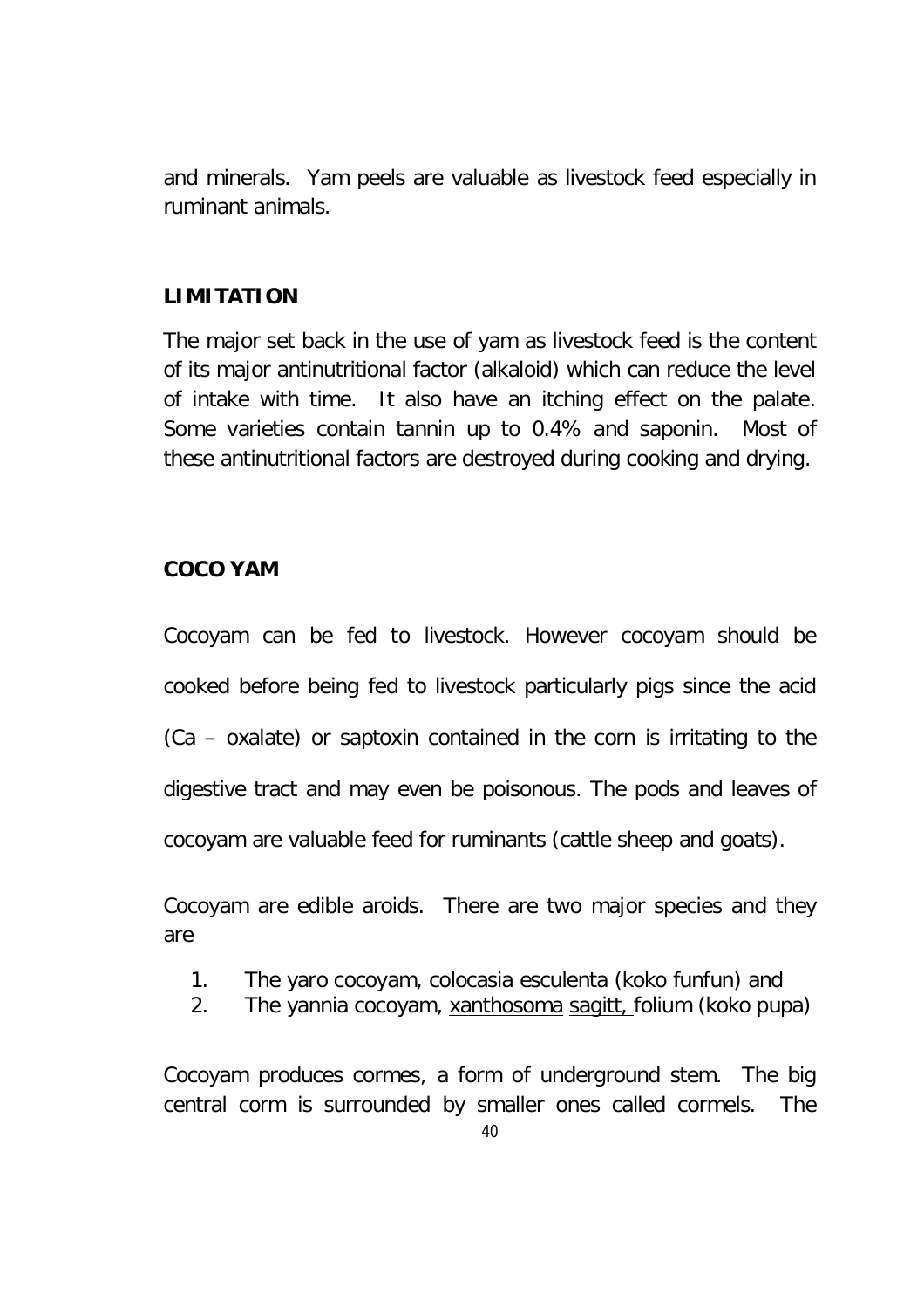and minerals. Yam peels are valuable as livestock feed especially in ruminant animals.

## LIMITATION

The major set back in the use of yam as livestock feed is the content of its major antinutritional factor (alkaloid) which can reduce the level of intake with time. It also have an itching effect on the palate. Some varieties contain tannin up to 0.4% and saponin. Most of these antinutritional factors are destroyed during cooking and drying.

## COCO YAM

Cocoyam can be fed to livestock. However cocoyam should be cooked before being fed to livestock particularly pigs since the acid (Ca – oxalate) or saptoxin contained in the corn is irritating to the digestive tract and may even be poisonous. The pods and leaves of cocoyam are valuable feed for ruminants (cattle sheep and goats).

Cocoyam are edible aroids. There are two major species and they are

1. The yaro cocoyam, colocasia esculenta (koko funfun) and
2. The yannia cocoyam, <u>xanthosoma</u> <u>sagitt,</u> folium (koko pupa)

Cocoyam produces cormes, a form of underground stem. The big central corm is surrounded by smaller ones called cormels. The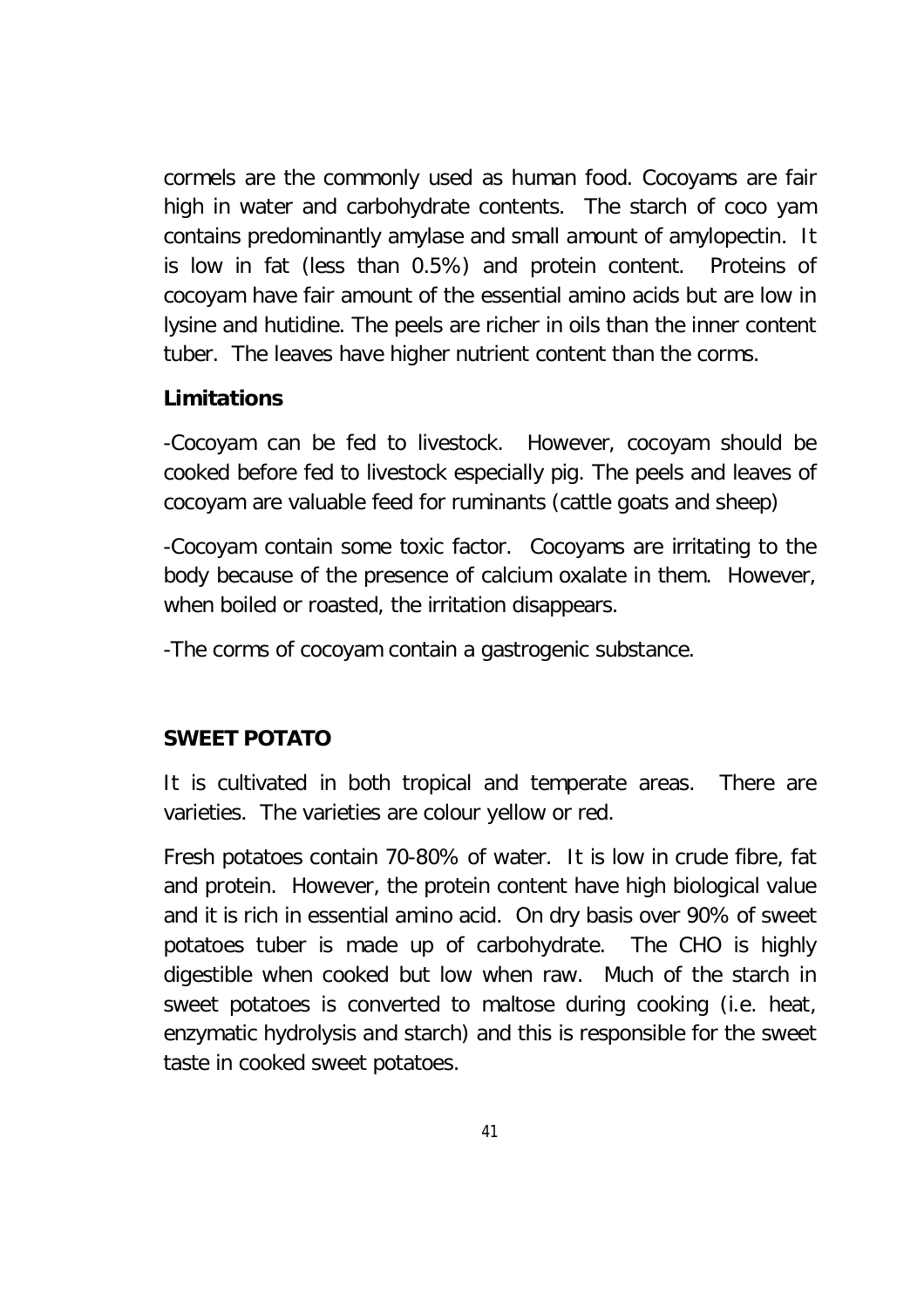cormels are the commonly used as human food. Cocoyams are fair high in water and carbohydrate contents. The starch of coco yam contains predominantly amylase and small amount of amylopectin. It is low in fat (less than 0.5%) and protein content. Proteins of cocoyam have fair amount of the essential amino acids but are low in lysine and hutidine. The peels are richer in oils than the inner content tuber. The leaves have higher nutrient content than the corms.

**Limitations**

-Cocoyam can be fed to livestock. However, cocoyam should be cooked before fed to livestock especially pig. The peels and leaves of cocoyam are valuable feed for ruminants (cattle goats and sheep)

-Cocoyam contain some toxic factor. Cocoyams are irritating to the body because of the presence of calcium oxalate in them. However, when boiled or roasted, the irritation disappears.

-The corms of cocoyam contain a gastrogenic substance.

**SWEET POTATO**

It is cultivated in both tropical and temperate areas. There are varieties. The varieties are colour yellow or red.

Fresh potatoes contain 70-80% of water. It is low in crude fibre, fat and protein. However, the protein content have high biological value and it is rich in essential amino acid. On dry basis over 90% of sweet potatoes tuber is made up of carbohydrate. The CHO is highly digestible when cooked but low when raw. Much of the starch in sweet potatoes is converted to maltose during cooking (i.e. heat, enzymatic hydrolysis and starch) and this is responsible for the sweet taste in cooked sweet potatoes.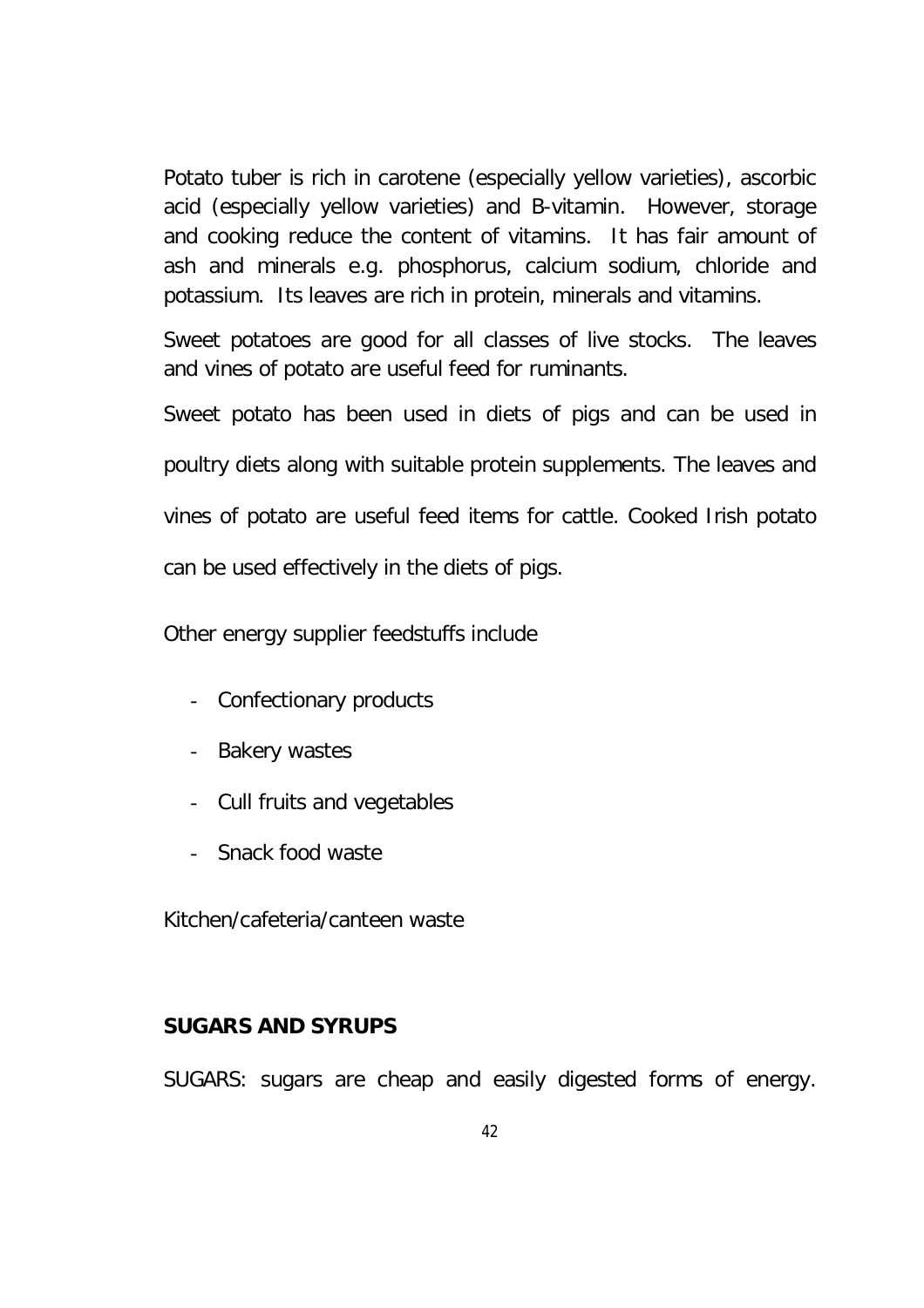Potato tuber is rich in carotene (especially yellow varieties), ascorbic acid (especially yellow varieties) and B-vitamin. However, storage and cooking reduce the content of vitamins. It has fair amount of ash and minerals e.g. phosphorus, calcium sodium, chloride and potassium. Its leaves are rich in protein, minerals and vitamins.

Sweet potatoes are good for all classes of live stocks. The leaves and vines of potato are useful feed for ruminants.

Sweet potato has been used in diets of pigs and can be used in poultry diets along with suitable protein supplements. The leaves and vines of potato are useful feed items for cattle. Cooked Irish potato can be used effectively in the diets of pigs.

Other energy supplier feedstuffs include

- Confectionary products
- Bakery wastes
- Cull fruits and vegetables
- Snack food waste

Kitchen/cafeteria/canteen waste

**SUGARS AND SYRUPS**

SUGARS: sugars are cheap and easily digested forms of energy.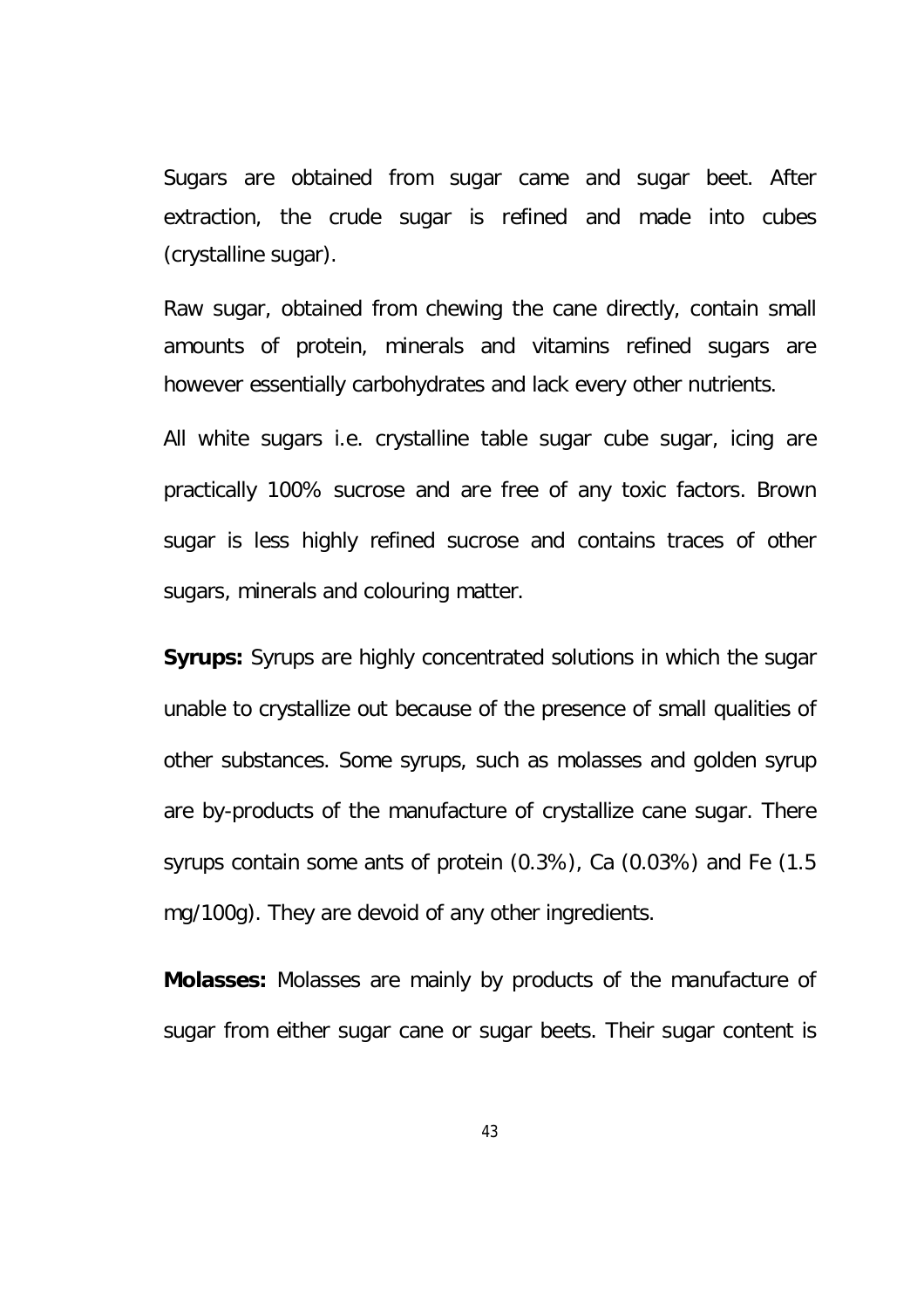Sugars are obtained from sugar came and sugar beet. After extraction, the crude sugar is refined and made into cubes (crystalline sugar).

Raw sugar, obtained from chewing the cane directly, contain small amounts of protein, minerals and vitamins refined sugars are however essentially carbohydrates and lack every other nutrients.

All white sugars i.e. crystalline table sugar cube sugar, icing are practically 100% sucrose and are free of any toxic factors. Brown sugar is less highly refined sucrose and contains traces of other sugars, minerals and colouring matter.

**Syrups:** Syrups are highly concentrated solutions in which the sugar unable to crystallize out because of the presence of small qualities of other substances. Some syrups, such as molasses and golden syrup are by-products of the manufacture of crystallize cane sugar. There syrups contain some ants of protein (0.3%), Ca (0.03%) and Fe (1.5 mg/100g). They are devoid of any other ingredients.

**Molasses:** Molasses are mainly by products of the manufacture of sugar from either sugar cane or sugar beets. Their sugar content is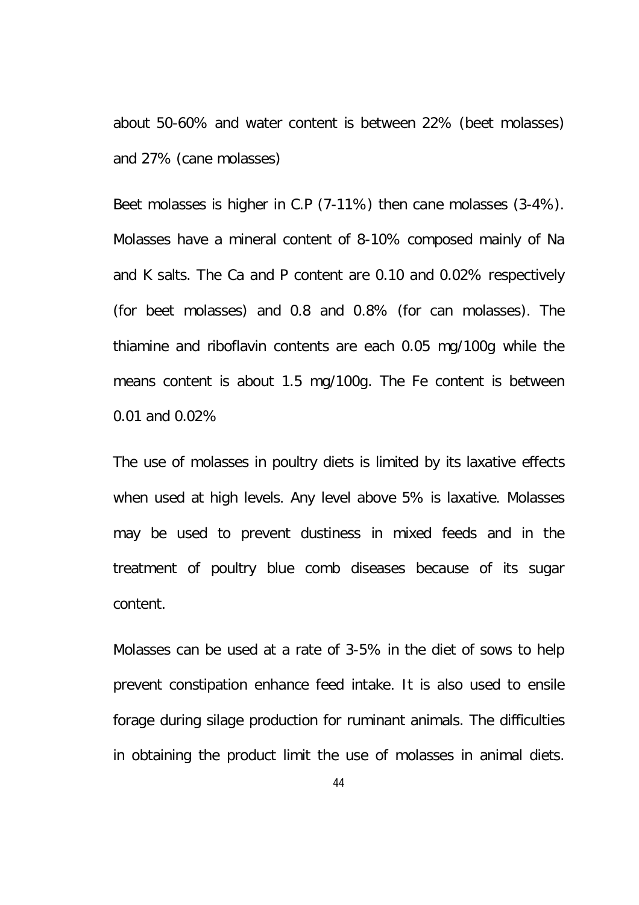about 50-60% and water content is between 22% (beet molasses) and 27% (cane molasses)

Beet molasses is higher in C.P (7-11%) then cane molasses (3-4%). Molasses have a mineral content of 8-10% composed mainly of Na and K salts. The Ca and P content are 0.10 and 0.02% respectively (for beet molasses) and 0.8 and 0.8% (for can molasses). The thiamine and riboflavin contents are each 0.05 mg/100g while the means content is about 1.5 mg/100g. The Fe content is between 0.01 and 0.02%

The use of molasses in poultry diets is limited by its laxative effects when used at high levels. Any level above 5% is laxative. Molasses may be used to prevent dustiness in mixed feeds and in the treatment of poultry blue comb diseases because of its sugar content.

Molasses can be used at a rate of 3-5% in the diet of sows to help prevent constipation enhance feed intake. It is also used to ensile forage during silage production for ruminant animals. The difficulties in obtaining the product limit the use of molasses in animal diets.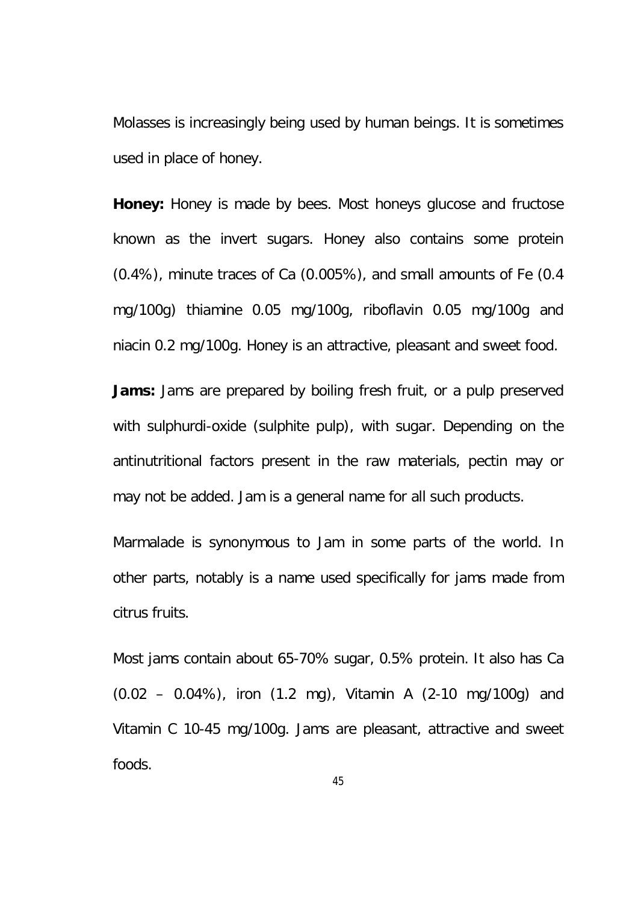Molasses is increasingly being used by human beings. It is sometimes used in place of honey.

**Honey:** Honey is made by bees. Most honeys glucose and fructose known as the invert sugars. Honey also contains some protein (0.4%), minute traces of Ca (0.005%), and small amounts of Fe (0.4 mg/100g) thiamine 0.05 mg/100g, riboflavin 0.05 mg/100g and niacin 0.2 mg/100g. Honey is an attractive, pleasant and sweet food.

**Jams:** Jams are prepared by boiling fresh fruit, or a pulp preserved with sulphurdi-oxide (sulphite pulp), with sugar. Depending on the antinutritional factors present in the raw materials, pectin may or may not be added. Jam is a general name for all such products.

Marmalade is synonymous to Jam in some parts of the world. In other parts, notably is a name used specifically for jams made from citrus fruits.

Most jams contain about 65-70% sugar, 0.5% protein. It also has Ca (0.02 – 0.04%), iron (1.2 mg), Vitamin A (2-10 mg/100g) and Vitamin C 10-45 mg/100g. Jams are pleasant, attractive and sweet foods.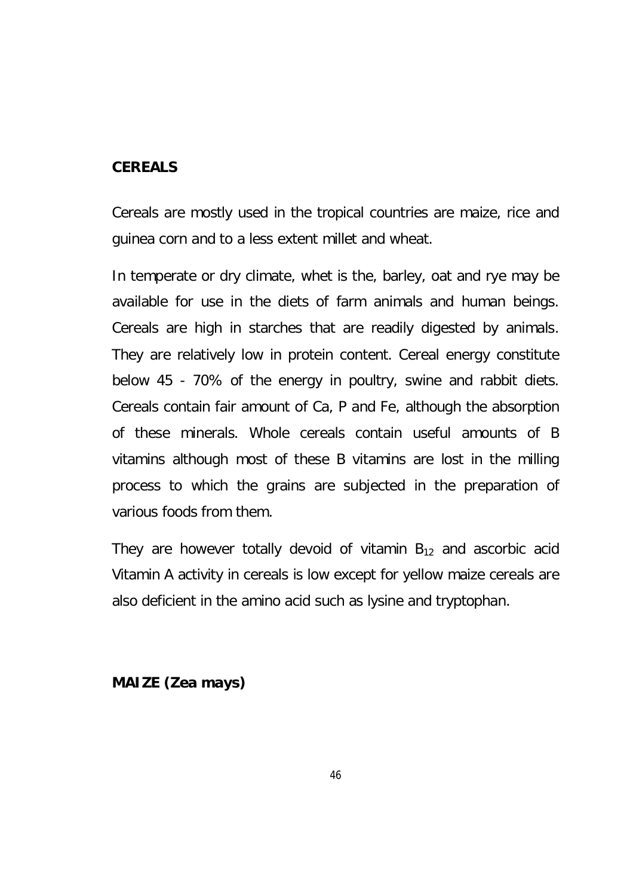## CEREALS

Cereals are mostly used in the tropical countries are maize, rice and guinea corn and to a less extent millet and wheat.

In temperate or dry climate, whet is the, barley, oat and rye may be available for use in the diets of farm animals and human beings. Cereals are high in starches that are readily digested by animals. They are relatively low in protein content. Cereal energy constitute below 45 - 70% of the energy in poultry, swine and rabbit diets. Cereals contain fair amount of Ca, P and Fe, although the absorption of these minerals. Whole cereals contain useful amounts of B vitamins although most of these B vitamins are lost in the milling process to which the grains are subjected in the preparation of various foods from them.

They are however totally devoid of vitamin $B_{12}$ and ascorbic acid Vitamin A activity in cereals is low except for yellow maize cereals are also deficient in the amino acid such as lysine and tryptophan.

## MAIZE (*Zea mays*)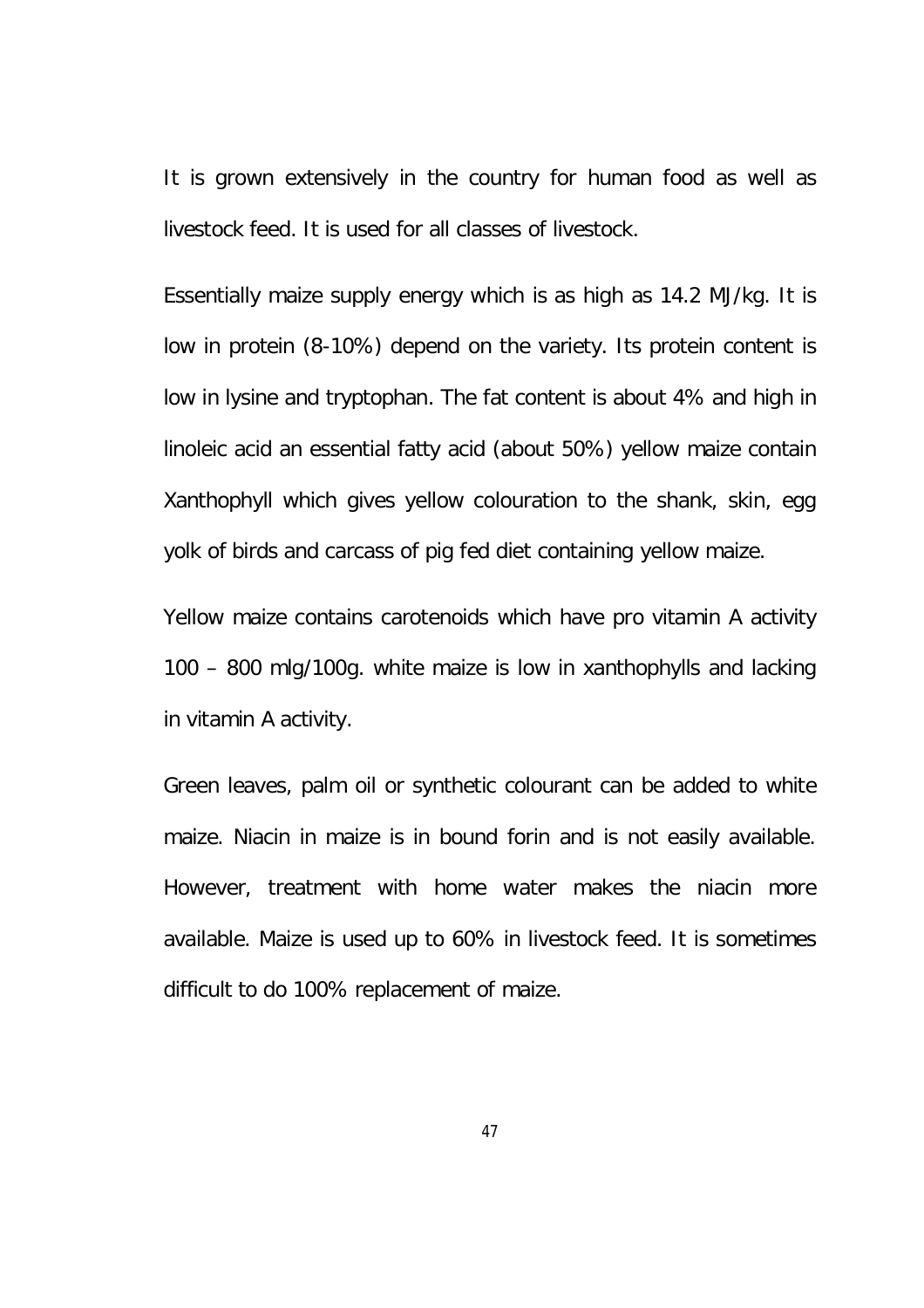It is grown extensively in the country for human food as well as livestock feed. It is used for all classes of livestock.

Essentially maize supply energy which is as high as 14.2 MJ/kg. It is low in protein (8-10%) depend on the variety. Its protein content is low in lysine and tryptophan. The fat content is about 4% and high in linoleic acid an essential fatty acid (about 50%) yellow maize contain Xanthophyll which gives yellow colouration to the shank, skin, egg yolk of birds and carcass of pig fed diet containing yellow maize.

Yellow maize contains carotenoids which have pro vitamin A activity 100 – 800 mlg/100g. white maize is low in xanthophylls and lacking in vitamin A activity.

Green leaves, palm oil or synthetic colourant can be added to white maize. Niacin in maize is in bound forin and is not easily available. However, treatment with home water makes the niacin more available. Maize is used up to 60% in livestock feed. It is sometimes difficult to do 100% replacement of maize.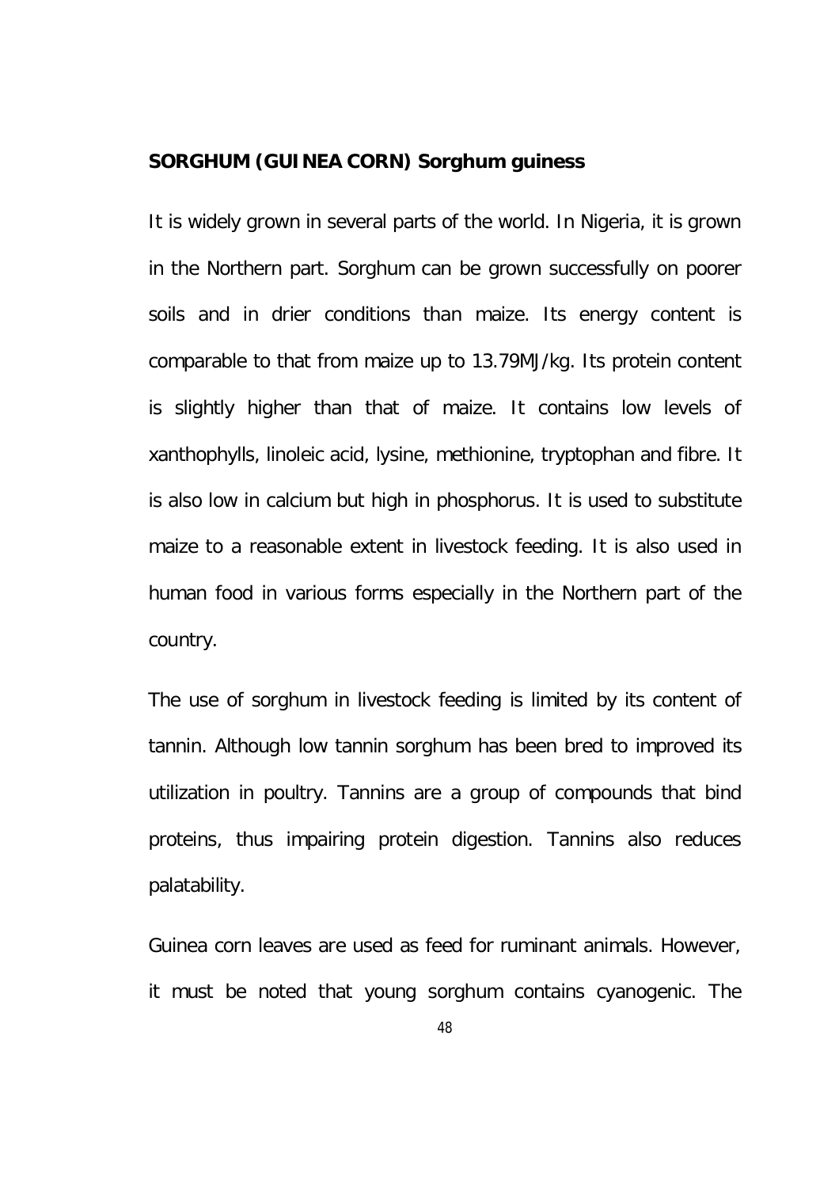**SORGHUM (GUINEA CORN) Sorghum guiness**

It is widely grown in several parts of the world. In Nigeria, it is grown in the Northern part. Sorghum can be grown successfully on poorer soils and in drier conditions than maize. Its energy content is comparable to that from maize up to 13.79MJ/kg. Its protein content is slightly higher than that of maize. It contains low levels of xanthophylls, linoleic acid, lysine, methionine, tryptophan and fibre. It is also low in calcium but high in phosphorus. It is used to substitute maize to a reasonable extent in livestock feeding. It is also used in human food in various forms especially in the Northern part of the country.

The use of sorghum in livestock feeding is limited by its content of tannin. Although low tannin sorghum has been bred to improved its utilization in poultry. Tannins are a group of compounds that bind proteins, thus impairing protein digestion. Tannins also reduces palatability.

Guinea corn leaves are used as feed for ruminant animals. However, it must be noted that young sorghum contains cyanogenic. The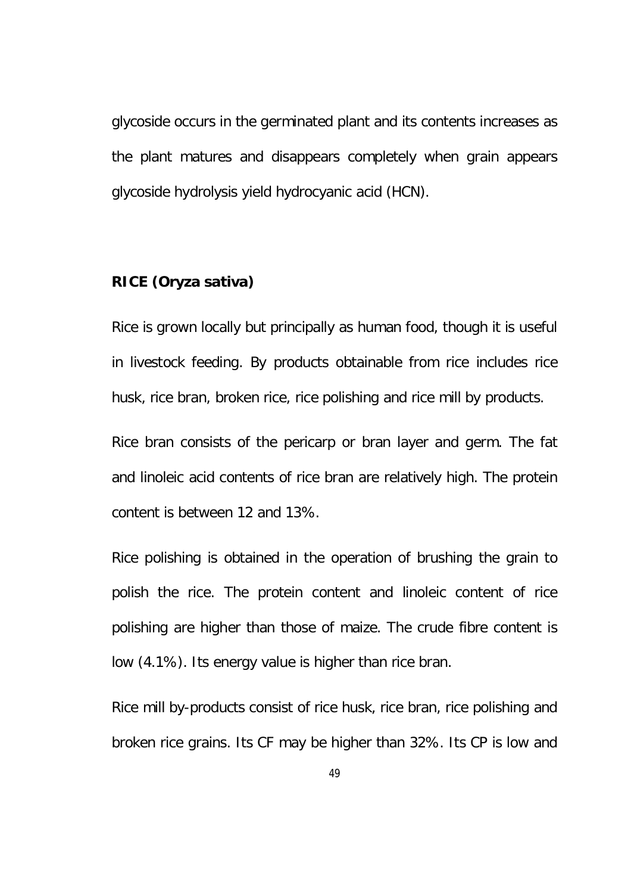glycoside occurs in the germinated plant and its contents increases as the plant matures and disappears completely when grain appears glycoside hydrolysis yield hydrocyanic acid (HCN).

**RICE (Oryza sativa)**

Rice is grown locally but principally as human food, though it is useful in livestock feeding. By products obtainable from rice includes rice husk, rice bran, broken rice, rice polishing and rice mill by products.

Rice bran consists of the pericarp or bran layer and germ. The fat and linoleic acid contents of rice bran are relatively high. The protein content is between 12 and 13%.

Rice polishing is obtained in the operation of brushing the grain to polish the rice. The protein content and linoleic content of rice polishing are higher than those of maize. The crude fibre content is low (4.1%). Its energy value is higher than rice bran.

Rice mill by-products consist of rice husk, rice bran, rice polishing and broken rice grains. Its CF may be higher than 32%. Its CP is low and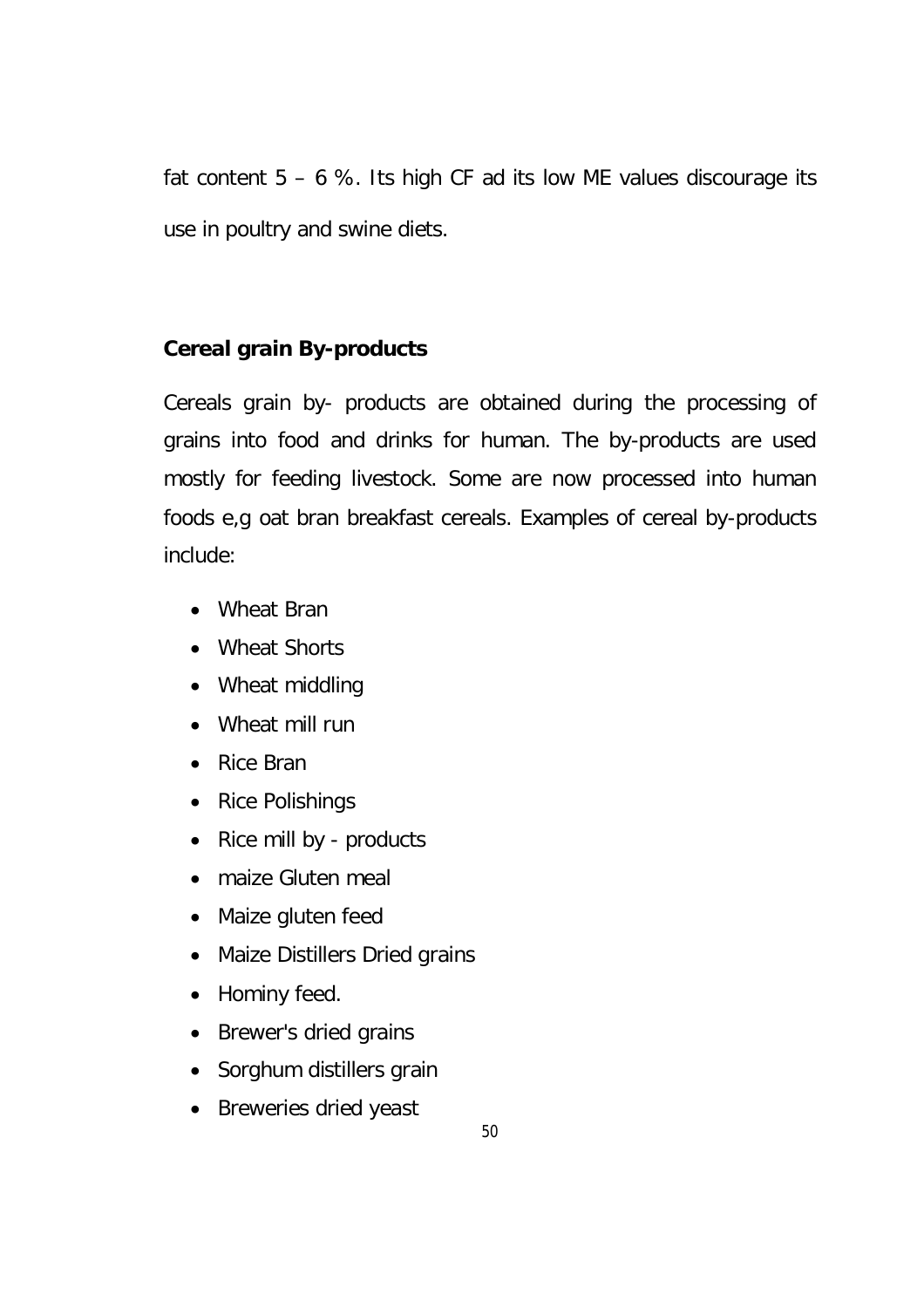fat content 5 – 6 %. Its high CF ad its low ME values discourage its use in poultry and swine diets.

**Cereal grain By-products**

Cereals grain by- products are obtained during the processing of grains into food and drinks for human. The by-products are used mostly for feeding livestock. Some are now processed into human foods e,g oat bran breakfast cereals. Examples of cereal by-products include:

- Wheat Bran
- Wheat Shorts
- Wheat middling
- Wheat mill run
- Rice Bran
- Rice Polishings
- Rice mill by - products
- maize Gluten meal
- Maize gluten feed
- Maize Distillers Dried grains
- Hominy feed.
- Brewer's dried grains
- Sorghum distillers grain
- Breweries dried yeast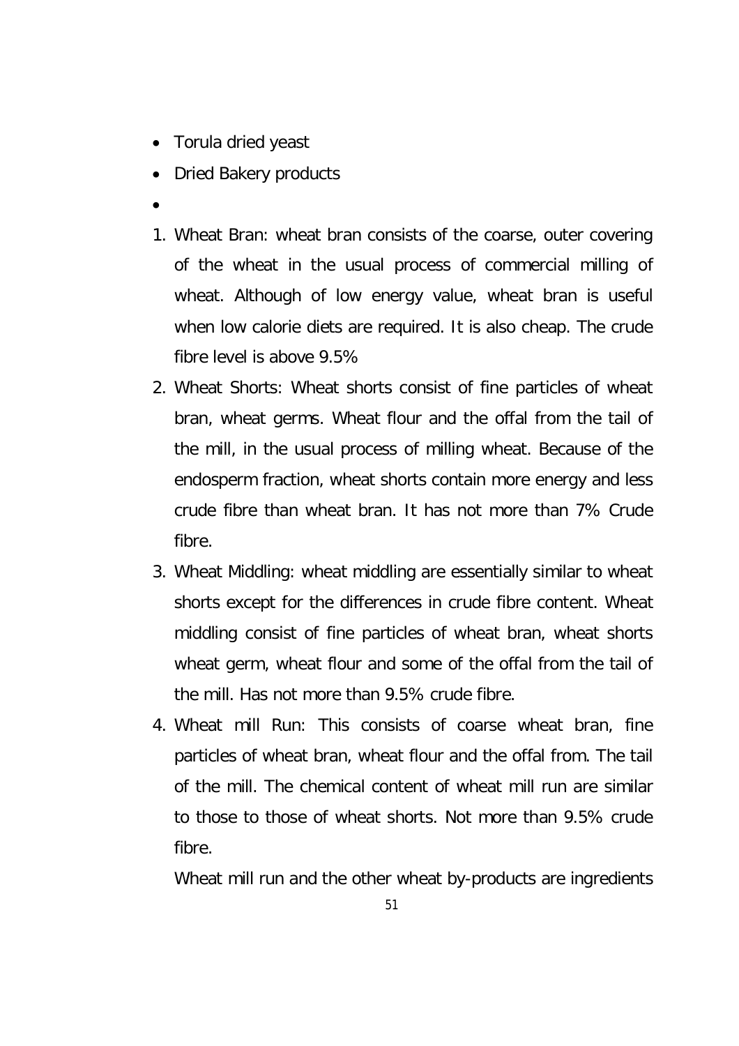- Torula dried yeast
- Dried Bakery products
- 

1. Wheat Bran: wheat bran consists of the coarse, outer covering of the wheat in the usual process of commercial milling of wheat. Although of low energy value, wheat bran is useful when low calorie diets are required. It is also cheap. The crude fibre level is above 9.5%
2. Wheat Shorts: Wheat shorts consist of fine particles of wheat bran, wheat germs. Wheat flour and the offal from the tail of the mill, in the usual process of milling wheat. Because of the endosperm fraction, wheat shorts contain more energy and less crude fibre than wheat bran. It has not more than 7% Crude fibre.
3. Wheat Middling: wheat middling are essentially similar to wheat shorts except for the differences in crude fibre content. Wheat middling consist of fine particles of wheat bran, wheat shorts wheat germ, wheat flour and some of the offal from the tail of the mill. Has not more than 9.5% crude fibre.
4. Wheat mill Run: This consists of coarse wheat bran, fine particles of wheat bran, wheat flour and the offal from. The tail of the mill. The chemical content of wheat mill run are similar to those to those of wheat shorts. Not more than 9.5% crude fibre.

   Wheat mill run and the other wheat by-products are ingredients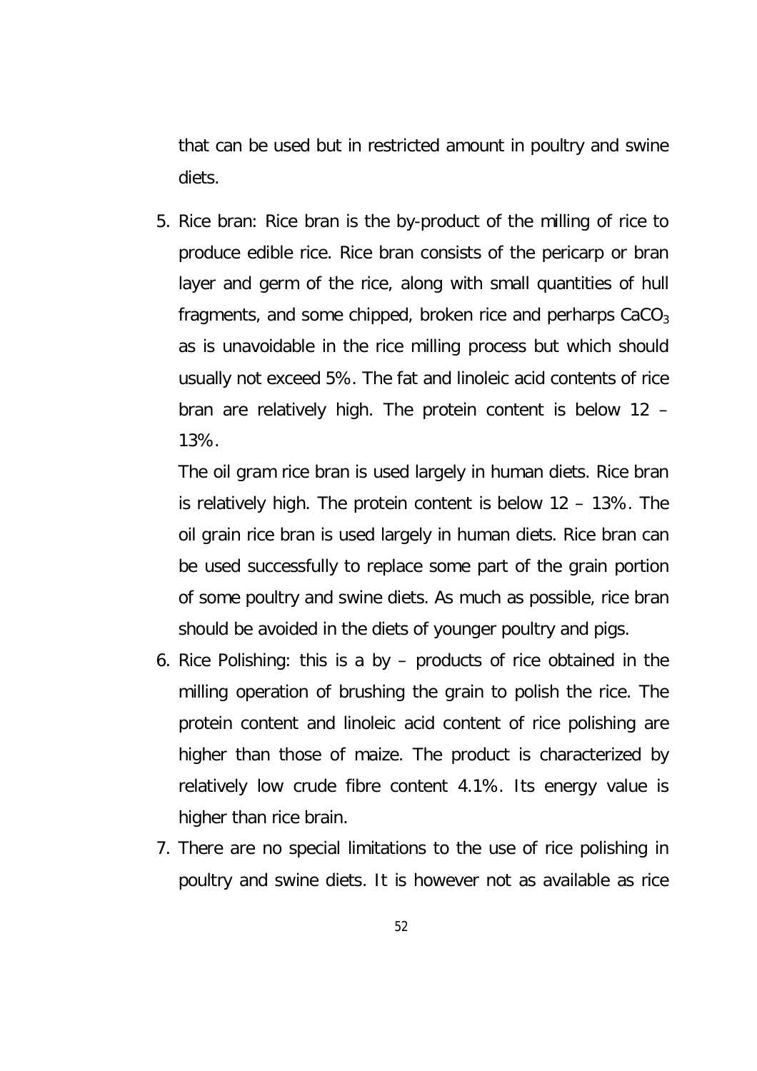that can be used but in restricted amount in poultry and swine diets.

5. Rice bran: Rice bran is the by-product of the milling of rice to produce edible rice. Rice bran consists of the pericarp or bran layer and germ of the rice, along with small quantities of hull fragments, and some chipped, broken rice and perharps $CaCO_3$ as is unavoidable in the rice milling process but which should usually not exceed 5%. The fat and linoleic acid contents of rice bran are relatively high. The protein content is below 12 – 13%.

   The oil gram rice bran is used largely in human diets. Rice bran is relatively high. The protein content is below 12 – 13%. The oil grain rice bran is used largely in human diets. Rice bran can be used successfully to replace some part of the grain portion of some poultry and swine diets. As much as possible, rice bran should be avoided in the diets of younger poultry and pigs.

6. Rice Polishing: this is a by – products of rice obtained in the milling operation of brushing the grain to polish the rice. The protein content and linoleic acid content of rice polishing are higher than those of maize. The product is characterized by relatively low crude fibre content 4.1%. Its energy value is higher than rice brain.

7. There are no special limitations to the use of rice polishing in poultry and swine diets. It is however not as available as rice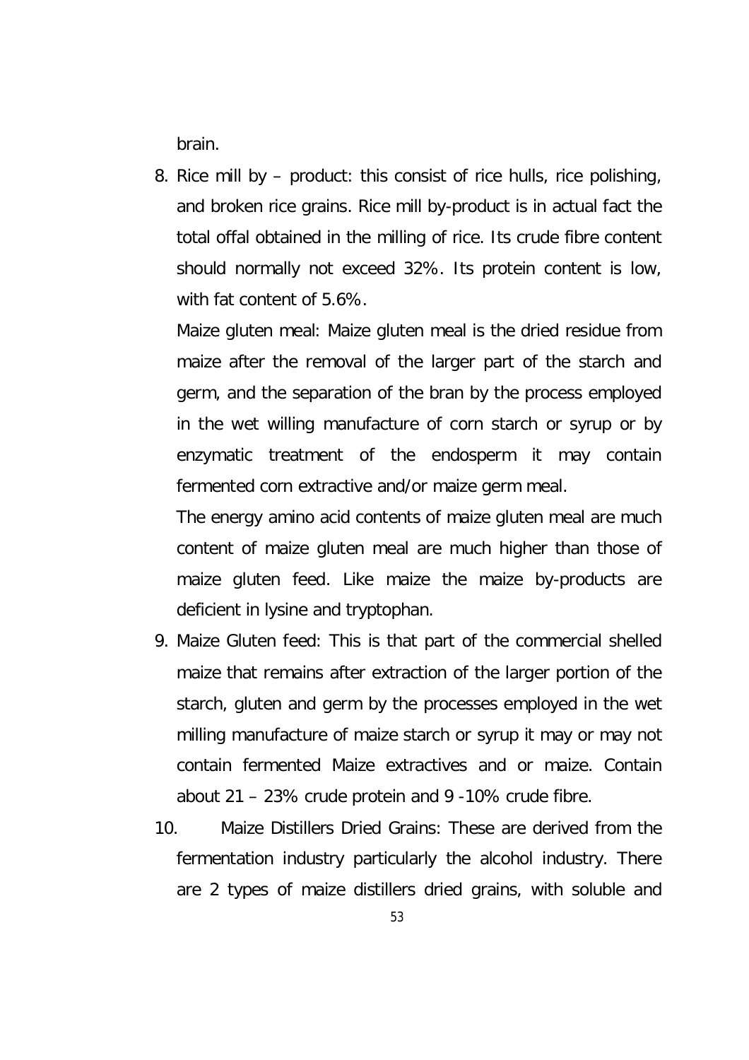brain.

8. Rice mill by – product: this consist of rice hulls, rice polishing, and broken rice grains. Rice mill by-product is in actual fact the total offal obtained in the milling of rice. Its crude fibre content should normally not exceed 32%. Its protein content is low, with fat content of 5.6%.

   Maize gluten meal: Maize gluten meal is the dried residue from maize after the removal of the larger part of the starch and germ, and the separation of the bran by the process employed in the wet willing manufacture of corn starch or syrup or by enzymatic treatment of the endosperm it may contain fermented corn extractive and/or maize germ meal.

   The energy amino acid contents of maize gluten meal are much content of maize gluten meal are much higher than those of maize gluten feed. Like maize the maize by-products are deficient in lysine and tryptophan.

9. Maize Gluten feed: This is that part of the commercial shelled maize that remains after extraction of the larger portion of the starch, gluten and germ by the processes employed in the wet milling manufacture of maize starch or syrup it may or may not contain fermented Maize extractives and or maize. Contain about 21 – 23% crude protein and 9 -10% crude fibre.

10. Maize Distillers Dried Grains: These are derived from the fermentation industry particularly the alcohol industry. There are 2 types of maize distillers dried grains, with soluble and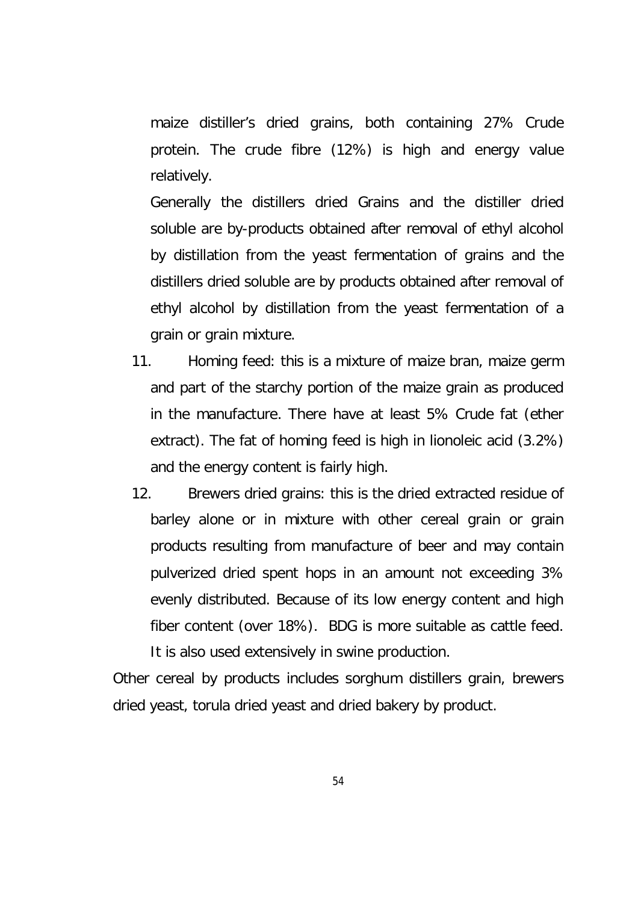maize distiller's dried grains, both containing 27% Crude protein. The crude fibre (12%) is high and energy value relatively.

Generally the distillers dried Grains and the distiller dried soluble are by-products obtained after removal of ethyl alcohol by distillation from the yeast fermentation of grains and the distillers dried soluble are by products obtained after removal of ethyl alcohol by distillation from the yeast fermentation of a grain or grain mixture.

11. Homing feed: this is a mixture of maize bran, maize germ and part of the starchy portion of the maize grain as produced in the manufacture. There have at least 5% Crude fat (ether extract). The fat of homing feed is high in lionoleic acid (3.2%) and the energy content is fairly high.

12. Brewers dried grains: this is the dried extracted residue of barley alone or in mixture with other cereal grain or grain products resulting from manufacture of beer and may contain pulverized dried spent hops in an amount not exceeding 3% evenly distributed. Because of its low energy content and high fiber content (over 18%). BDG is more suitable as cattle feed. It is also used extensively in swine production.

Other cereal by products includes sorghum distillers grain, brewers dried yeast, torula dried yeast and dried bakery by product.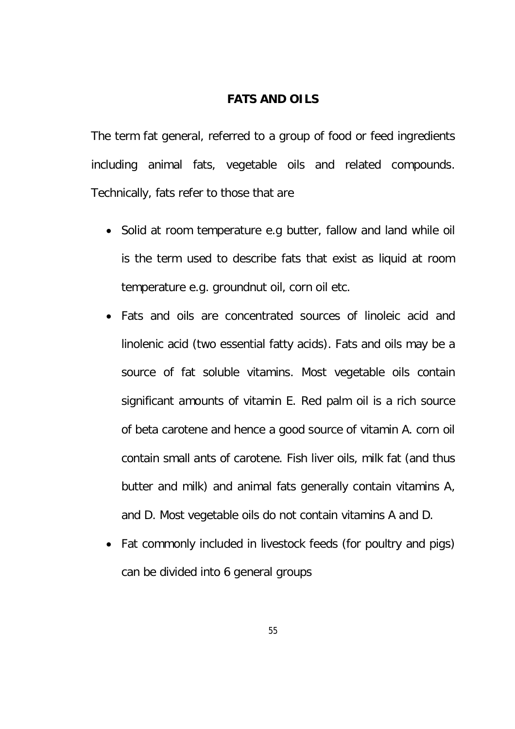## FATS AND OILS

The term fat general, referred to a group of food or feed ingredients including animal fats, vegetable oils and related compounds. Technically, fats refer to those that are

- Solid at room temperature e.g butter, fallow and land while oil is the term used to describe fats that exist as liquid at room temperature e.g. groundnut oil, corn oil etc.
- Fats and oils are concentrated sources of linoleic acid and linolenic acid (two essential fatty acids). Fats and oils may be a source of fat soluble vitamins. Most vegetable oils contain significant amounts of vitamin E. Red palm oil is a rich source of beta carotene and hence a good source of vitamin A. corn oil contain small ants of carotene. Fish liver oils, milk fat (and thus butter and milk) and animal fats generally contain vitamins A, and D. Most vegetable oils do not contain vitamins A and D.
- Fat commonly included in livestock feeds (for poultry and pigs) can be divided into 6 general groups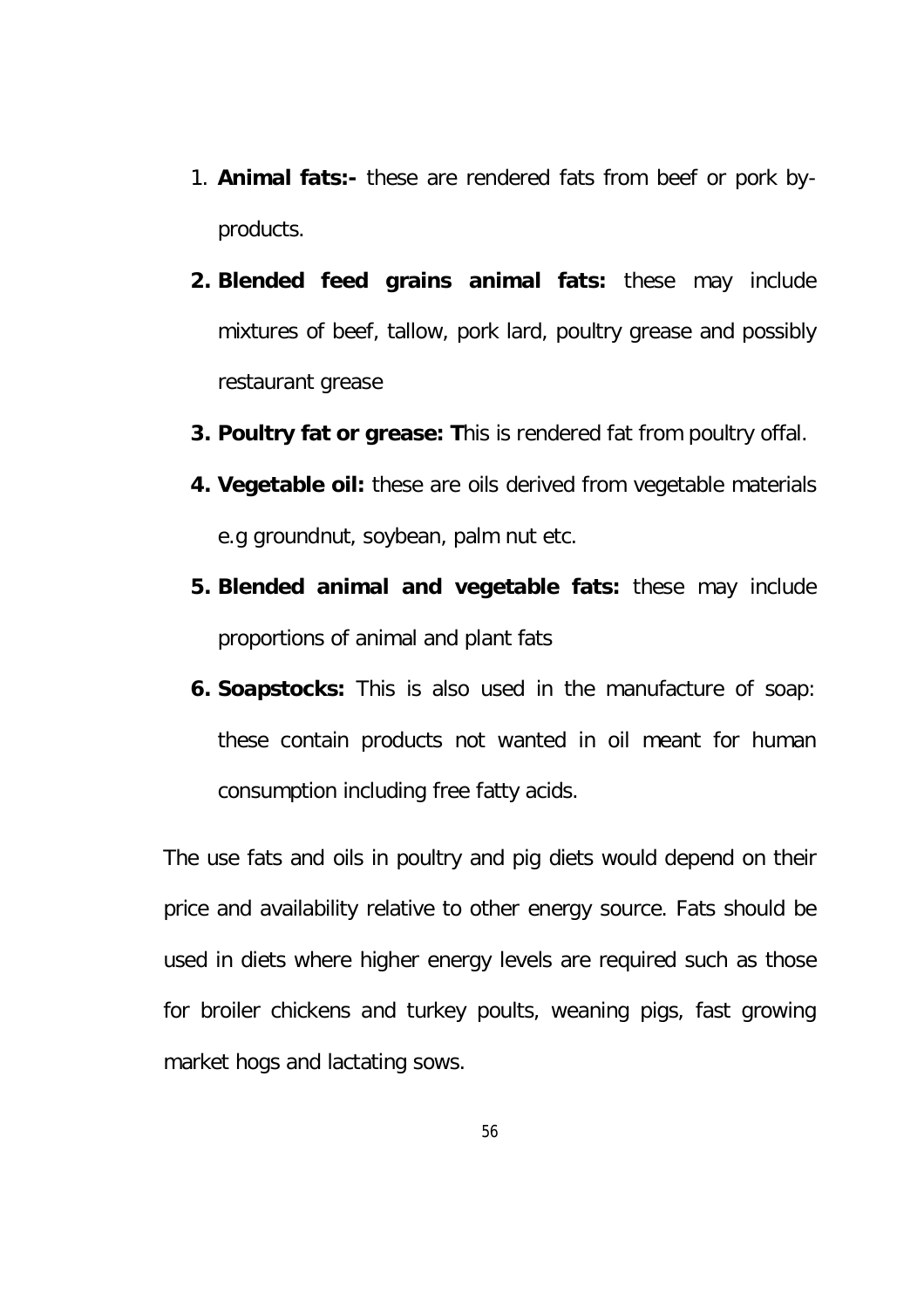1. **Animal fats:-** these are rendered fats from beef or pork by-products.
2. **Blended feed grains animal fats:** these may include mixtures of beef, tallow, pork lard, poultry grease and possibly restaurant grease
3. **Poultry fat or grease: T**his is rendered fat from poultry offal.
4. **Vegetable oil:** these are oils derived from vegetable materials e.g groundnut, soybean, palm nut etc.
5. **Blended animal and vegetable fats:** these may include proportions of animal and plant fats
6. **Soapstocks:** This is also used in the manufacture of soap: these contain products not wanted in oil meant for human consumption including free fatty acids.

The use fats and oils in poultry and pig diets would depend on their price and availability relative to other energy source. Fats should be used in diets where higher energy levels are required such as those for broiler chickens and turkey poults, weaning pigs, fast growing market hogs and lactating sows.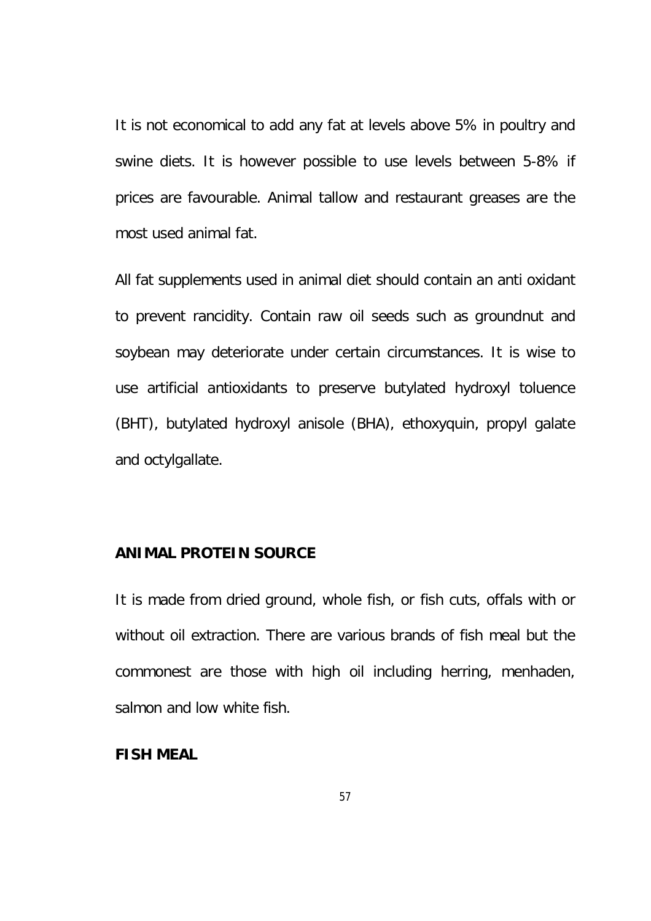It is not economical to add any fat at levels above 5% in poultry and swine diets. It is however possible to use levels between 5-8% if prices are favourable. Animal tallow and restaurant greases are the most used animal fat.

All fat supplements used in animal diet should contain an anti oxidant to prevent rancidity. Contain raw oil seeds such as groundnut and soybean may deteriorate under certain circumstances. It is wise to use artificial antioxidants to preserve butylated hydroxyl toluence (BHT), butylated hydroxyl anisole (BHA), ethoxyquin, propyl galate and octylgallate.

**ANIMAL PROTEIN SOURCE**

It is made from dried ground, whole fish, or fish cuts, offals with or without oil extraction. There are various brands of fish meal but the commonest are those with high oil including herring, menhaden, salmon and low white fish.

**FISH MEAL**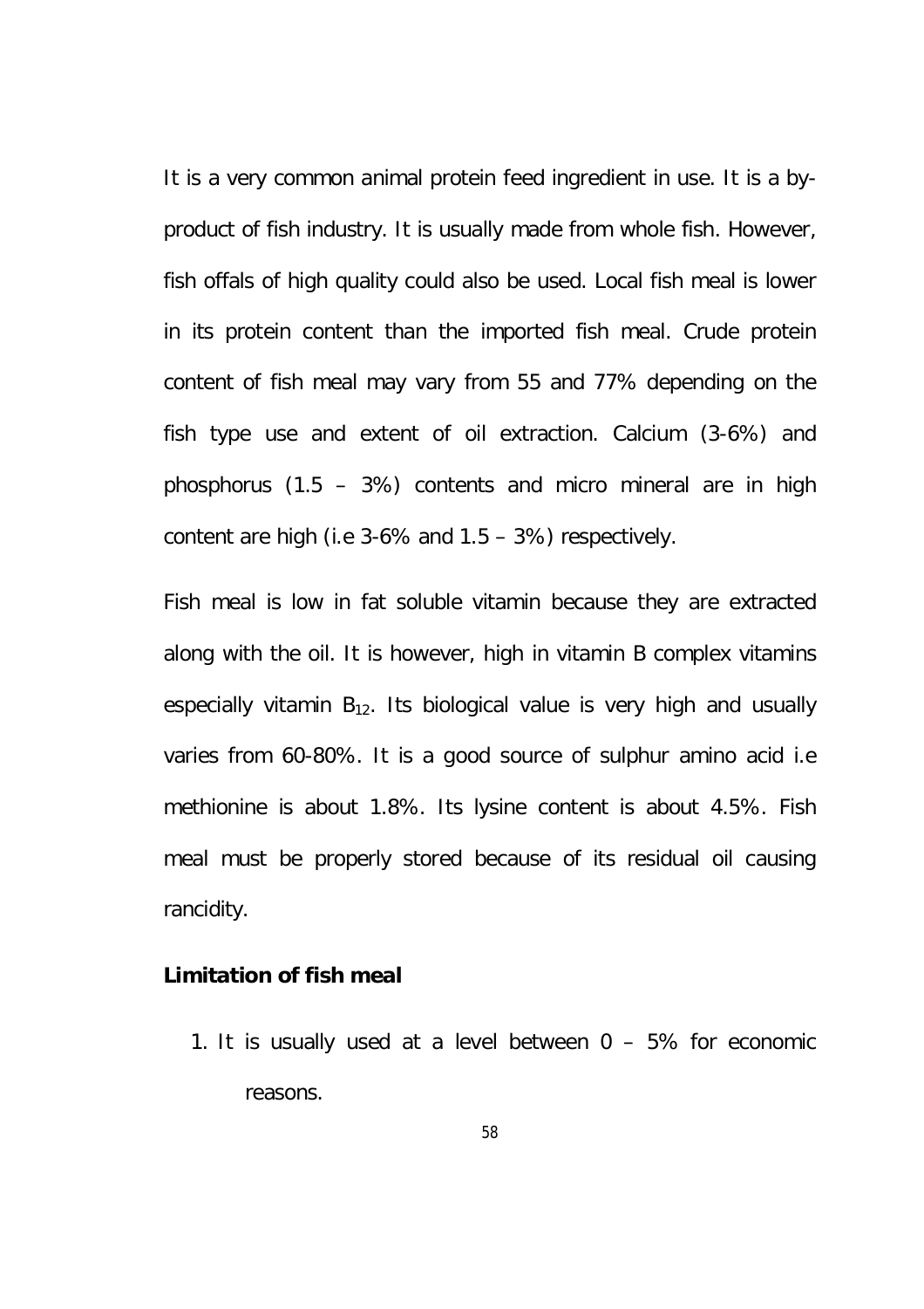It is a very common animal protein feed ingredient in use. It is a by-product of fish industry. It is usually made from whole fish. However, fish offals of high quality could also be used. Local fish meal is lower in its protein content than the imported fish meal. Crude protein content of fish meal may vary from 55 and 77% depending on the fish type use and extent of oil extraction. Calcium (3-6%) and phosphorus (1.5 – 3%) contents and micro mineral are in high content are high (i.e 3-6% and 1.5 – 3%) respectively.

Fish meal is low in fat soluble vitamin because they are extracted along with the oil. It is however, high in vitamin B complex vitamins especially vitamin $B_{12}$. Its biological value is very high and usually varies from 60-80%. It is a good source of sulphur amino acid i.e methionine is about 1.8%. Its lysine content is about 4.5%. Fish meal must be properly stored because of its residual oil causing rancidity.

**Limitation of fish meal**

1. It is usually used at a level between 0 – 5% for economic reasons.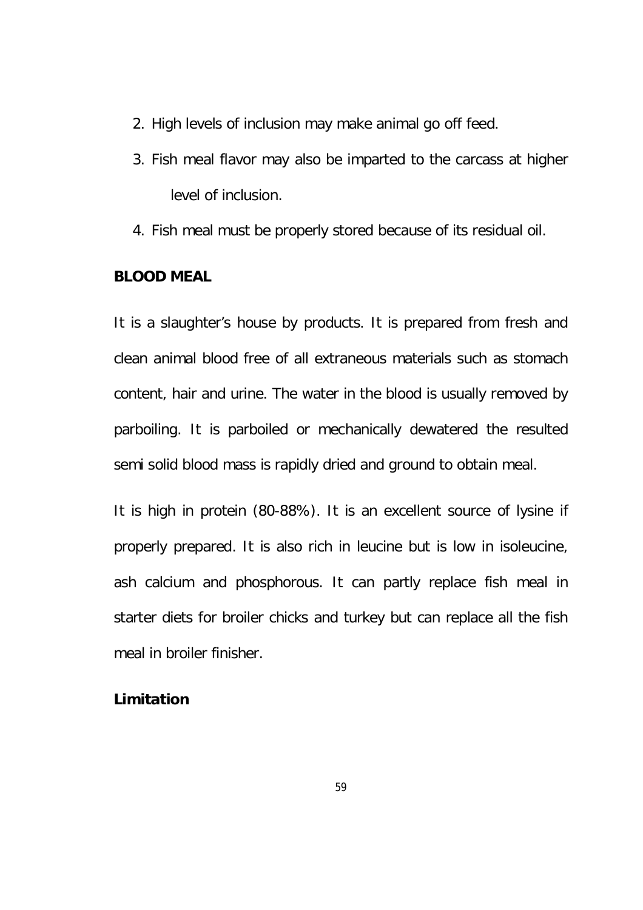2. High levels of inclusion may make animal go off feed.
3. Fish meal flavor may also be imparted to the carcass at higher level of inclusion.
4. Fish meal must be properly stored because of its residual oil.

**BLOOD MEAL**

It is a slaughter's house by products. It is prepared from fresh and clean animal blood free of all extraneous materials such as stomach content, hair and urine. The water in the blood is usually removed by parboiling. It is parboiled or mechanically dewatered the resulted semi solid blood mass is rapidly dried and ground to obtain meal.

It is high in protein (80-88%). It is an excellent source of lysine if properly prepared. It is also rich in leucine but is low in isoleucine, ash calcium and phosphorous. It can partly replace fish meal in starter diets for broiler chicks and turkey but can replace all the fish meal in broiler finisher.

**Limitation**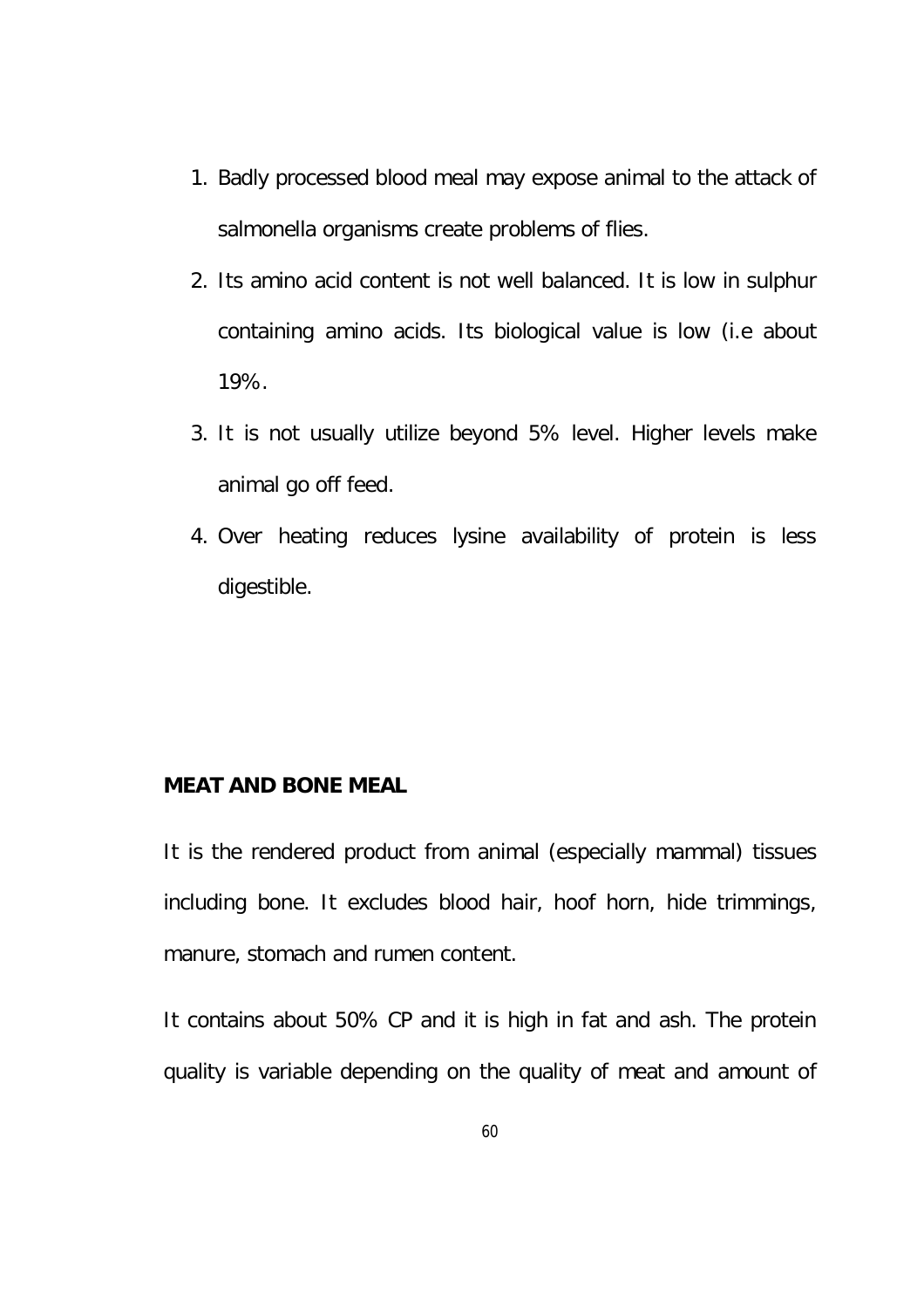1. Badly processed blood meal may expose animal to the attack of salmonella organisms create problems of flies.
2. Its amino acid content is not well balanced. It is low in sulphur containing amino acids. Its biological value is low (i.e about 19%.
3. It is not usually utilize beyond 5% level. Higher levels make animal go off feed.
4. Over heating reduces lysine availability of protein is less digestible.

**MEAT AND BONE MEAL**

It is the rendered product from animal (especially mammal) tissues including bone. It excludes blood hair, hoof horn, hide trimmings, manure, stomach and rumen content.

It contains about 50% CP and it is high in fat and ash. The protein quality is variable depending on the quality of meat and amount of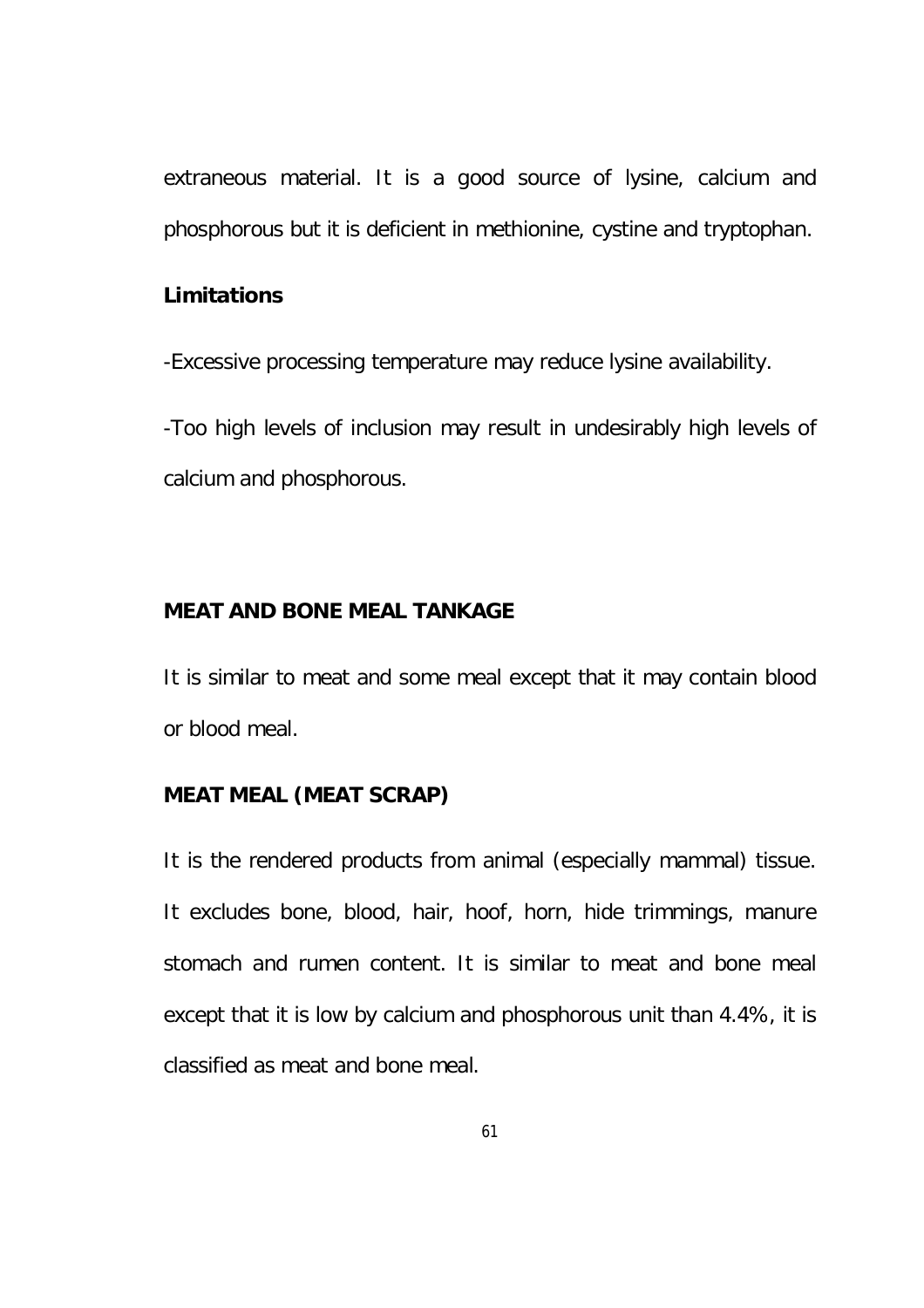extraneous material. It is a good source of lysine, calcium and phosphorous but it is deficient in methionine, cystine and tryptophan.

**Limitations**

-Excessive processing temperature may reduce lysine availability.

-Too high levels of inclusion may result in undesirably high levels of calcium and phosphorous.

**MEAT AND BONE MEAL TANKAGE**

It is similar to meat and some meal except that it may contain blood or blood meal.

**MEAT MEAL (MEAT SCRAP)**

It is the rendered products from animal (especially mammal) tissue. It excludes bone, blood, hair, hoof, horn, hide trimmings, manure stomach and rumen content. It is similar to meat and bone meal except that it is low by calcium and phosphorous unit than 4.4%, it is classified as meat and bone meal.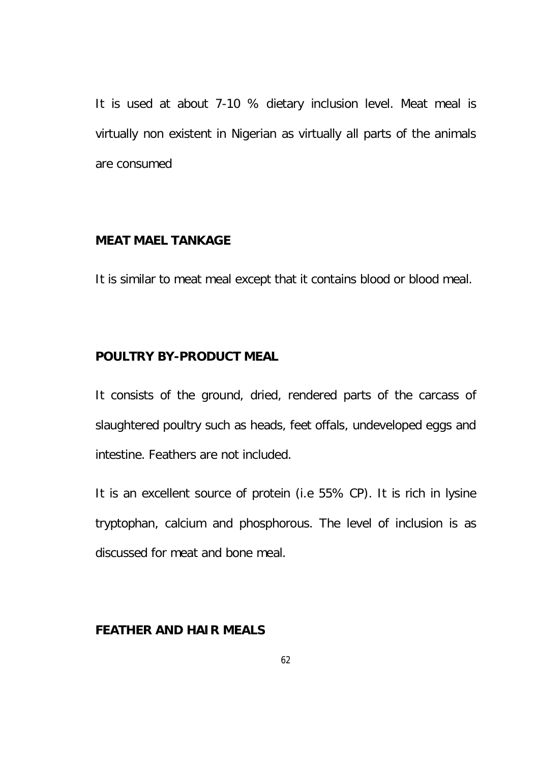It is used at about 7-10 % dietary inclusion level. Meat meal is virtually non existent in Nigerian as virtually all parts of the animals are consumed

**MEAT MAEL TANKAGE**

It is similar to meat meal except that it contains blood or blood meal.

**POULTRY BY-PRODUCT MEAL**

It consists of the ground, dried, rendered parts of the carcass of slaughtered poultry such as heads, feet offals, undeveloped eggs and intestine. Feathers are not included.

It is an excellent source of protein (i.e 55% CP). It is rich in lysine tryptophan, calcium and phosphorous. The level of inclusion is as discussed for meat and bone meal.

**FEATHER AND HAIR MEALS**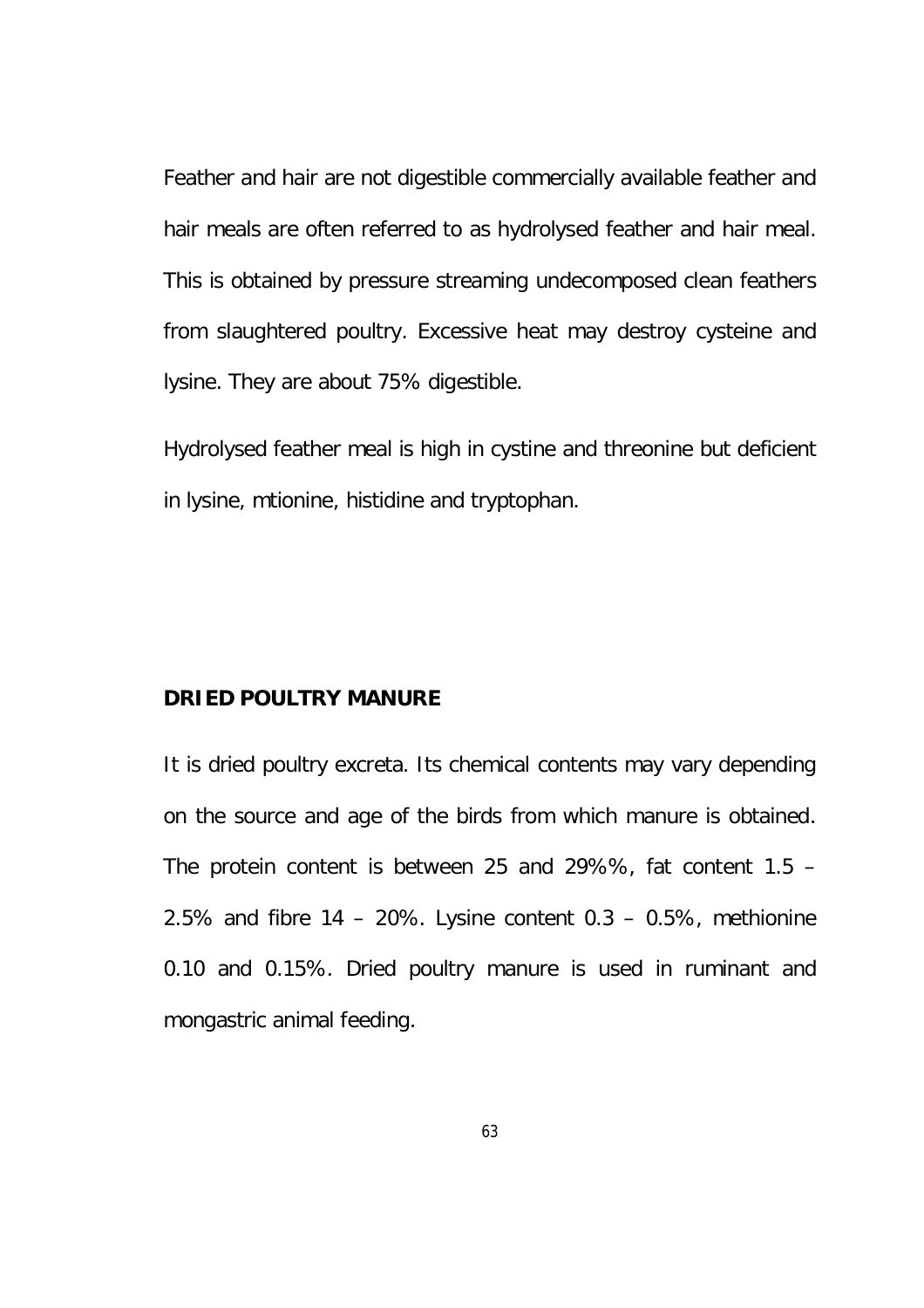Feather and hair are not digestible commercially available feather and hair meals are often referred to as hydrolysed feather and hair meal. This is obtained by pressure streaming undecomposed clean feathers from slaughtered poultry. Excessive heat may destroy cysteine and lysine. They are about 75% digestible.

Hydrolysed feather meal is high in cystine and threonine but deficient in lysine, mtionine, histidine and tryptophan.

**DRIED POULTRY MANURE**

It is dried poultry excreta. Its chemical contents may vary depending on the source and age of the birds from which manure is obtained. The protein content is between 25 and 29%%, fat content 1.5 – 2.5% and fibre 14 – 20%. Lysine content 0.3 – 0.5%, methionine 0.10 and 0.15%. Dried poultry manure is used in ruminant and mongastric animal feeding.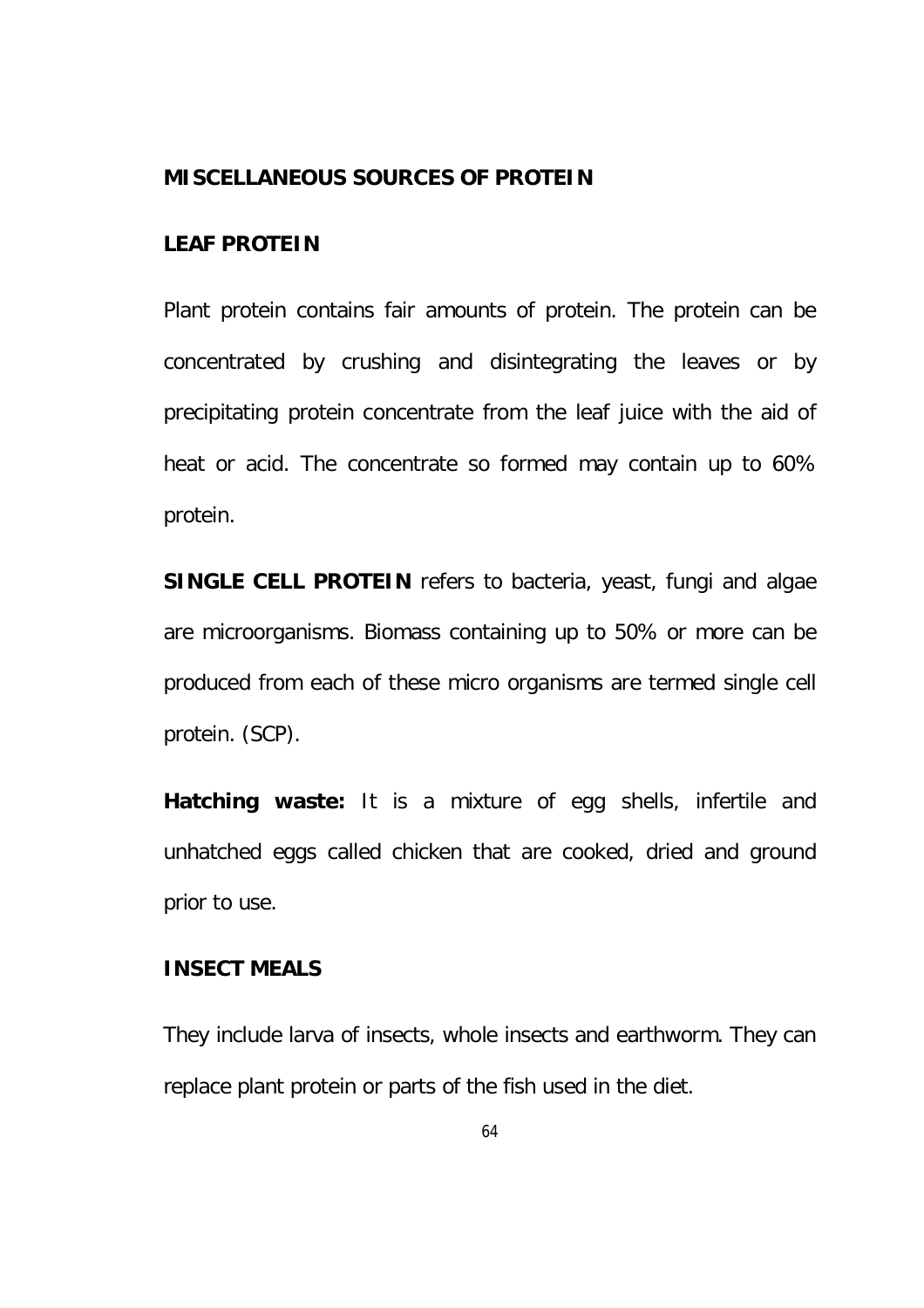## MISCELLANEOUS SOURCES OF PROTEIN

### LEAF PROTEIN

Plant protein contains fair amounts of protein. The protein can be concentrated by crushing and disintegrating the leaves or by precipitating protein concentrate from the leaf juice with the aid of heat or acid. The concentrate so formed may contain up to 60% protein.

**SINGLE CELL PROTEIN** refers to bacteria, yeast, fungi and algae are microorganisms. Biomass containing up to 50% or more can be produced from each of these micro organisms are termed single cell protein. (SCP).

**Hatching waste:** It is a mixture of egg shells, infertile and unhatched eggs called chicken that are cooked, dried and ground prior to use.

### INSECT MEALS

They include larva of insects, whole insects and earthworm. They can replace plant protein or parts of the fish used in the diet.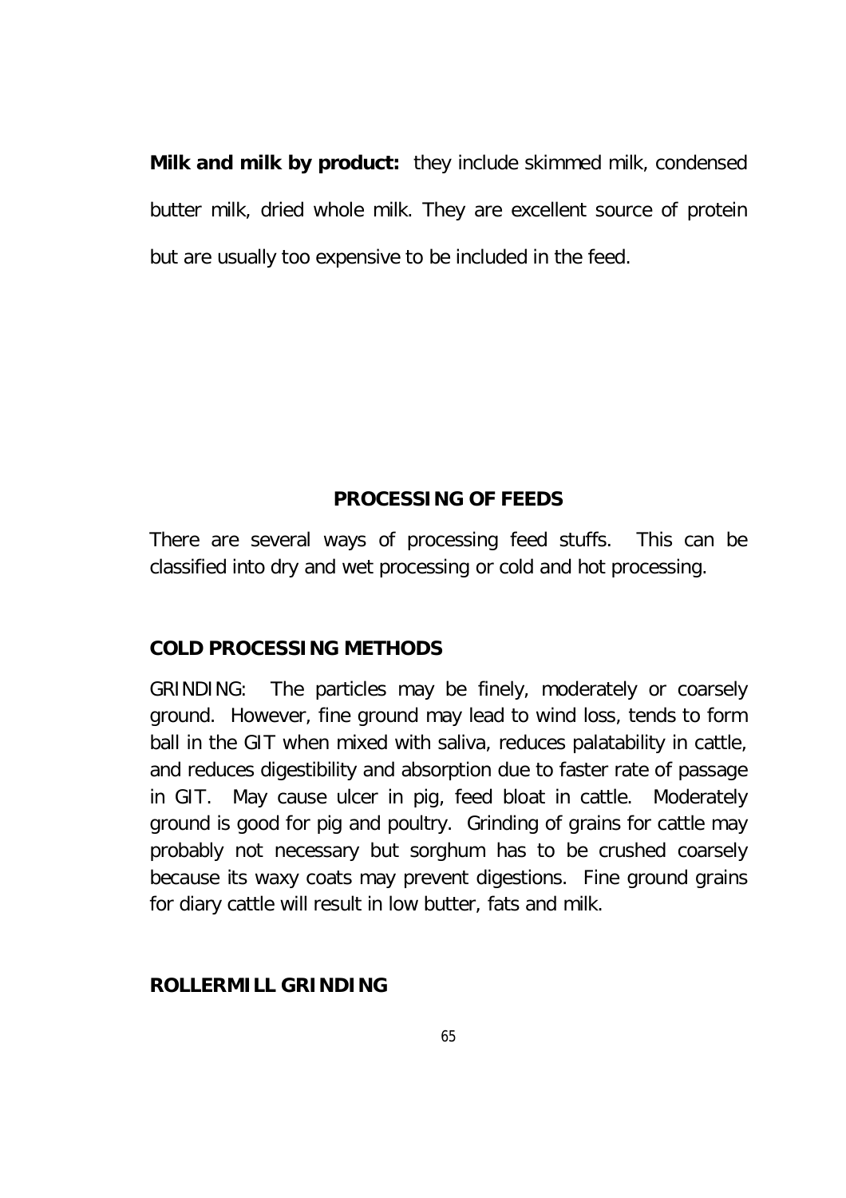**Milk and milk by product:** they include skimmed milk, condensed butter milk, dried whole milk. They are excellent source of protein but are usually too expensive to be included in the feed.

## PROCESSING OF FEEDS

There are several ways of processing feed stuffs. This can be classified into dry and wet processing or cold and hot processing.

### COLD PROCESSING METHODS

GRINDING: The particles may be finely, moderately or coarsely ground. However, fine ground may lead to wind loss, tends to form ball in the GIT when mixed with saliva, reduces palatability in cattle, and reduces digestibility and absorption due to faster rate of passage in GIT. May cause ulcer in pig, feed bloat in cattle. Moderately ground is good for pig and poultry. Grinding of grains for cattle may probably not necessary but sorghum has to be crushed coarsely because its waxy coats may prevent digestions. Fine ground grains for diary cattle will result in low butter, fats and milk.

### ROLLERMILL GRINDING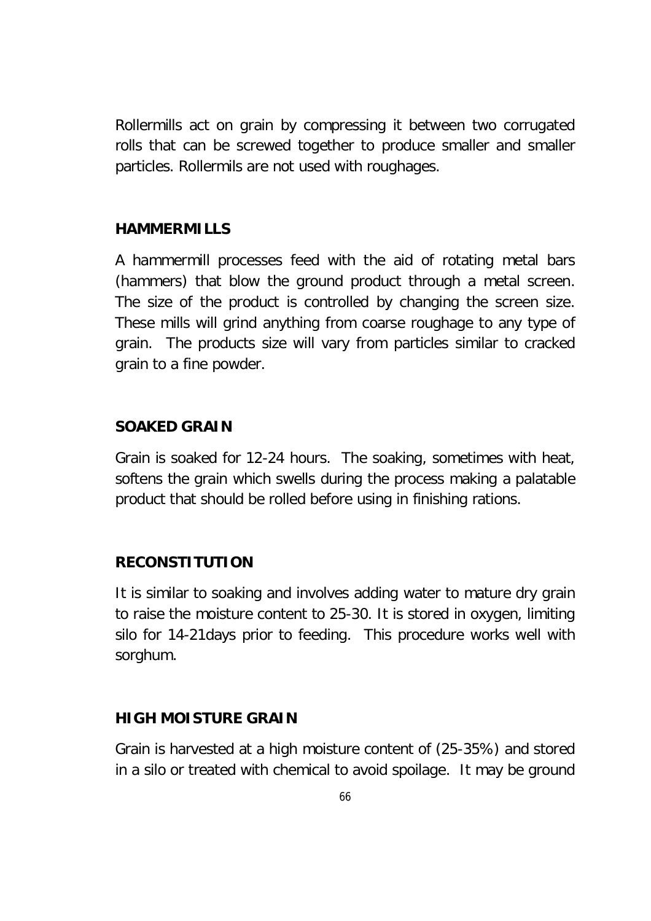Rollermills act on grain by compressing it between two corrugated rolls that can be screwed together to produce smaller and smaller particles. Rollermils are not used with roughages.

## HAMMERMILLS

A hammermill processes feed with the aid of rotating metal bars (hammers) that blow the ground product through a metal screen. The size of the product is controlled by changing the screen size. These mills will grind anything from coarse roughage to any type of grain. The products size will vary from particles similar to cracked grain to a fine powder.

## SOAKED GRAIN

Grain is soaked for 12-24 hours. The soaking, sometimes with heat, softens the grain which swells during the process making a palatable product that should be rolled before using in finishing rations.

## RECONSTITUTION

It is similar to soaking and involves adding water to mature dry grain to raise the moisture content to 25-30. It is stored in oxygen, limiting silo for 14-21days prior to feeding. This procedure works well with sorghum.

## HIGH MOISTURE GRAIN

Grain is harvested at a high moisture content of (25-35%) and stored in a silo or treated with chemical to avoid spoilage. It may be ground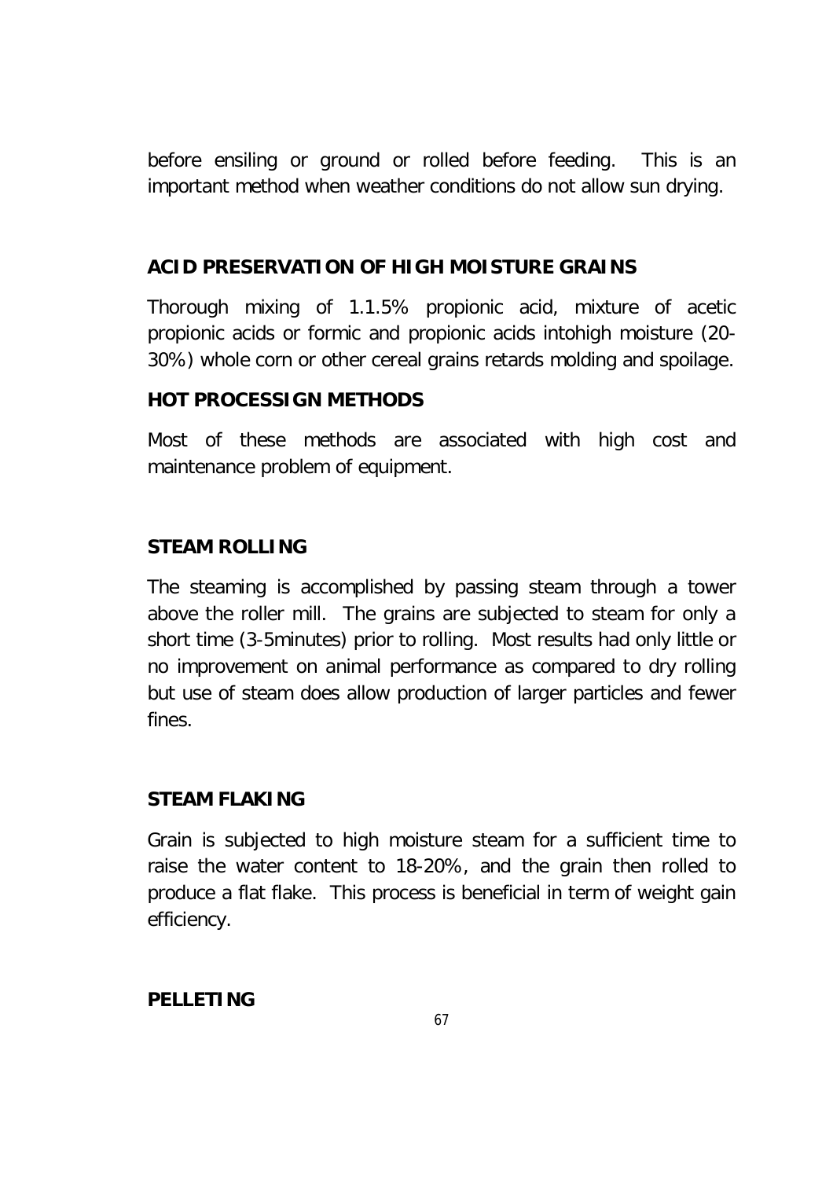before ensiling or ground or rolled before feeding. This is an important method when weather conditions do not allow sun drying.

## ACID PRESERVATION OF HIGH MOISTURE GRAINS

Thorough mixing of 1.1.5% propionic acid, mixture of acetic propionic acids or formic and propionic acids intohigh moisture (20-30%) whole corn or other cereal grains retards molding and spoilage.

## HOT PROCESSIGN METHODS

Most of these methods are associated with high cost and maintenance problem of equipment.

## STEAM ROLLING

The steaming is accomplished by passing steam through a tower above the roller mill. The grains are subjected to steam for only a short time (3-5minutes) prior to rolling. Most results had only little or no improvement on animal performance as compared to dry rolling but use of steam does allow production of larger particles and fewer fines.

## STEAM FLAKING

Grain is subjected to high moisture steam for a sufficient time to raise the water content to 18-20%, and the grain then rolled to produce a flat flake. This process is beneficial in term of weight gain efficiency.

## PELLETING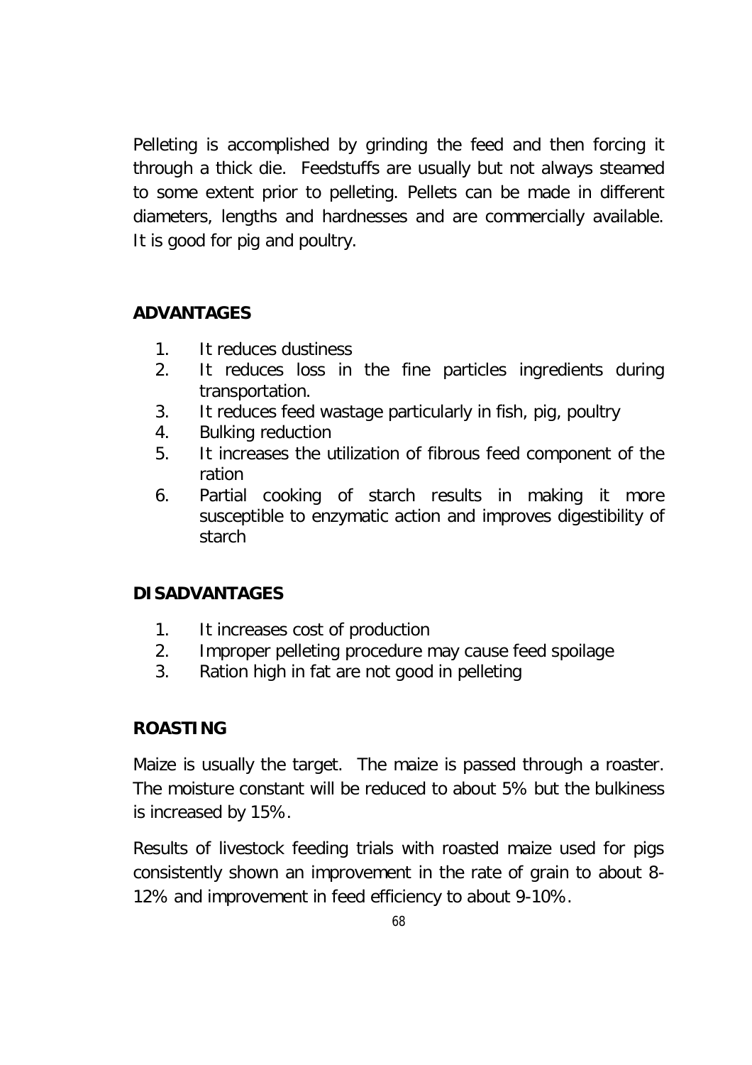Pelleting is accomplished by grinding the feed and then forcing it through a thick die. Feedstuffs are usually but not always steamed to some extent prior to pelleting. Pellets can be made in different diameters, lengths and hardnesses and are commercially available. It is good for pig and poultry.

**ADVANTAGES**

1. It reduces dustiness
2. It reduces loss in the fine particles ingredients during transportation.
3. It reduces feed wastage particularly in fish, pig, poultry
4. Bulking reduction
5. It increases the utilization of fibrous feed component of the ration
6. Partial cooking of starch results in making it more susceptible to enzymatic action and improves digestibility of starch

**DISADVANTAGES**

1. It increases cost of production
2. Improper pelleting procedure may cause feed spoilage
3. Ration high in fat are not good in pelleting

**ROASTING**

Maize is usually the target. The maize is passed through a roaster. The moisture constant will be reduced to about 5% but the bulkiness is increased by 15%.

Results of livestock feeding trials with roasted maize used for pigs consistently shown an improvement in the rate of grain to about 8-12% and improvement in feed efficiency to about 9-10%.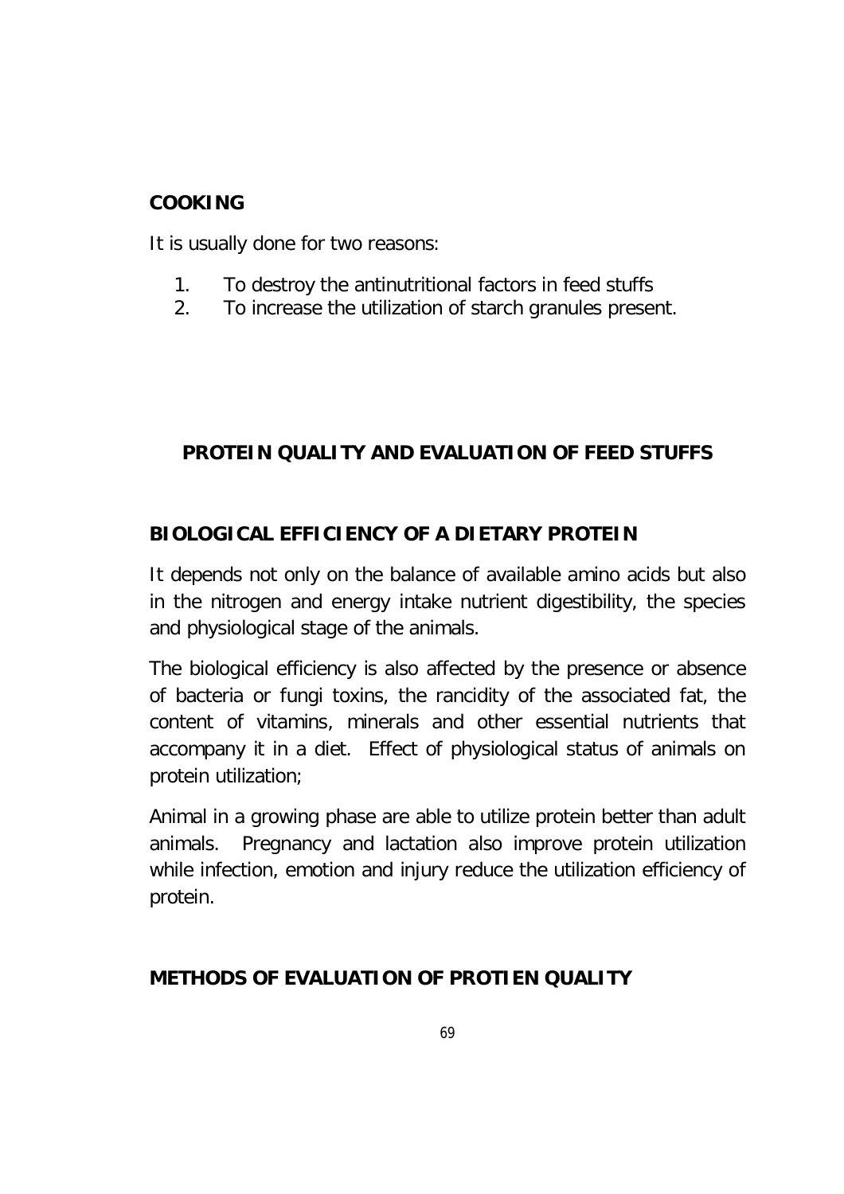## COOKING

It is usually done for two reasons:

1. To destroy the antinutritional factors in feed stuffs
2. To increase the utilization of starch granules present.

## PROTEIN QUALITY AND EVALUATION OF FEED STUFFS

### BIOLOGICAL EFFICIENCY OF A DIETARY PROTEIN

It depends not only on the balance of available amino acids but also in the nitrogen and energy intake nutrient digestibility, the species and physiological stage of the animals.

The biological efficiency is also affected by the presence or absence of bacteria or fungi toxins, the rancidity of the associated fat, the content of vitamins, minerals and other essential nutrients that accompany it in a diet. Effect of physiological status of animals on protein utilization;

Animal in a growing phase are able to utilize protein better than adult animals. Pregnancy and lactation also improve protein utilization while infection, emotion and injury reduce the utilization efficiency of protein.

### METHODS OF EVALUATION OF PROTIEN QUALITY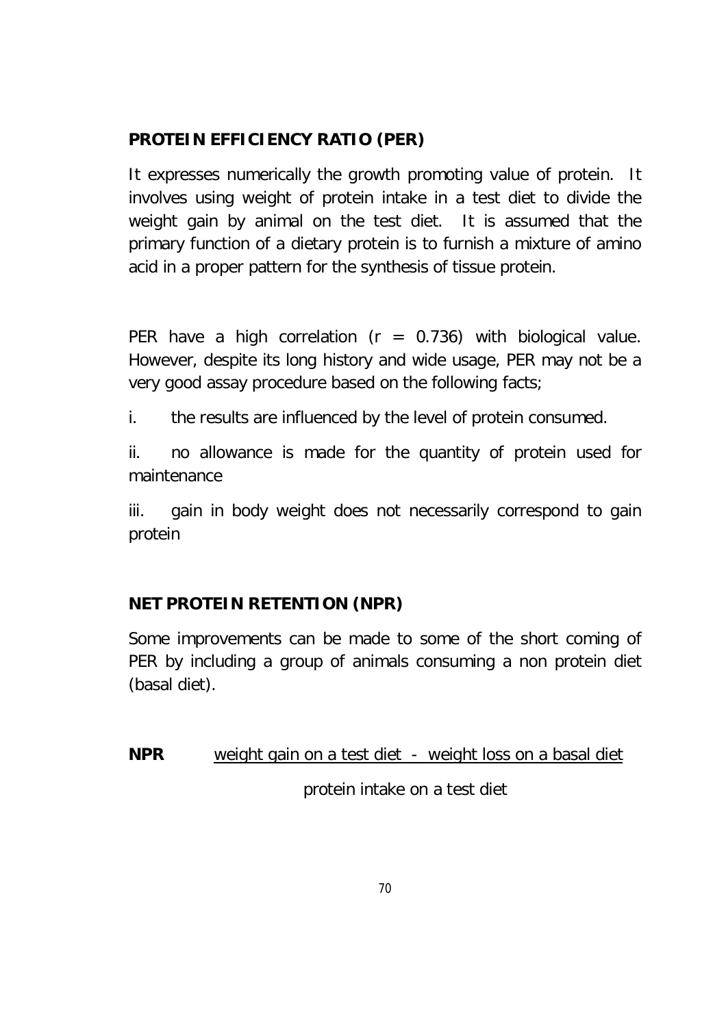**PROTEIN EFFICIENCY RATIO (PER)**

It expresses numerically the growth promoting value of protein. It involves using weight of protein intake in a test diet to divide the weight gain by animal on the test diet. It is assumed that the primary function of a dietary protein is to furnish a mixture of amino acid in a proper pattern for the synthesis of tissue protein.

PER have a high correlation ($r = 0.736$) with biological value. However, despite its long history and wide usage, PER may not be a very good assay procedure based on the following facts;

i. the results are influenced by the level of protein consumed.

ii. no allowance is made for the quantity of protein used for maintenance

iii. gain in body weight does not necessarily correspond to gain protein

**NET PROTEIN RETENTION (NPR)**

Some improvements can be made to some of the short coming of PER by including a group of animals consuming a non protein diet (basal diet).

$$\textbf{NPR} \quad \frac{\text{weight gain on a test diet} - \text{weight loss on a basal diet}}{\text{protein intake on a test diet}}$$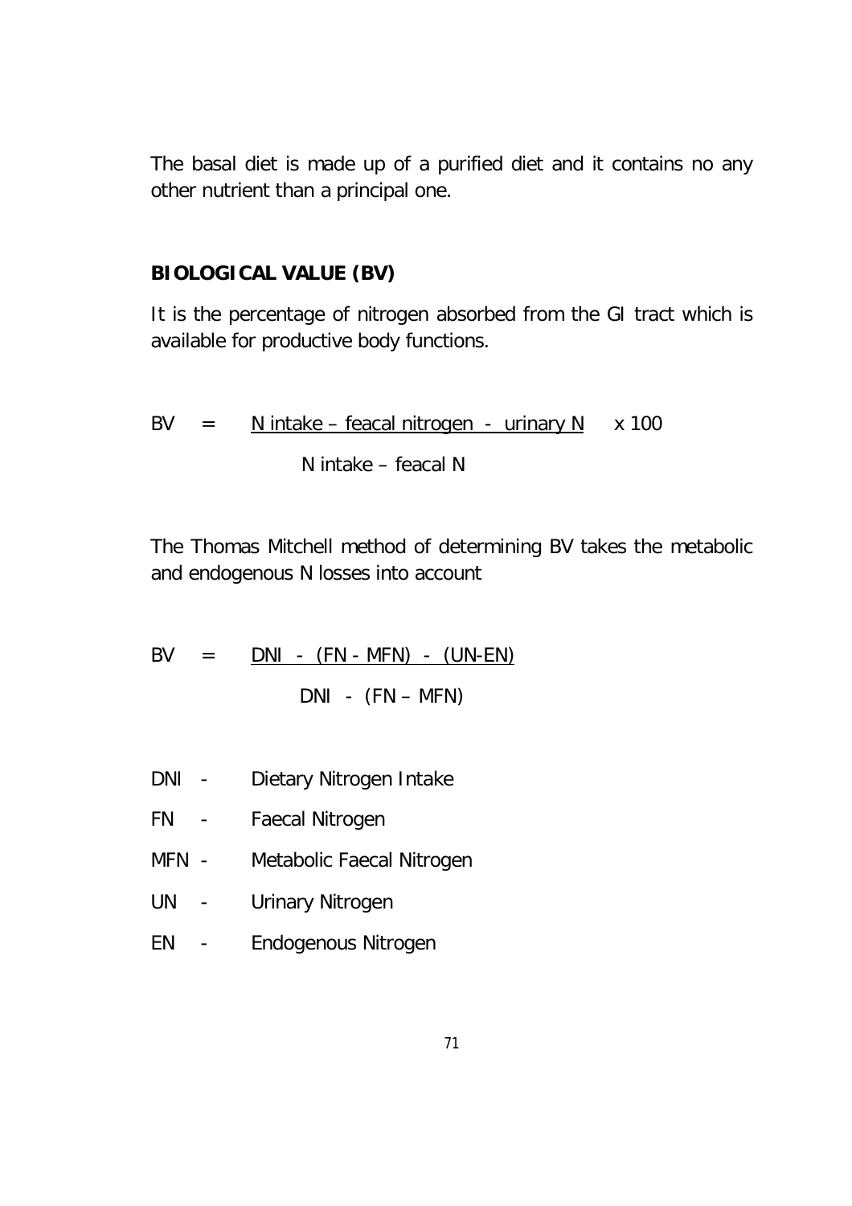The basal diet is made up of a purified diet and it contains no any other nutrient than a principal one.

**BIOLOGICAL VALUE (BV)**

It is the percentage of nitrogen absorbed from the GI tract which is available for productive body functions.

$$BV = \frac{\text{N intake} - \text{feacal nitrogen} - \text{urinary N}}{\text{N intake} - \text{feacal N}} \times 100$$

The Thomas Mitchell method of determining BV takes the metabolic and endogenous N losses into account

$$BV = \frac{DNI - (FN - MFN) - (UN - EN)}{DNI - (FN - MFN)}$$

DNI - Dietary Nitrogen Intake

FN - Faecal Nitrogen

MFN - Metabolic Faecal Nitrogen

UN - Urinary Nitrogen

EN - Endogenous Nitrogen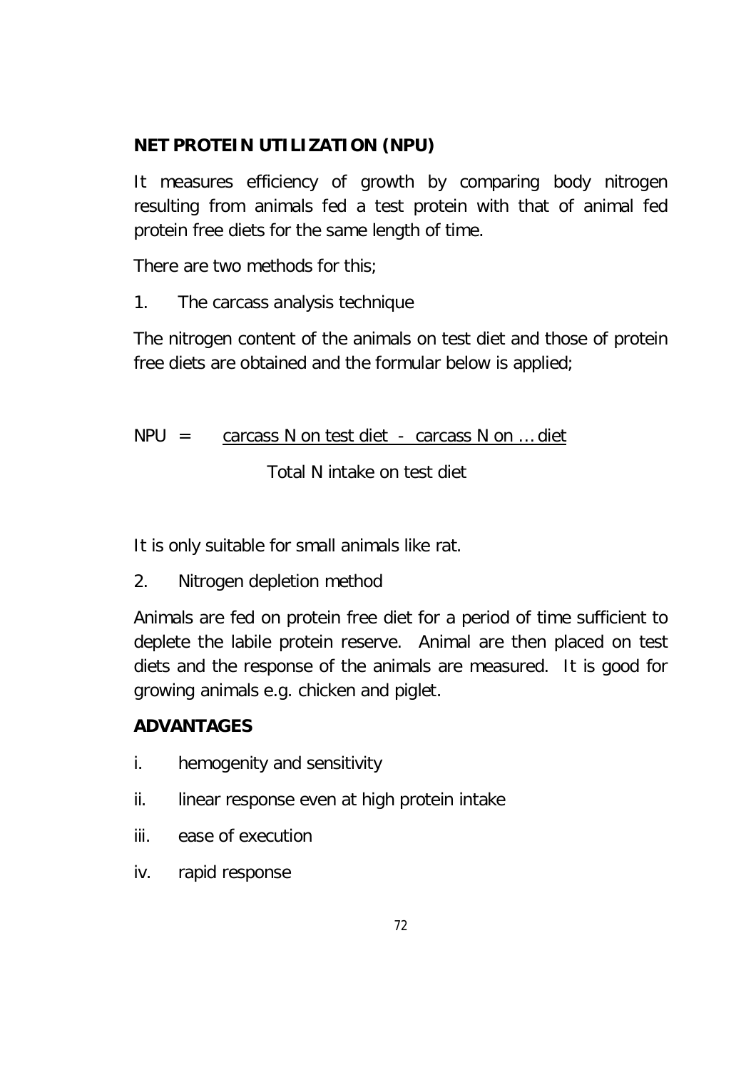**NET PROTEIN UTILIZATION (NPU)**

It measures efficiency of growth by comparing body nitrogen resulting from animals fed a test protein with that of animal fed protein free diets for the same length of time.

There are two methods for this;

1. The carcass analysis technique

The nitrogen content of the animals on test diet and those of protein free diets are obtained and the formular below is applied;

$$NPU = \frac{\text{carcass N on test diet - carcass N on … diet}}{\text{Total N intake on test diet}}$$

It is only suitable for small animals like rat.

2. Nitrogen depletion method

Animals are fed on protein free diet for a period of time sufficient to deplete the labile protein reserve. Animal are then placed on test diets and the response of the animals are measured. It is good for growing animals e.g. chicken and piglet.

**ADVANTAGES**

i. hemogenity and sensitivity

ii. linear response even at high protein intake

iii. ease of execution

iv. rapid response